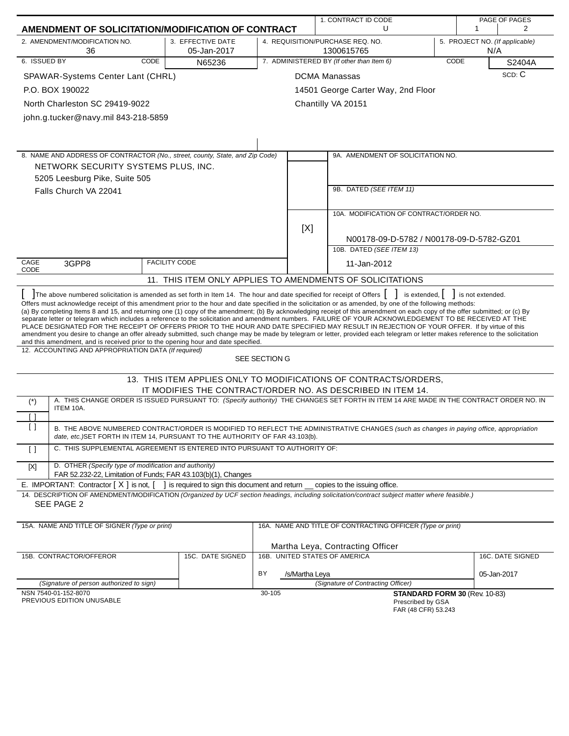# AMENDMENT OF SOLICITATION/MODIFICATION OF CONTRACT

| 1. CONTRACT ID CODE | PAGE OF PAGES |
|---|---|
| U | 1 2 |

| 2. AMENDMENT/MODIFICATION NO. | 3. EFFECTIVE DATE | 4. REQUISITION/PURCHASE REQ. NO. | 5. PROJECT NO. (If applicable) |
|---|---|---|---|
| 36 | 05-Jan-2017 | 1300615765 | N/A |

| 6. ISSUED BY | CODE | 7. ADMINISTERED BY (If other than Item 6) | CODE |
|---|---|---|---|
| SPAWAR-Systems Center Lant (CHRL)<br>P.O. BOX 190022<br>North Charleston SC 29419-9022<br>john.g.tucker@navy.mil 843-218-5859 | N65236 | DCMA Manassas<br>14501 George Carter Way, 2nd Floor<br>Chantilly VA 20151 | S2404A<br>SCD: C |

8. NAME AND ADDRESS OF CONTRACTOR (No., street, county, State, and Zip Code)

NETWORK SECURITY SYSTEMS PLUS, INC.
5205 Leesburg Pike, Suite 505
Falls Church VA 22041

CAGE CODE: 3GPP8 FACILITY CODE:

9A. AMENDMENT OF SOLICITATION NO.

9B. DATED (SEE ITEM 11)

[X] 10A. MODIFICATION OF CONTRACT/ORDER NO.
N00178-09-D-5782 / N00178-09-D-5782-GZ01

10B. DATED (SEE ITEM 13)
11-Jan-2012

## 11. THIS ITEM ONLY APPLIES TO AMENDMENTS OF SOLICITATIONS

[ ] The above numbered solicitation is amended as set forth in Item 14. The hour and date specified for receipt of Offers [ ] is extended, [ ] is not extended.

Offers must acknowledge receipt of this amendment prior to the hour and date specified in the solicitation or as amended, by one of the following methods:
(a) By completing Items 8 and 15, and returning one (1) copy of the amendment; (b) By acknowledging receipt of this amendment on each copy of the offer submitted; or (c) By separate letter or telegram which includes a reference to the solicitation and amendment numbers. FAILURE OF YOUR ACKNOWLEDGEMENT TO BE RECEIVED AT THE PLACE DESIGNATED FOR THE RECEIPT OF OFFERS PRIOR TO THE HOUR AND DATE SPECIFIED MAY RESULT IN REJECTION OF YOUR OFFER. If by virtue of this amendment you desire to change an offer already submitted, such change may be made by telegram or letter, provided each telegram or letter makes reference to the solicitation and this amendment, and is received prior to the opening hour and date specified.

12. ACCOUNTING AND APPROPRIATION DATA (If required)
SEE SECTION G

## 13. THIS ITEM APPLIES ONLY TO MODIFICATIONS OF CONTRACTS/ORDERS, IT MODIFIES THE CONTRACT/ORDER NO. AS DESCRIBED IN ITEM 14.

| | |
|---|---|
| (*) [ ] | A. THIS CHANGE ORDER IS ISSUED PURSUANT TO: (Specify authority) THE CHANGES SET FORTH IN ITEM 14 ARE MADE IN THE CONTRACT ORDER NO. IN ITEM 10A. |
| [ ] | B. THE ABOVE NUMBERED CONTRACT/ORDER IS MODIFIED TO REFLECT THE ADMINISTRATIVE CHANGES (such as changes in paying office, appropriation date, etc.) SET FORTH IN ITEM 14, PURSUANT TO THE AUTHORITY OF FAR 43.103(b). |
| [ ] | C. THIS SUPPLEMENTAL AGREEMENT IS ENTERED INTO PURSUANT TO AUTHORITY OF: |
| [X] | D. OTHER (Specify type of modification and authority)<br>FAR 52.232-22, Limitation of Funds; FAR 43.103(b)(1), Changes |

E. IMPORTANT: Contractor [ X ] is not, [ ] is required to sign this document and return __ copies to the issuing office.

14. DESCRIPTION OF AMENDMENT/MODIFICATION (Organized by UCF section headings, including solicitation/contract subject matter where feasible.)
SEE PAGE 2

| 15A. NAME AND TITLE OF SIGNER (Type or print) | | 16A. NAME AND TITLE OF CONTRACTING OFFICER (Type or print) | |
|---|---|---|---|
| | | Martha Leya, Contracting Officer | |
| 15B. CONTRACTOR/OFFEROR | 15C. DATE SIGNED | 16B. UNITED STATES OF AMERICA | 16C. DATE SIGNED |
| | | BY /s/Martha Leya | 05-Jan-2017 |
| (Signature of person authorized to sign) | | (Signature of Contracting Officer) | |

NSN 7540-01-152-8070
PREVIOUS EDITION UNUSABLE
30-105
**STANDARD FORM 30** (Rev. 10-83)
Prescribed by GSA
FAR (48 CFR) 53.243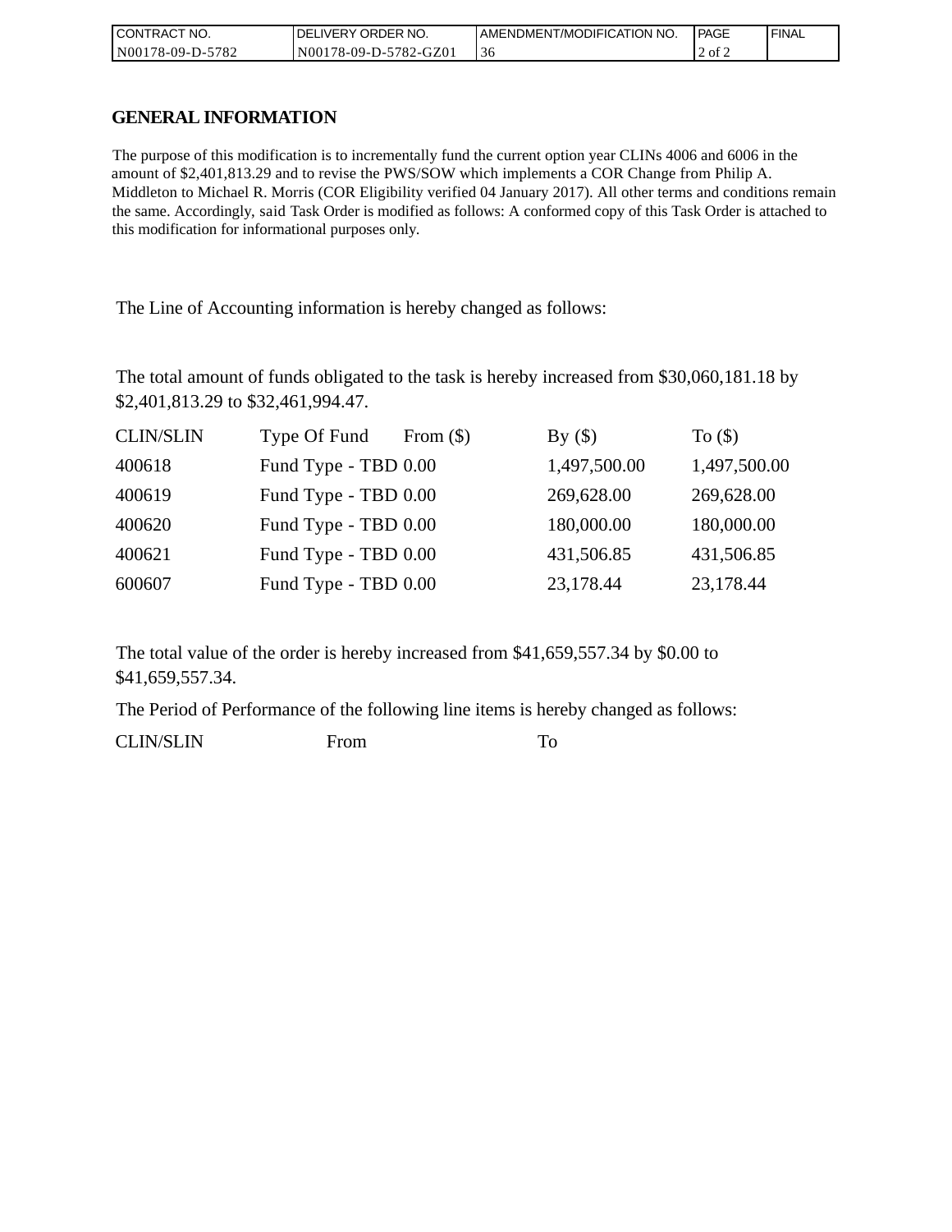| CONTRACT NO. | DELIVERY ORDER NO. | AMENDMENT/MODIFICATION NO. | PAGE | FINAL |
|---|---|---|---|---|
| N00178-09-D-5782 | N00178-09-D-5782-GZ01 | 36 | 2 of 2 | |

## GENERAL INFORMATION

The purpose of this modification is to incrementally fund the current option year CLINs 4006 and 6006 in the amount of $2,401,813.29 and to revise the PWS/SOW which implements a COR Change from Philip A. Middleton to Michael R. Morris (COR Eligibility verified 04 January 2017). All other terms and conditions remain the same. Accordingly, said Task Order is modified as follows: A conformed copy of this Task Order is attached to this modification for informational purposes only.

The Line of Accounting information is hereby changed as follows:

The total amount of funds obligated to the task is hereby increased from $30,060,181.18 by $2,401,813.29 to $32,461,994.47.

| CLIN/SLIN | Type Of Fund | From ($) | By ($) | To ($) |
|---|---|---|---|---|
| 400618 | Fund Type - TBD | 0.00 | 1,497,500.00 | 1,497,500.00 |
| 400619 | Fund Type - TBD | 0.00 | 269,628.00 | 269,628.00 |
| 400620 | Fund Type - TBD | 0.00 | 180,000.00 | 180,000.00 |
| 400621 | Fund Type - TBD | 0.00 | 431,506.85 | 431,506.85 |
| 600607 | Fund Type - TBD | 0.00 | 23,178.44 | 23,178.44 |

The total value of the order is hereby increased from $41,659,557.34 by $0.00 to $41,659,557.34.

The Period of Performance of the following line items is hereby changed as follows:

| CLIN/SLIN | From | To |
|---|---|---|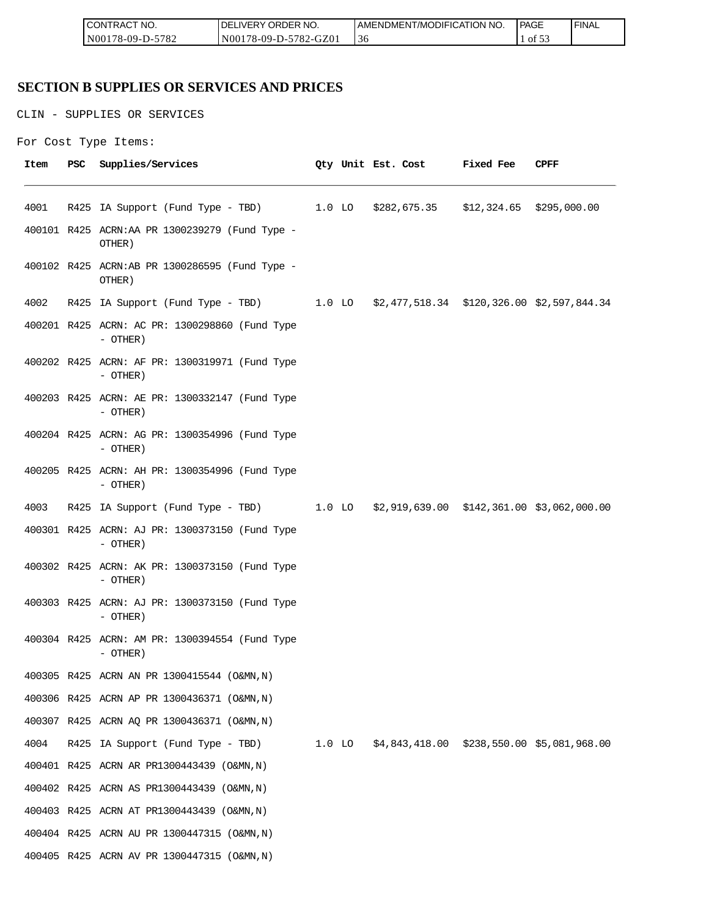## SECTION B SUPPLIES OR SERVICES AND PRICES

CLIN - SUPPLIES OR SERVICES

For Cost Type Items:

| Item | PSC | Supplies/Services | Qty | Unit | Est. Cost | Fixed Fee | CPFF |
|---|---|---|---|---|---|---|---|
| 4001 | R425 | IA Support (Fund Type - TBD) | 1.0 | LO | $282,675.35 | $12,324.65 | $295,000.00 |
| 400101 | R425 | ACRN:AA PR 1300239279 (Fund Type - OTHER) | | | | | |
| 400102 | R425 | ACRN:AB PR 1300286595 (Fund Type - OTHER) | | | | | |
| 4002 | R425 | IA Support (Fund Type - TBD) | 1.0 | LO | $2,477,518.34 | $120,326.00 | $2,597,844.34 |
| 400201 | R425 | ACRN: AC PR: 1300298860 (Fund Type - OTHER) | | | | | |
| 400202 | R425 | ACRN: AF PR: 1300319971 (Fund Type - OTHER) | | | | | |
| 400203 | R425 | ACRN: AE PR: 1300332147 (Fund Type - OTHER) | | | | | |
| 400204 | R425 | ACRN: AG PR: 1300354996 (Fund Type - OTHER) | | | | | |
| 400205 | R425 | ACRN: AH PR: 1300354996 (Fund Type - OTHER) | | | | | |
| 4003 | R425 | IA Support (Fund Type - TBD) | 1.0 | LO | $2,919,639.00 | $142,361.00 | $3,062,000.00 |
| 400301 | R425 | ACRN: AJ PR: 1300373150 (Fund Type - OTHER) | | | | | |
| 400302 | R425 | ACRN: AK PR: 1300373150 (Fund Type - OTHER) | | | | | |
| 400303 | R425 | ACRN: AJ PR: 1300373150 (Fund Type - OTHER) | | | | | |
| 400304 | R425 | ACRN: AM PR: 1300394554 (Fund Type - OTHER) | | | | | |
| 400305 | R425 | ACRN AN PR 1300415544 (O&MN,N) | | | | | |
| 400306 | R425 | ACRN AP PR 1300436371 (O&MN,N) | | | | | |
| 400307 | R425 | ACRN AQ PR 1300436371 (O&MN,N) | | | | | |
| 4004 | R425 | IA Support (Fund Type - TBD) | 1.0 | LO | $4,843,418.00 | $238,550.00 | $5,081,968.00 |
| 400401 | R425 | ACRN AR PR1300443439 (O&MN,N) | | | | | |
| 400402 | R425 | ACRN AS PR1300443439 (O&MN,N) | | | | | |
| 400403 | R425 | ACRN AT PR1300443439 (O&MN,N) | | | | | |
| 400404 | R425 | ACRN AU PR 1300447315 (O&MN,N) | | | | | |
| 400405 | R425 | ACRN AV PR 1300447315 (O&MN,N) | | | | | |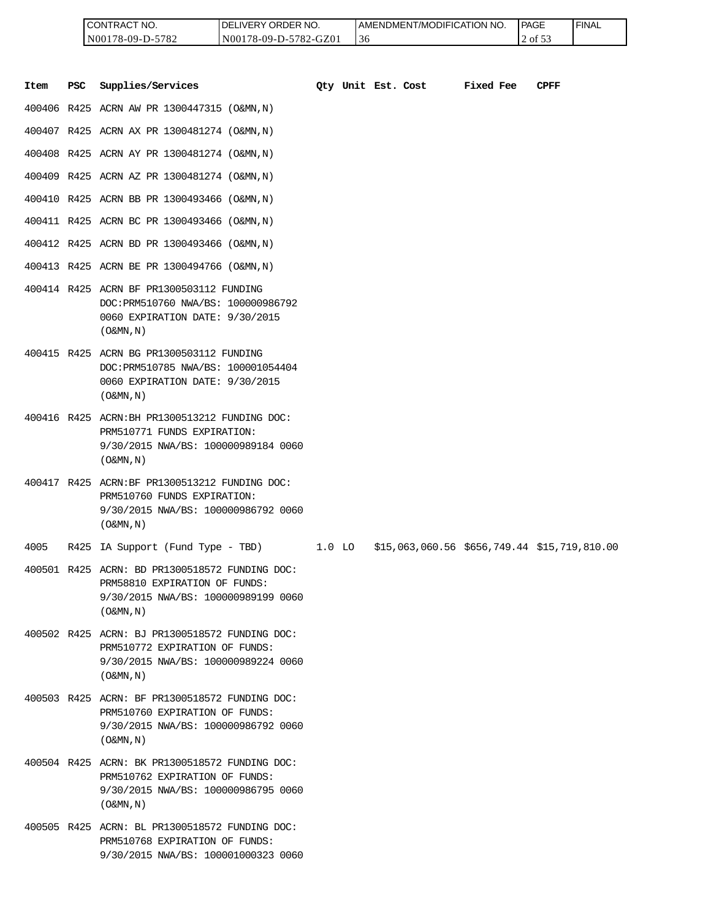| CONTRACT NO. | DELIVERY ORDER NO. | AMENDMENT/MODIFICATION NO. | PAGE | FINAL |
| --- | --- | --- | --- | --- |
| N00178-09-D-5782 | N00178-09-D-5782-GZ01 | 36 | 2 of 53 | |

| Item | PSC | Supplies/Services | Qty | Unit | Est. Cost | Fixed Fee | CPFF |
| --- | --- | --- | --- | --- | --- | --- | --- |
| 400406 | R425 | ACRN AW PR 1300447315 (O&MN,N) | | | | | |
| 400407 | R425 | ACRN AX PR 1300481274 (O&MN,N) | | | | | |
| 400408 | R425 | ACRN AY PR 1300481274 (O&MN,N) | | | | | |
| 400409 | R425 | ACRN AZ PR 1300481274 (O&MN,N) | | | | | |
| 400410 | R425 | ACRN BB PR 1300493466 (O&MN,N) | | | | | |
| 400411 | R425 | ACRN BC PR 1300493466 (O&MN,N) | | | | | |
| 400412 | R425 | ACRN BD PR 1300493466 (O&MN,N) | | | | | |
| 400413 | R425 | ACRN BE PR 1300494766 (O&MN,N) | | | | | |
| 400414 | R425 | ACRN BF PR1300503112 FUNDING DOC:PRM510760 NWA/BS: 100000986792 0060 EXPIRATION DATE: 9/30/2015 (O&MN,N) | | | | | |
| 400415 | R425 | ACRN BG PR1300503112 FUNDING DOC:PRM510785 NWA/BS: 100001054404 0060 EXPIRATION DATE: 9/30/2015 (O&MN,N) | | | | | |
| 400416 | R425 | ACRN:BH PR1300513212 FUNDING DOC: PRM510771 FUNDS EXPIRATION: 9/30/2015 NWA/BS: 100000989184 0060 (O&MN,N) | | | | | |
| 400417 | R425 | ACRN:BF PR1300513212 FUNDING DOC: PRM510760 FUNDS EXPIRATION: 9/30/2015 NWA/BS: 100000986792 0060 (O&MN,N) | | | | | |
| 4005 | R425 | IA Support (Fund Type - TBD) | 1.0 | LO | $15,063,060.56 | $656,749.44 | $15,719,810.00 |
| 400501 | R425 | ACRN: BD PR1300518572 FUNDING DOC: PRM58810 EXPIRATION OF FUNDS: 9/30/2015 NWA/BS: 100000989199 0060 (O&MN,N) | | | | | |
| 400502 | R425 | ACRN: BJ PR1300518572 FUNDING DOC: PRM510772 EXPIRATION OF FUNDS: 9/30/2015 NWA/BS: 100000989224 0060 (O&MN,N) | | | | | |
| 400503 | R425 | ACRN: BF PR1300518572 FUNDING DOC: PRM510760 EXPIRATION OF FUNDS: 9/30/2015 NWA/BS: 100000986792 0060 (O&MN,N) | | | | | |
| 400504 | R425 | ACRN: BK PR1300518572 FUNDING DOC: PRM510762 EXPIRATION OF FUNDS: 9/30/2015 NWA/BS: 100000986795 0060 (O&MN,N) | | | | | |
| 400505 | R425 | ACRN: BL PR1300518572 FUNDING DOC: PRM510768 EXPIRATION OF FUNDS: 9/30/2015 NWA/BS: 100001000323 0060 | | | | | |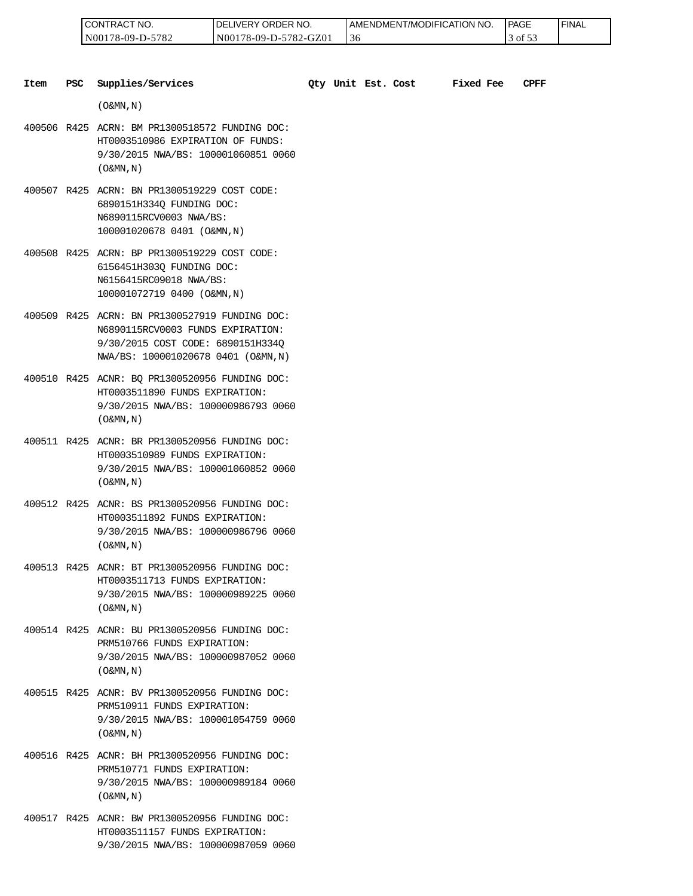| Item | PSC | Supplies/Services | Qty | Unit | Est. Cost | Fixed Fee | CPFF |
|---|---|---|---|---|---|---|---|
| | | (O&MN,N) | | | | | |
| 400506 | R425 | ACRN: BM PR1300518572 FUNDING DOC: HT0003510986 EXPIRATION OF FUNDS: 9/30/2015 NWA/BS: 100001060851 0060 (O&MN,N) | | | | | |
| 400507 | R425 | ACRN: BN PR1300519229 COST CODE: 6890151H334Q FUNDING DOC: N6890115RCV0003 NWA/BS: 100001020678 0401 (O&MN,N) | | | | | |
| 400508 | R425 | ACRN: BP PR1300519229 COST CODE: 6156451H303Q FUNDING DOC: N6156415RC09018 NWA/BS: 100001072719 0400 (O&MN,N) | | | | | |
| 400509 | R425 | ACRN: BN PR1300527919 FUNDING DOC: N6890115RCV0003 FUNDS EXPIRATION: 9/30/2015 COST CODE: 6890151H334Q NWA/BS: 100001020678 0401 (O&MN,N) | | | | | |
| 400510 | R425 | ACNR: BQ PR1300520956 FUNDING DOC: HT0003511890 FUNDS EXPIRATION: 9/30/2015 NWA/BS: 100000986793 0060 (O&MN,N) | | | | | |
| 400511 | R425 | ACNR: BR PR1300520956 FUNDING DOC: HT0003510989 FUNDS EXPIRATION: 9/30/2015 NWA/BS: 100001060852 0060 (O&MN,N) | | | | | |
| 400512 | R425 | ACNR: BS PR1300520956 FUNDING DOC: HT0003511892 FUNDS EXPIRATION: 9/30/2015 NWA/BS: 100000986796 0060 (O&MN,N) | | | | | |
| 400513 | R425 | ACNR: BT PR1300520956 FUNDING DOC: HT0003511713 FUNDS EXPIRATION: 9/30/2015 NWA/BS: 100000989225 0060 (O&MN,N) | | | | | |
| 400514 | R425 | ACNR: BU PR1300520956 FUNDING DOC: PRM510766 FUNDS EXPIRATION: 9/30/2015 NWA/BS: 100000987052 0060 (O&MN,N) | | | | | |
| 400515 | R425 | ACNR: BV PR1300520956 FUNDING DOC: PRM510911 FUNDS EXPIRATION: 9/30/2015 NWA/BS: 100001054759 0060 (O&MN,N) | | | | | |
| 400516 | R425 | ACNR: BH PR1300520956 FUNDING DOC: PRM510771 FUNDS EXPIRATION: 9/30/2015 NWA/BS: 100000989184 0060 (O&MN,N) | | | | | |
| 400517 | R425 | ACNR: BW PR1300520956 FUNDING DOC: HT0003511157 FUNDS EXPIRATION: 9/30/2015 NWA/BS: 100000987059 0060 | | | | | |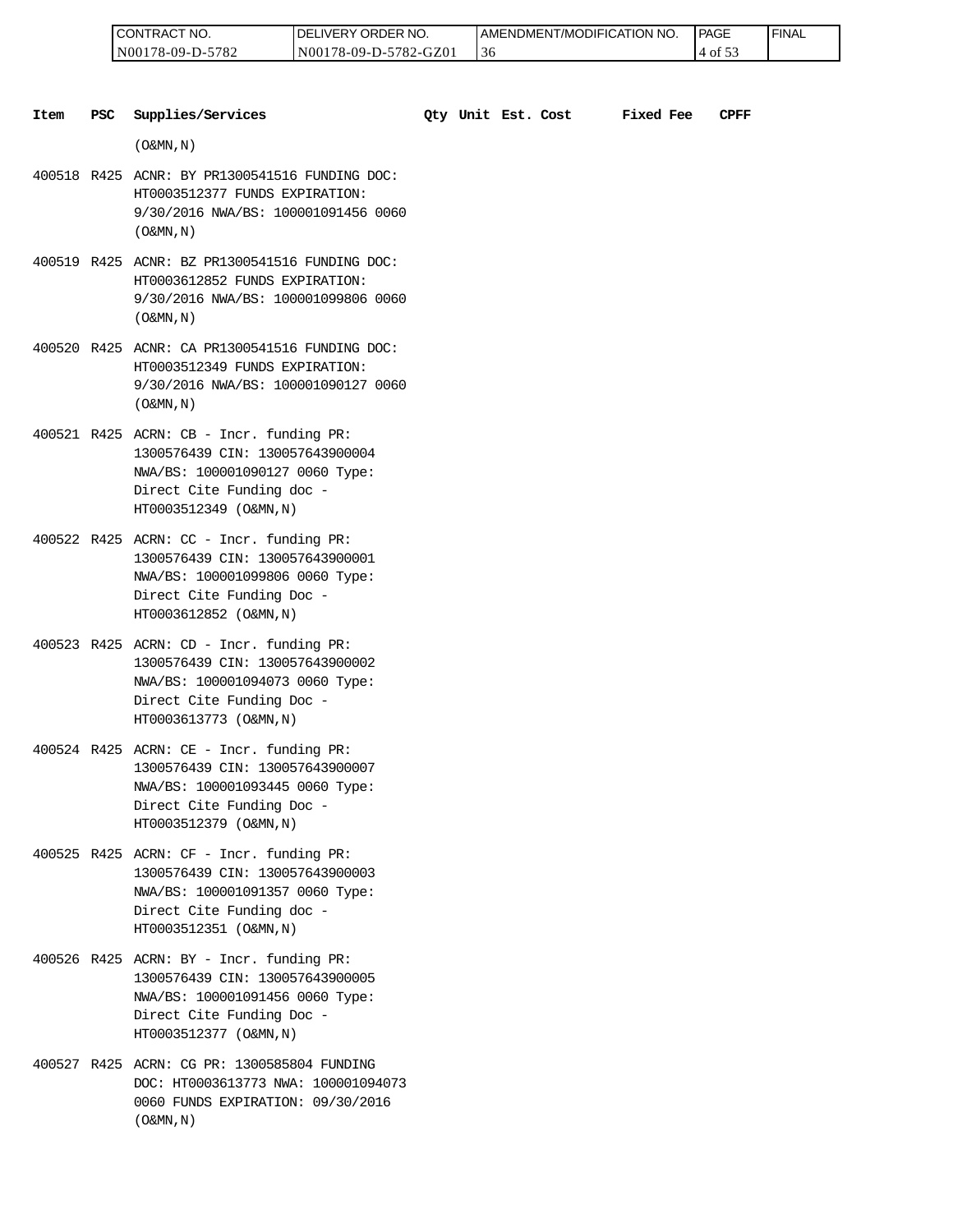| Item | PSC | Supplies/Services | Qty | Unit | Est. Cost | Fixed Fee | CPFF |
|---|---|---|---|---|---|---|---|
| | | (O&MN,N) | | | | | |
| 400518 | R425 | ACNR: BY PR1300541516 FUNDING DOC: HT0003512377 FUNDS EXPIRATION: 9/30/2016 NWA/BS: 100001091456 0060 (O&MN,N) | | | | | |
| 400519 | R425 | ACNR: BZ PR1300541516 FUNDING DOC: HT0003612852 FUNDS EXPIRATION: 9/30/2016 NWA/BS: 100001099806 0060 (O&MN,N) | | | | | |
| 400520 | R425 | ACNR: CA PR1300541516 FUNDING DOC: HT0003512349 FUNDS EXPIRATION: 9/30/2016 NWA/BS: 100001090127 0060 (O&MN,N) | | | | | |
| 400521 | R425 | ACRN: CB - Incr. funding PR: 1300576439 CIN: 130057643900004 NWA/BS: 100001090127 0060 Type: Direct Cite Funding doc - HT0003512349 (O&MN,N) | | | | | |
| 400522 | R425 | ACRN: CC - Incr. funding PR: 1300576439 CIN: 130057643900001 NWA/BS: 100001099806 0060 Type: Direct Cite Funding Doc - HT0003612852 (O&MN,N) | | | | | |
| 400523 | R425 | ACRN: CD - Incr. funding PR: 1300576439 CIN: 130057643900002 NWA/BS: 100001094073 0060 Type: Direct Cite Funding Doc - HT0003613773 (O&MN,N) | | | | | |
| 400524 | R425 | ACRN: CE - Incr. funding PR: 1300576439 CIN: 130057643900007 NWA/BS: 100001093445 0060 Type: Direct Cite Funding Doc - HT0003512379 (O&MN,N) | | | | | |
| 400525 | R425 | ACRN: CF - Incr. funding PR: 1300576439 CIN: 130057643900003 NWA/BS: 100001091357 0060 Type: Direct Cite Funding doc - HT0003512351 (O&MN,N) | | | | | |
| 400526 | R425 | ACRN: BY - Incr. funding PR: 1300576439 CIN: 130057643900005 NWA/BS: 100001091456 0060 Type: Direct Cite Funding Doc - HT0003512377 (O&MN,N) | | | | | |
| 400527 | R425 | ACRN: CG PR: 1300585804 FUNDING DOC: HT0003613773 NWA: 100001094073 0060 FUNDS EXPIRATION: 09/30/2016 (O&MN,N) | | | | | |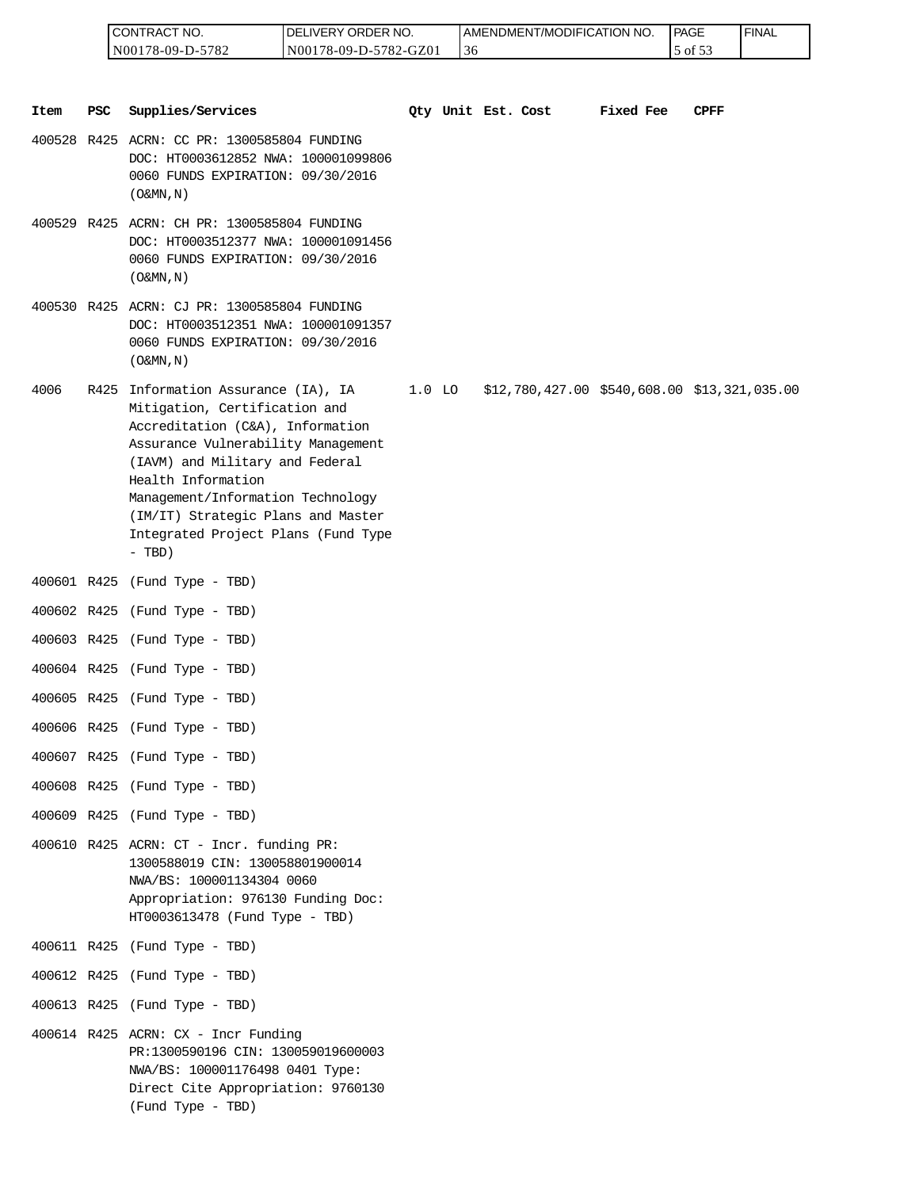| Item | PSC | Supplies/Services | Qty | Unit | Est. Cost | Fixed Fee | CPFF |
|---|---|---|---|---|---|---|---|
| 400528 | R425 | ACRN: CC PR: 1300585804 FUNDING DOC: HT0003612852 NWA: 100001099806 0060 FUNDS EXPIRATION: 09/30/2016 (O&MN,N) | | | | | |
| 400529 | R425 | ACRN: CH PR: 1300585804 FUNDING DOC: HT0003512377 NWA: 100001091456 0060 FUNDS EXPIRATION: 09/30/2016 (O&MN,N) | | | | | |
| 400530 | R425 | ACRN: CJ PR: 1300585804 FUNDING DOC: HT0003512351 NWA: 100001091357 0060 FUNDS EXPIRATION: 09/30/2016 (O&MN,N) | | | | | |
| 4006 | R425 | Information Assurance (IA), IA Mitigation, Certification and Accreditation (C&A), Information Assurance Vulnerability Management (IAVM) and Military and Federal Health Information Management/Information Technology (IM/IT) Strategic Plans and Master Integrated Project Plans (Fund Type - TBD) | 1.0 | LO | $12,780,427.00 | $540,608.00 | $13,321,035.00 |
| 400601 | R425 | (Fund Type - TBD) | | | | | |
| 400602 | R425 | (Fund Type - TBD) | | | | | |
| 400603 | R425 | (Fund Type - TBD) | | | | | |
| 400604 | R425 | (Fund Type - TBD) | | | | | |
| 400605 | R425 | (Fund Type - TBD) | | | | | |
| 400606 | R425 | (Fund Type - TBD) | | | | | |
| 400607 | R425 | (Fund Type - TBD) | | | | | |
| 400608 | R425 | (Fund Type - TBD) | | | | | |
| 400609 | R425 | (Fund Type - TBD) | | | | | |
| 400610 | R425 | ACRN: CT - Incr. funding PR: 1300588019 CIN: 130058801900014 NWA/BS: 100001134304 0060 Appropriation: 976130 Funding Doc: HT0003613478 (Fund Type - TBD) | | | | | |
| 400611 | R425 | (Fund Type - TBD) | | | | | |
| 400612 | R425 | (Fund Type - TBD) | | | | | |
| 400613 | R425 | (Fund Type - TBD) | | | | | |
| 400614 | R425 | ACRN: CX - Incr Funding PR:1300590196 CIN: 130059019600003 NWA/BS: 100001176498 0401 Type: Direct Cite Appropriation: 9760130 (Fund Type - TBD) | | | | | |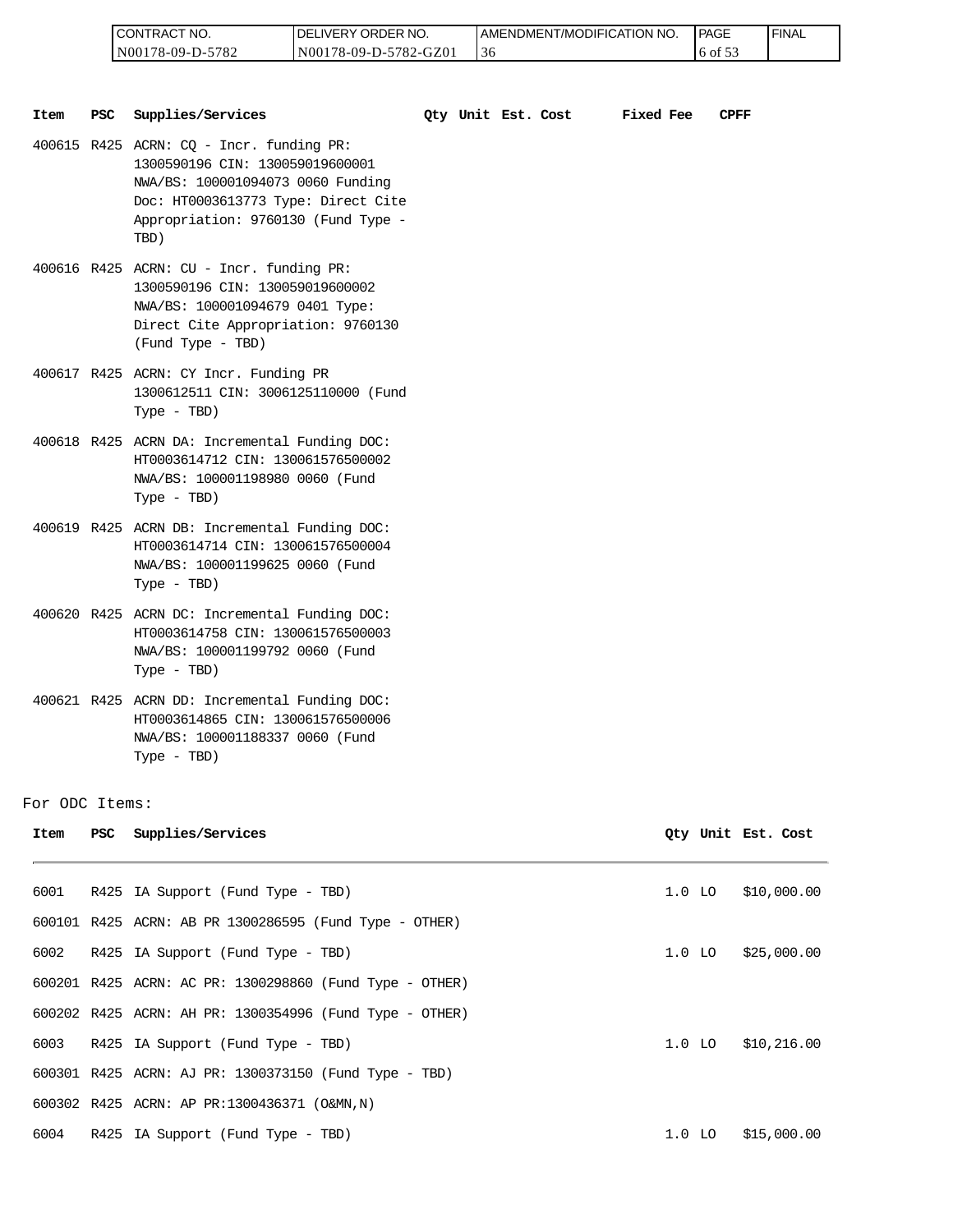| CONTRACT NO. | DELIVERY ORDER NO. | AMENDMENT/MODIFICATION NO. | PAGE | FINAL |
|---|---|---|---|---|
| N00178-09-D-5782 | N00178-09-D-5782-GZ01 | 36 | | |

| Item | PSC | Supplies/Services | Qty | Unit | Est. Cost | Fixed Fee | CPFF |
|---|---|---|---|---|---|---|---|
| 400615 | R425 | ACRN: CQ - Incr. funding PR: 1300590196 CIN: 130059019600001 NWA/BS: 100001094073 0060 Funding Doc: HT0003613773 Type: Direct Cite Appropriation: 9760130 (Fund Type - TBD) | | | | | |
| 400616 | R425 | ACRN: CU - Incr. funding PR: 1300590196 CIN: 130059019600002 NWA/BS: 100001094679 0401 Type: Direct Cite Appropriation: 9760130 (Fund Type - TBD) | | | | | |
| 400617 | R425 | ACRN: CY Incr. Funding PR 1300612511 CIN: 3006125110000 (Fund Type - TBD) | | | | | |
| 400618 | R425 | ACRN DA: Incremental Funding DOC: HT0003614712 CIN: 130061576500002 NWA/BS: 100001198980 0060 (Fund Type - TBD) | | | | | |
| 400619 | R425 | ACRN DB: Incremental Funding DOC: HT0003614714 CIN: 130061576500004 NWA/BS: 100001199625 0060 (Fund Type - TBD) | | | | | |
| 400620 | R425 | ACRN DC: Incremental Funding DOC: HT0003614758 CIN: 130061576500003 NWA/BS: 100001199792 0060 (Fund Type - TBD) | | | | | |
| 400621 | R425 | ACRN DD: Incremental Funding DOC: HT0003614865 CIN: 130061576500006 NWA/BS: 100001188337 0060 (Fund Type - TBD) | | | | | |

For ODC Items:

| Item | PSC | Supplies/Services | Qty | Unit | Est. Cost |
|---|---|---|---|---|---|
| 6001 | R425 | IA Support (Fund Type - TBD) | 1.0 | LO | $10,000.00 |
| 600101 | R425 | ACRN: AB PR 1300286595 (Fund Type - OTHER) | | | |
| 6002 | R425 | IA Support (Fund Type - TBD) | 1.0 | LO | $25,000.00 |
| 600201 | R425 | ACRN: AC PR: 1300298860 (Fund Type - OTHER) | | | |
| 600202 | R425 | ACRN: AH PR: 1300354996 (Fund Type - OTHER) | | | |
| 6003 | R425 | IA Support (Fund Type - TBD) | 1.0 | LO | $10,216.00 |
| 600301 | R425 | ACRN: AJ PR: 1300373150 (Fund Type - TBD) | | | |
| 600302 | R425 | ACRN: AP PR:1300436371 (O&MN,N) | | | |
| 6004 | R425 | IA Support (Fund Type - TBD) | 1.0 | LO | $15,000.00 |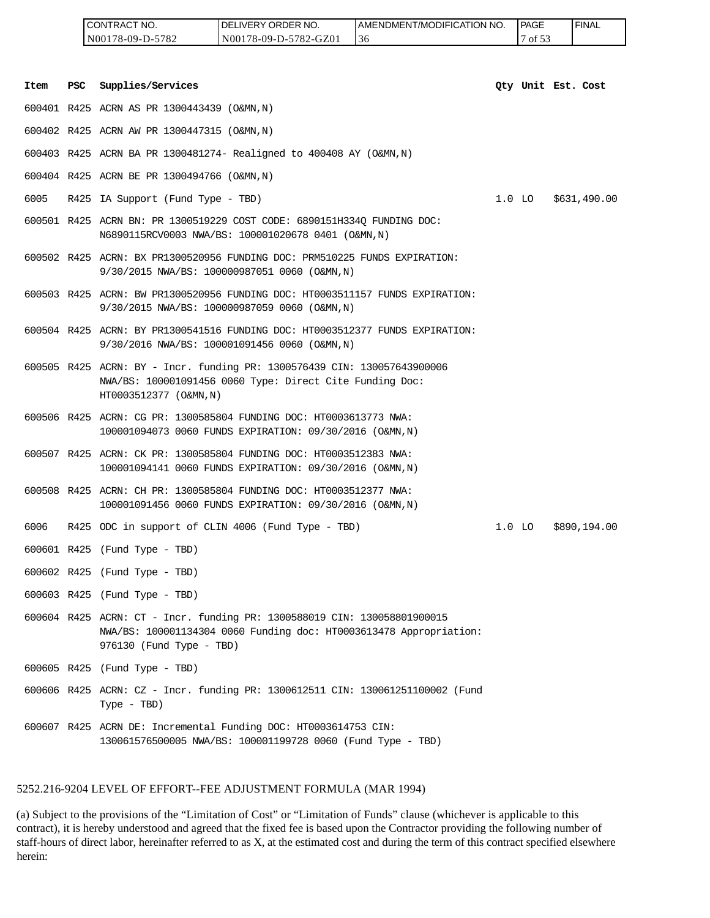| Item | PSC | Supplies/Services | Qty | Unit | Est. Cost |
|---|---|---|---|---|---|
| 600401 | R425 | ACRN AS PR 1300443439 (O&MN,N) | | | |
| 600402 | R425 | ACRN AW PR 1300447315 (O&MN,N) | | | |
| 600403 | R425 | ACRN BA PR 1300481274- Realigned to 400408 AY (O&MN,N) | | | |
| 600404 | R425 | ACRN BE PR 1300494766 (O&MN,N) | | | |
| 6005 | R425 | IA Support (Fund Type - TBD) | 1.0 | LO | $631,490.00 |
| 600501 | R425 | ACRN BN: PR 1300519229 COST CODE: 6890151H334Q FUNDING DOC: N6890115RCV0003 NWA/BS: 100001020678 0401 (O&MN,N) | | | |
| 600502 | R425 | ACRN: BX PR1300520956 FUNDING DOC: PRM510225 FUNDS EXPIRATION: 9/30/2015 NWA/BS: 100000987051 0060 (O&MN,N) | | | |
| 600503 | R425 | ACRN: BW PR1300520956 FUNDING DOC: HT0003511157 FUNDS EXPIRATION: 9/30/2015 NWA/BS: 100000987059 0060 (O&MN,N) | | | |
| 600504 | R425 | ACRN: BY PR1300541516 FUNDING DOC: HT0003512377 FUNDS EXPIRATION: 9/30/2016 NWA/BS: 100001091456 0060 (O&MN,N) | | | |
| 600505 | R425 | ACRN: BY - Incr. funding PR: 1300576439 CIN: 130057643900006 NWA/BS: 100001091456 0060 Type: Direct Cite Funding Doc: HT0003512377 (O&MN,N) | | | |
| 600506 | R425 | ACRN: CG PR: 1300585804 FUNDING DOC: HT0003613773 NWA: 100001094073 0060 FUNDS EXPIRATION: 09/30/2016 (O&MN,N) | | | |
| 600507 | R425 | ACRN: CK PR: 1300585804 FUNDING DOC: HT0003512383 NWA: 100001094141 0060 FUNDS EXPIRATION: 09/30/2016 (O&MN,N) | | | |
| 600508 | R425 | ACRN: CH PR: 1300585804 FUNDING DOC: HT0003512377 NWA: 100001091456 0060 FUNDS EXPIRATION: 09/30/2016 (O&MN,N) | | | |
| 6006 | R425 | ODC in support of CLIN 4006 (Fund Type - TBD) | 1.0 | LO | $890,194.00 |
| 600601 | R425 | (Fund Type - TBD) | | | |
| 600602 | R425 | (Fund Type - TBD) | | | |
| 600603 | R425 | (Fund Type - TBD) | | | |
| 600604 | R425 | ACRN: CT - Incr. funding PR: 1300588019 CIN: 130058801900015 NWA/BS: 100001134304 0060 Funding doc: HT0003613478 Appropriation: 976130 (Fund Type - TBD) | | | |
| 600605 | R425 | (Fund Type - TBD) | | | |
| 600606 | R425 | ACRN: CZ - Incr. funding PR: 1300612511 CIN: 130061251100002 (Fund Type - TBD) | | | |
| 600607 | R425 | ACRN DE: Incremental Funding DOC: HT0003614753 CIN: 130061576500005 NWA/BS: 100001199728 0060 (Fund Type - TBD) | | | |

5252.216-9204 LEVEL OF EFFORT--FEE ADJUSTMENT FORMULA (MAR 1994)

(a) Subject to the provisions of the “Limitation of Cost” or “Limitation of Funds” clause (whichever is applicable to this contract), it is hereby understood and agreed that the fixed fee is based upon the Contractor providing the following number of staff-hours of direct labor, hereinafter referred to as X, at the estimated cost and during the term of this contract specified elsewhere herein: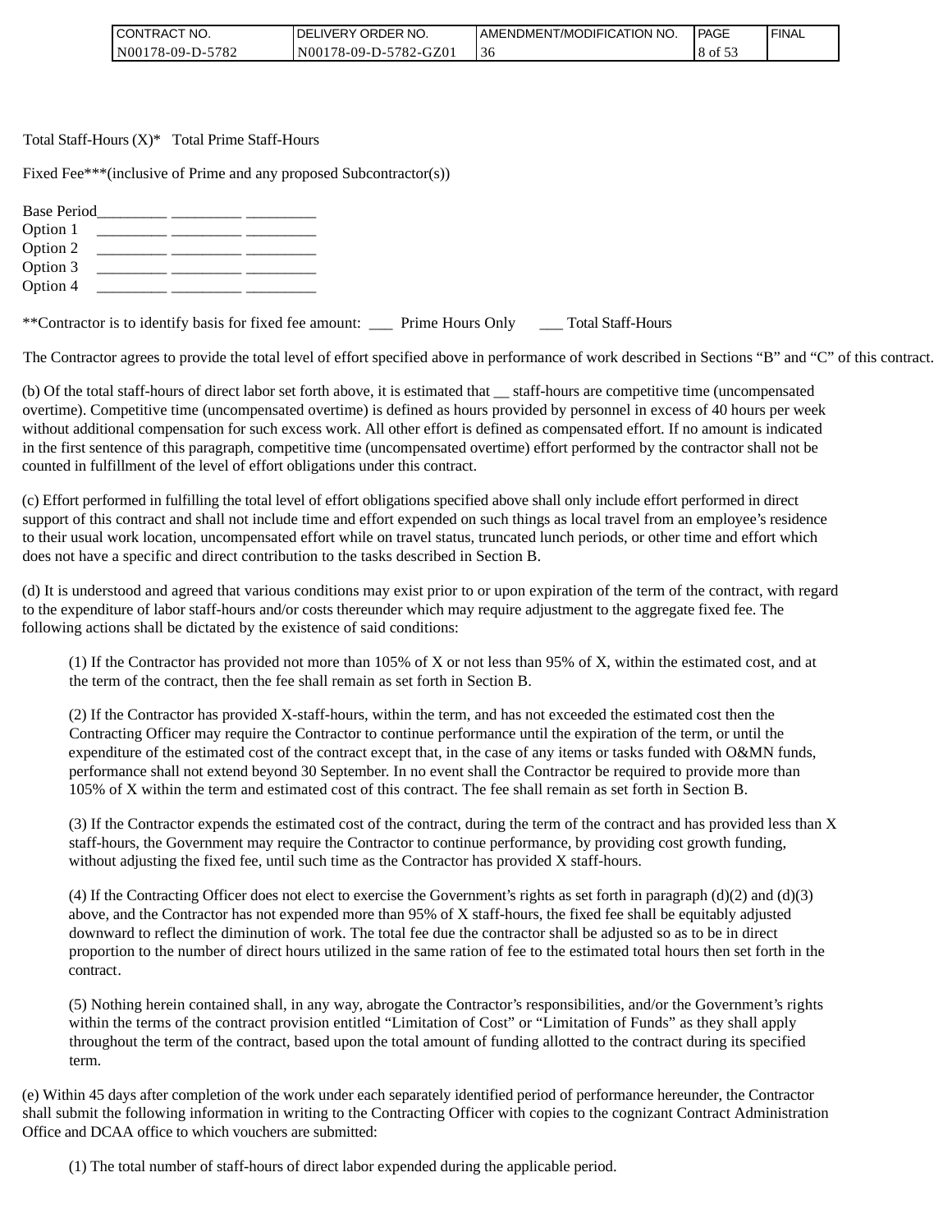Total Staff-Hours (X)*   Total Prime Staff-Hours

Fixed Fee***(inclusive of Prime and any proposed Subcontractor(s))

Base Period_________ _________ _________
Option 1    _________ _________ _________
Option 2    _________ _________ _________
Option 3    _________ _________ _________
Option 4    _________ _________ _________

**Contractor is to identify basis for fixed fee amount: ___ Prime Hours Only    ___ Total Staff-Hours

The Contractor agrees to provide the total level of effort specified above in performance of work described in Sections "B" and "C" of this contract.

(b) Of the total staff-hours of direct labor set forth above, it is estimated that __ staff-hours are competitive time (uncompensated overtime). Competitive time (uncompensated overtime) is defined as hours provided by personnel in excess of 40 hours per week without additional compensation for such excess work. All other effort is defined as compensated effort. If no amount is indicated in the first sentence of this paragraph, competitive time (uncompensated overtime) effort performed by the contractor shall not be counted in fulfillment of the level of effort obligations under this contract.

(c) Effort performed in fulfilling the total level of effort obligations specified above shall only include effort performed in direct support of this contract and shall not include time and effort expended on such things as local travel from an employee's residence to their usual work location, uncompensated effort while on travel status, truncated lunch periods, or other time and effort which does not have a specific and direct contribution to the tasks described in Section B.

(d) It is understood and agreed that various conditions may exist prior to or upon expiration of the term of the contract, with regard to the expenditure of labor staff-hours and/or costs thereunder which may require adjustment to the aggregate fixed fee. The following actions shall be dictated by the existence of said conditions:

(1) If the Contractor has provided not more than 105% of X or not less than 95% of X, within the estimated cost, and at the term of the contract, then the fee shall remain as set forth in Section B.

(2) If the Contractor has provided X-staff-hours, within the term, and has not exceeded the estimated cost then the Contracting Officer may require the Contractor to continue performance until the expiration of the term, or until the expenditure of the estimated cost of the contract except that, in the case of any items or tasks funded with O&MN funds, performance shall not extend beyond 30 September. In no event shall the Contractor be required to provide more than 105% of X within the term and estimated cost of this contract. The fee shall remain as set forth in Section B.

(3) If the Contractor expends the estimated cost of the contract, during the term of the contract and has provided less than X staff-hours, the Government may require the Contractor to continue performance, by providing cost growth funding, without adjusting the fixed fee, until such time as the Contractor has provided X staff-hours.

(4) If the Contracting Officer does not elect to exercise the Government's rights as set forth in paragraph (d)(2) and (d)(3) above, and the Contractor has not expended more than 95% of X staff-hours, the fixed fee shall be equitably adjusted downward to reflect the diminution of work. The total fee due the contractor shall be adjusted so as to be in direct proportion to the number of direct hours utilized in the same ration of fee to the estimated total hours then set forth in the contract.

(5) Nothing herein contained shall, in any way, abrogate the Contractor's responsibilities, and/or the Government's rights within the terms of the contract provision entitled "Limitation of Cost" or "Limitation of Funds" as they shall apply throughout the term of the contract, based upon the total amount of funding allotted to the contract during its specified term.

(e) Within 45 days after completion of the work under each separately identified period of performance hereunder, the Contractor shall submit the following information in writing to the Contracting Officer with copies to the cognizant Contract Administration Office and DCAA office to which vouchers are submitted:

(1) The total number of staff-hours of direct labor expended during the applicable period.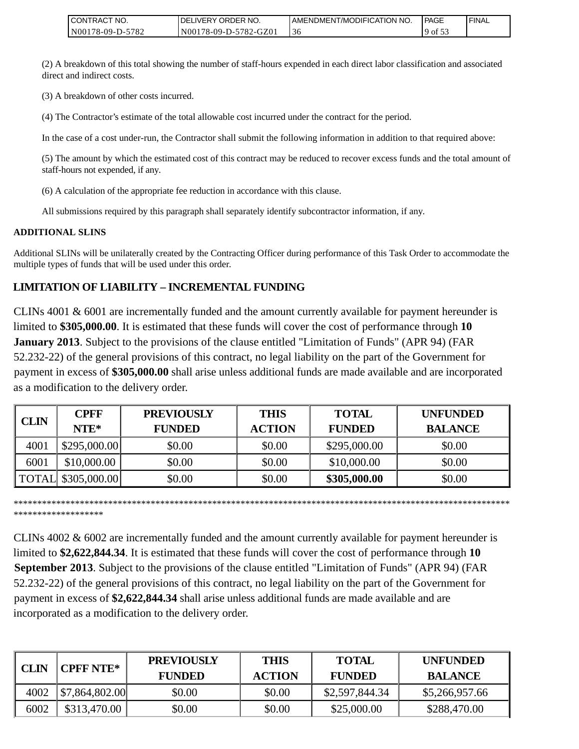(2) A breakdown of this total showing the number of staff-hours expended in each direct labor classification and associated direct and indirect costs.

(3) A breakdown of other costs incurred.

(4) The Contractor's estimate of the total allowable cost incurred under the contract for the period.

In the case of a cost under-run, the Contractor shall submit the following information in addition to that required above:

(5) The amount by which the estimated cost of this contract may be reduced to recover excess funds and the total amount of staff-hours not expended, if any.

(6) A calculation of the appropriate fee reduction in accordance with this clause.

All submissions required by this paragraph shall separately identify subcontractor information, if any.

**ADDITIONAL SLINS**

Additional SLINs will be unilaterally created by the Contracting Officer during performance of this Task Order to accommodate the multiple types of funds that will be used under this order.

**LIMITATION OF LIABILITY – INCREMENTAL FUNDING**

CLINs 4001 & 6001 are incrementally funded and the amount currently available for payment hereunder is limited to **$305,000.00**. It is estimated that these funds will cover the cost of performance through **10 January 2013**. Subject to the provisions of the clause entitled "Limitation of Funds" (APR 94) (FAR 52.232-22) of the general provisions of this contract, no legal liability on the part of the Government for payment in excess of **$305,000.00** shall arise unless additional funds are made available and are incorporated as a modification to the delivery order.

| CLIN | CPFF NTE* | PREVIOUSLY FUNDED | THIS ACTION | TOTAL FUNDED | UNFUNDED BALANCE |
|---|---|---|---|---|---|
| 4001 | $295,000.00 | $0.00 | $0.00 | $295,000.00 | $0.00 |
| 6001 | $10,000.00 | $0.00 | $0.00 | $10,000.00 | $0.00 |
| TOTAL | $305,000.00 | $0.00 | $0.00 | **$305,000.00** | $0.00 |

**************************************************************************************************************************

CLINs 4002 & 6002 are incrementally funded and the amount currently available for payment hereunder is limited to **$2,622,844.34**. It is estimated that these funds will cover the cost of performance through **10 September 2013**. Subject to the provisions of the clause entitled "Limitation of Funds" (APR 94) (FAR 52.232-22) of the general provisions of this contract, no legal liability on the part of the Government for payment in excess of **$2,622,844.34** shall arise unless additional funds are made available and are incorporated as a modification to the delivery order.

| CLIN | CPFF NTE* | PREVIOUSLY FUNDED | THIS ACTION | TOTAL FUNDED | UNFUNDED BALANCE |
|---|---|---|---|---|---|
| 4002 | $7,864,802.00 | $0.00 | $0.00 | $2,597,844.34 | $5,266,957.66 |
| 6002 | $313,470.00 | $0.00 | $0.00 | $25,000.00 | $288,470.00 |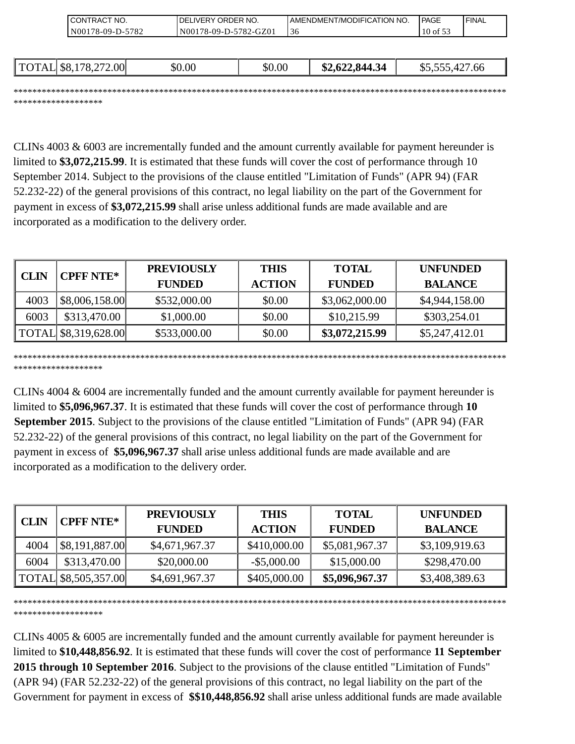| TOTAL | $8,178,272.00 | $0.00 | $0.00 | **$2,622,844.34** | $5,555,427.66 |
|---|---|---|---|---|---|

******************************************************************************************************************************

CLINs 4003 & 6003 are incrementally funded and the amount currently available for payment hereunder is limited to **$3,072,215.99**. It is estimated that these funds will cover the cost of performance through 10 September 2014. Subject to the provisions of the clause entitled "Limitation of Funds" (APR 94) (FAR 52.232-22) of the general provisions of this contract, no legal liability on the part of the Government for payment in excess of **$3,072,215.99** shall arise unless additional funds are made available and are incorporated as a modification to the delivery order.

| CLIN | CPFF NTE* | PREVIOUSLY FUNDED | THIS ACTION | TOTAL FUNDED | UNFUNDED BALANCE |
|---|---|---|---|---|---|
| 4003 | $8,006,158.00 | $532,000.00 | $0.00 | $3,062,000.00 | $4,944,158.00 |
| 6003 | $313,470.00 | $1,000.00 | $0.00 | $10,215.99 | $303,254.01 |
| TOTAL | $8,319,628.00 | $533,000.00 | $0.00 | **$3,072,215.99** | $5,247,412.01 |

******************************************************************************************************************************

CLINs 4004 & 6004 are incrementally funded and the amount currently available for payment hereunder is limited to **$5,096,967.37**. It is estimated that these funds will cover the cost of performance through **10 September 2015**. Subject to the provisions of the clause entitled "Limitation of Funds" (APR 94) (FAR 52.232-22) of the general provisions of this contract, no legal liability on the part of the Government for payment in excess of **$5,096,967.37** shall arise unless additional funds are made available and are incorporated as a modification to the delivery order.

| CLIN | CPFF NTE* | PREVIOUSLY FUNDED | THIS ACTION | TOTAL FUNDED | UNFUNDED BALANCE |
|---|---|---|---|---|---|
| 4004 | $8,191,887.00 | $4,671,967.37 | $410,000.00 | $5,081,967.37 | $3,109,919.63 |
| 6004 | $313,470.00 | $20,000.00 | -$5,000.00 | $15,000.00 | $298,470.00 |
| TOTAL | $8,505,357.00 | $4,691,967.37 | $405,000.00 | **$5,096,967.37** | $3,408,389.63 |

******************************************************************************************************************************

CLINs 4005 & 6005 are incrementally funded and the amount currently available for payment hereunder is limited to **$10,448,856.92**. It is estimated that these funds will cover the cost of performance **11 September 2015 through 10 September 2016**. Subject to the provisions of the clause entitled "Limitation of Funds" (APR 94) (FAR 52.232-22) of the general provisions of this contract, no legal liability on the part of the Government for payment in excess of **$$10,448,856.92** shall arise unless additional funds are made available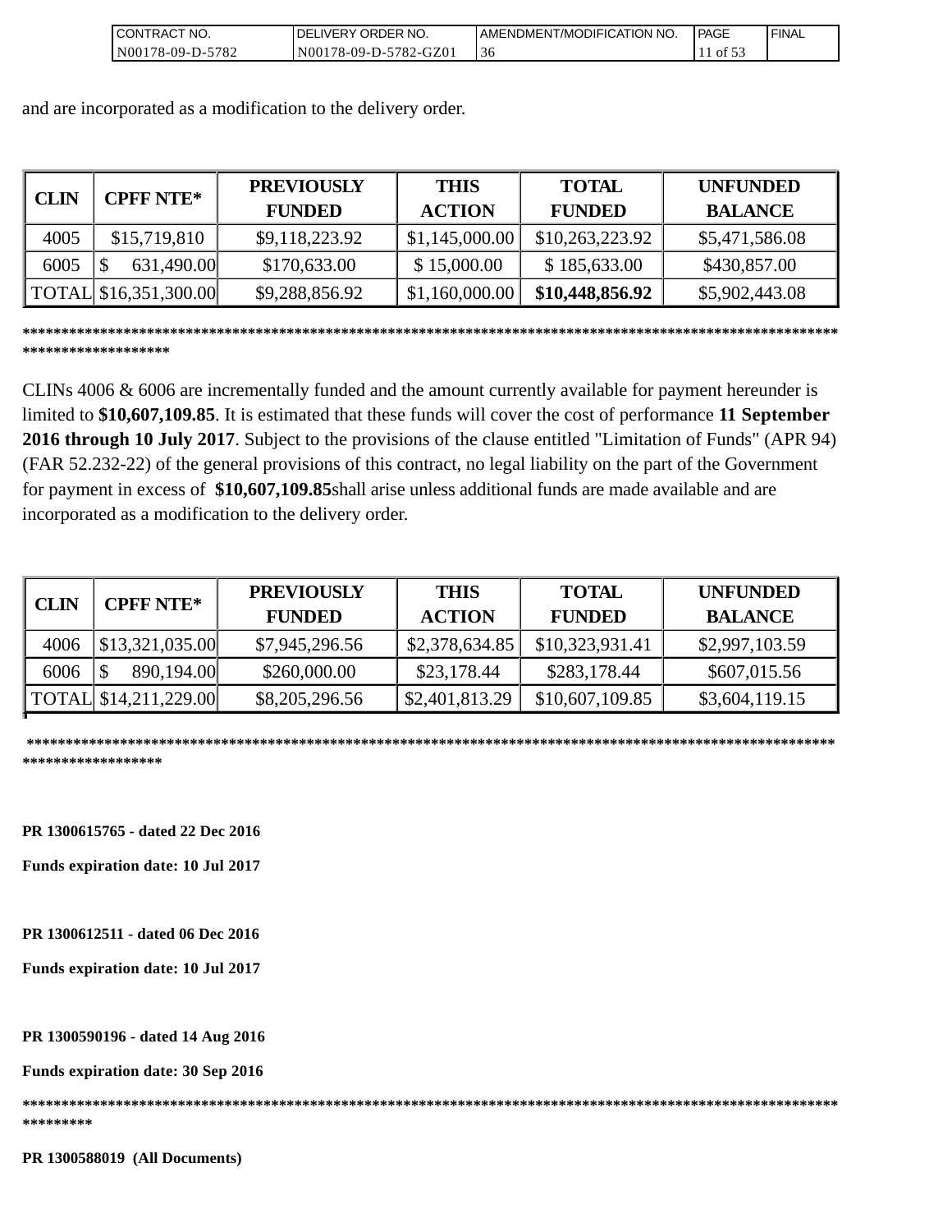and are incorporated as a modification to the delivery order.

| CLIN | CPFF NTE* | PREVIOUSLY FUNDED | THIS ACTION | TOTAL FUNDED | UNFUNDED BALANCE |
|---|---|---|---|---|---|
| 4005 | $15,719,810 | $9,118,223.92 | $1,145,000.00 | $10,263,223.92 | $5,471,586.08 |
| 6005 | $ 631,490.00 | $170,633.00 | $ 15,000.00 | $ 185,633.00 | $430,857.00 |
| TOTAL | $16,351,300.00 | $9,288,856.92 | $1,160,000.00 | **$10,448,856.92** | $5,902,443.08 |

************************************************************************************************************************************

CLINs 4006 & 6006 are incrementally funded and the amount currently available for payment hereunder is limited to **$10,607,109.85**. It is estimated that these funds will cover the cost of performance **11 September 2016 through 10 July 2017**. Subject to the provisions of the clause entitled "Limitation of Funds" (APR 94) (FAR 52.232-22) of the general provisions of this contract, no legal liability on the part of the Government for payment in excess of **$10,607,109.85**shall arise unless additional funds are made available and are incorporated as a modification to the delivery order.

| CLIN | CPFF NTE* | PREVIOUSLY FUNDED | THIS ACTION | TOTAL FUNDED | UNFUNDED BALANCE |
|---|---|---|---|---|---|
| 4006 | $13,321,035.00 | $7,945,296.56 | $2,378,634.85 | $10,323,931.41 | $2,997,103.59 |
| 6006 | $ 890,194.00 | $260,000.00 | $23,178.44 | $283,178.44 | $607,015.56 |
| TOTAL | $14,211,229.00 | $8,205,296.56 | $2,401,813.29 | $10,607,109.85 | $3,604,119.15 |

************************************************************************************************************************************

**PR 1300615765 - dated 22 Dec 2016**

**Funds expiration date: 10 Jul 2017**

**PR 1300612511 - dated 06 Dec 2016**

**Funds expiration date: 10 Jul 2017**

**PR 1300590196 - dated 14 Aug 2016**

**Funds expiration date: 30 Sep 2016**

**********************************************************************************************************************

**PR 1300588019 (All Documents)**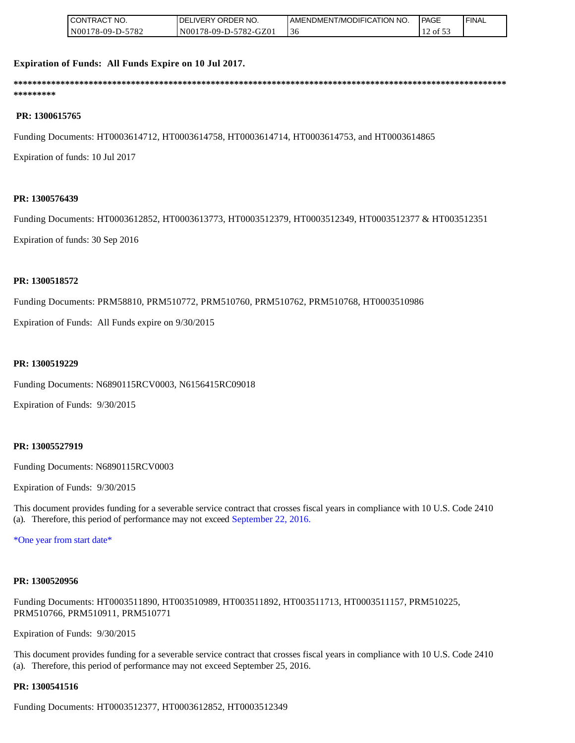**Expiration of Funds: All Funds Expire on 10 Jul 2017.**

**\*\*\*\*\*\*\*\*\*\*\*\*\*\*\*\*\*\*\*\*\*\*\*\*\*\*\*\*\*\*\*\*\*\*\*\*\*\*\*\*\*\*\*\*\*\*\*\*\*\*\*\*\*\*\*\*\*\*\*\*\*\*\*\*\*\*\*\*\*\*\*\*\*\*\*\*\*\*\*\*\*\*\*\*\*\*\*\*\*\*\*\*\*\*\*\*\*\*\*\*\*\*\*\*\*\*\*\*\*\*\*\*\*\*\*\*\*\*\*\*\*\***

**PR: 1300615765**

Funding Documents: HT0003614712, HT0003614758, HT0003614714, HT0003614753, and HT0003614865

Expiration of funds: 10 Jul 2017

**PR: 1300576439**

Funding Documents: HT0003612852, HT0003613773, HT0003512379, HT0003512349, HT0003512377 & HT003512351

Expiration of funds: 30 Sep 2016

**PR: 1300518572**

Funding Documents: PRM58810, PRM510772, PRM510760, PRM510762, PRM510768, HT0003510986

Expiration of Funds: All Funds expire on 9/30/2015

**PR: 1300519229**

Funding Documents: N6890115RCV0003, N6156415RC09018

Expiration of Funds: 9/30/2015

**PR: 13005527919**

Funding Documents: N6890115RCV0003

Expiration of Funds: 9/30/2015

This document provides funding for a severable service contract that crosses fiscal years in compliance with 10 U.S. Code 2410 (a). Therefore, this period of performance may not exceed September 22, 2016.

\*One year from start date\*

**PR: 1300520956**

Funding Documents: HT0003511890, HT003510989, HT003511892, HT003511713, HT0003511157, PRM510225, PRM510766, PRM510911, PRM510771

Expiration of Funds: 9/30/2015

This document provides funding for a severable service contract that crosses fiscal years in compliance with 10 U.S. Code 2410 (a). Therefore, this period of performance may not exceed September 25, 2016.

**PR: 1300541516**

Funding Documents: HT0003512377, HT0003612852, HT0003512349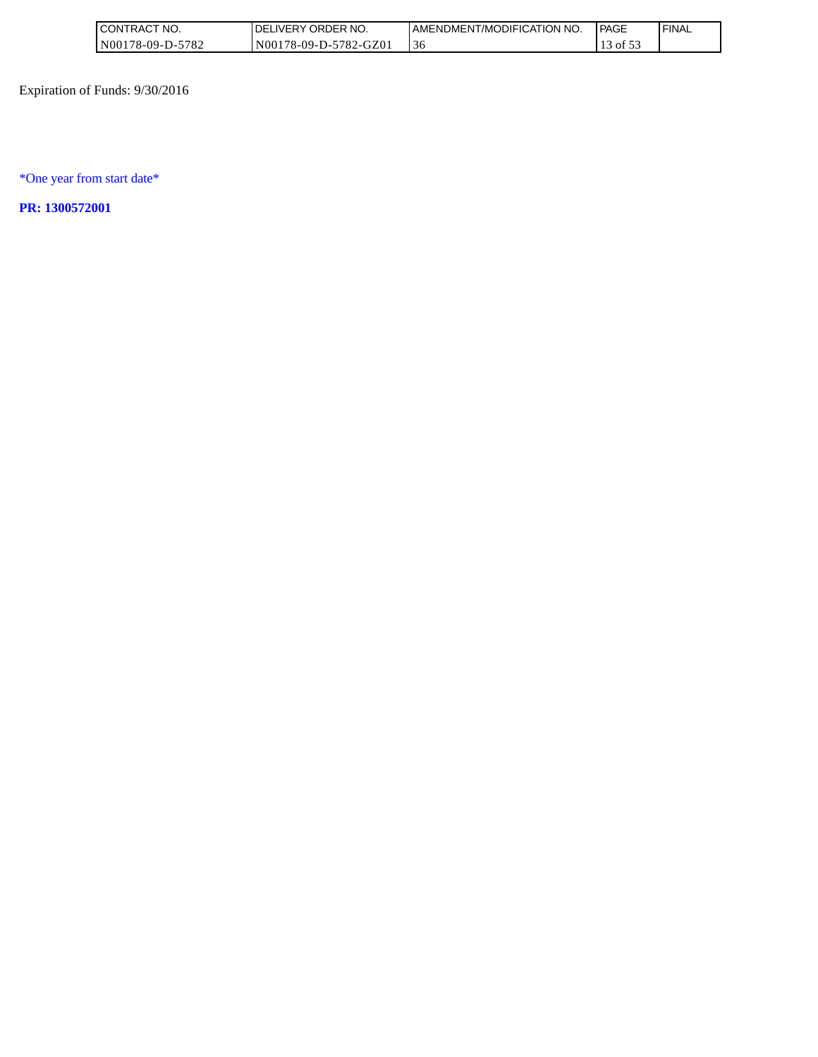Expiration of Funds: 9/30/2016

*One year from start date*

**PR: 1300572001**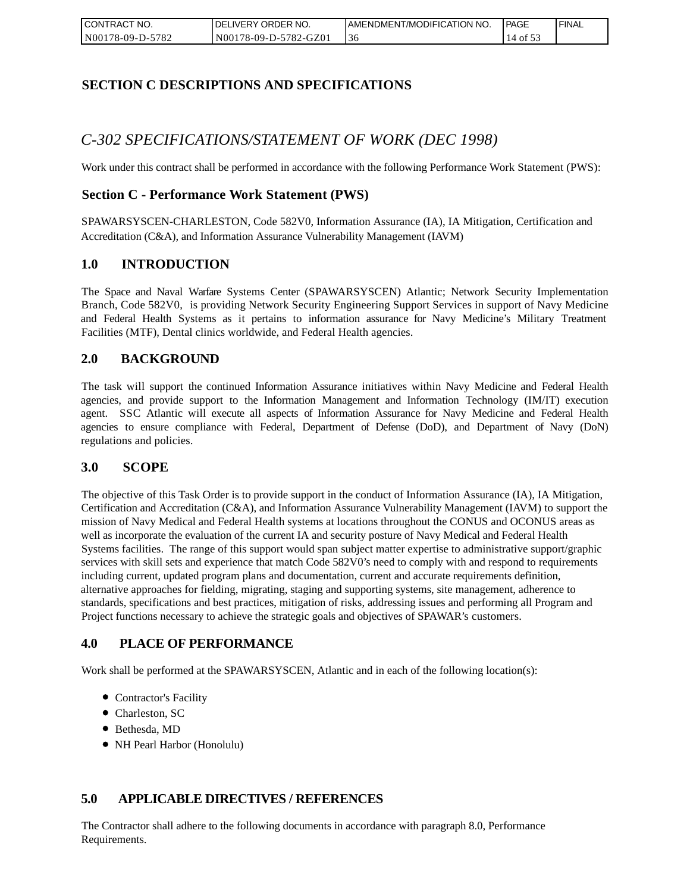# SECTION C DESCRIPTIONS AND SPECIFICATIONS

## *C-302 SPECIFICATIONS/STATEMENT OF WORK (DEC 1998)*

Work under this contract shall be performed in accordance with the following Performance Work Statement (PWS):

### Section C - Performance Work Statement (PWS)

SPAWARSYSCEN-CHARLESTON, Code 582V0, Information Assurance (IA), IA Mitigation, Certification and Accreditation (C&A), and Information Assurance Vulnerability Management (IAVM)

### 1.0 INTRODUCTION

The Space and Naval Warfare Systems Center (SPAWARSYSCEN) Atlantic; Network Security Implementation Branch, Code 582V0, is providing Network Security Engineering Support Services in support of Navy Medicine and Federal Health Systems as it pertains to information assurance for Navy Medicine's Military Treatment Facilities (MTF), Dental clinics worldwide, and Federal Health agencies.

### 2.0 BACKGROUND

The task will support the continued Information Assurance initiatives within Navy Medicine and Federal Health agencies, and provide support to the Information Management and Information Technology (IM/IT) execution agent. SSC Atlantic will execute all aspects of Information Assurance for Navy Medicine and Federal Health agencies to ensure compliance with Federal, Department of Defense (DoD), and Department of Navy (DoN) regulations and policies.

### 3.0 SCOPE

The objective of this Task Order is to provide support in the conduct of Information Assurance (IA), IA Mitigation, Certification and Accreditation (C&A), and Information Assurance Vulnerability Management (IAVM) to support the mission of Navy Medical and Federal Health systems at locations throughout the CONUS and OCONUS areas as well as incorporate the evaluation of the current IA and security posture of Navy Medical and Federal Health Systems facilities. The range of this support would span subject matter expertise to administrative support/graphic services with skill sets and experience that match Code 582V0's need to comply with and respond to requirements including current, updated program plans and documentation, current and accurate requirements definition, alternative approaches for fielding, migrating, staging and supporting systems, site management, adherence to standards, specifications and best practices, mitigation of risks, addressing issues and performing all Program and Project functions necessary to achieve the strategic goals and objectives of SPAWAR's customers.

### 4.0 PLACE OF PERFORMANCE

Work shall be performed at the SPAWARSYSCEN, Atlantic and in each of the following location(s):

- Contractor's Facility
- Charleston, SC
- Bethesda, MD
- NH Pearl Harbor (Honolulu)

### 5.0 APPLICABLE DIRECTIVES / REFERENCES

The Contractor shall adhere to the following documents in accordance with paragraph 8.0, Performance Requirements.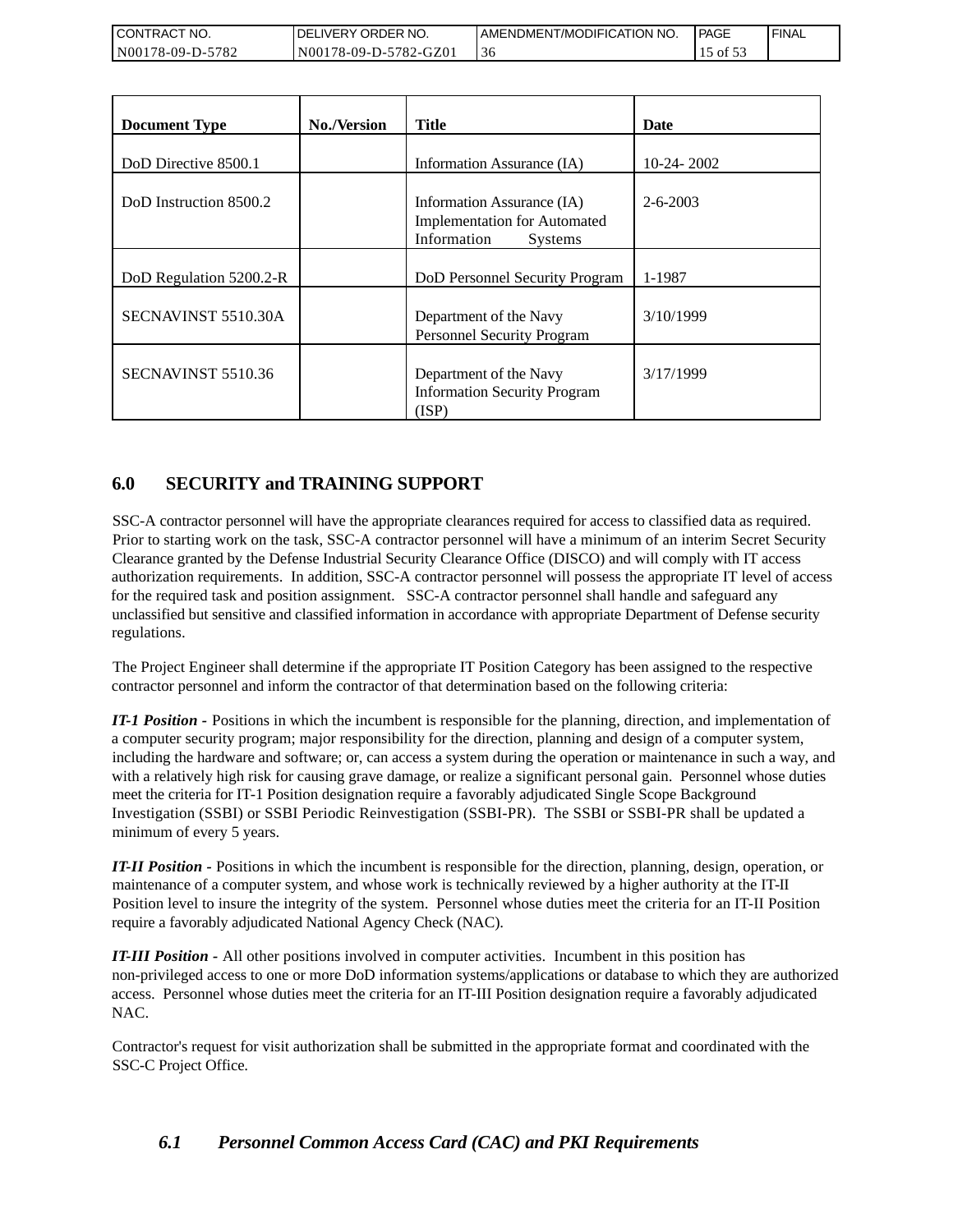| Document Type | No./Version | Title | Date |
| --- | --- | --- | --- |
| DoD Directive 8500.1 | | Information Assurance (IA) | 10-24- 2002 |
| DoD Instruction 8500.2 | | Information Assurance (IA) Implementation for Automated Information Systems | 2-6-2003 |
| DoD Regulation 5200.2-R | | DoD Personnel Security Program | 1-1987 |
| SECNAVINST 5510.30A | | Department of the Navy Personnel Security Program | 3/10/1999 |
| SECNAVINST 5510.36 | | Department of the Navy Information Security Program (ISP) | 3/17/1999 |

## 6.0 SECURITY and TRAINING SUPPORT

SSC-A contractor personnel will have the appropriate clearances required for access to classified data as required. Prior to starting work on the task, SSC-A contractor personnel will have a minimum of an interim Secret Security Clearance granted by the Defense Industrial Security Clearance Office (DISCO) and will comply with IT access authorization requirements. In addition, SSC-A contractor personnel will possess the appropriate IT level of access for the required task and position assignment. SSC-A contractor personnel shall handle and safeguard any unclassified but sensitive and classified information in accordance with appropriate Department of Defense security regulations.

The Project Engineer shall determine if the appropriate IT Position Category has been assigned to the respective contractor personnel and inform the contractor of that determination based on the following criteria:

***IT-1 Position -*** Positions in which the incumbent is responsible for the planning, direction, and implementation of a computer security program; major responsibility for the direction, planning and design of a computer system, including the hardware and software; or, can access a system during the operation or maintenance in such a way, and with a relatively high risk for causing grave damage, or realize a significant personal gain. Personnel whose duties meet the criteria for IT-1 Position designation require a favorably adjudicated Single Scope Background Investigation (SSBI) or SSBI Periodic Reinvestigation (SSBI-PR). The SSBI or SSBI-PR shall be updated a minimum of every 5 years.

***IT-II Position -*** Positions in which the incumbent is responsible for the direction, planning, design, operation, or maintenance of a computer system, and whose work is technically reviewed by a higher authority at the IT-II Position level to insure the integrity of the system. Personnel whose duties meet the criteria for an IT-II Position require a favorably adjudicated National Agency Check (NAC).

***IT-III Position -*** All other positions involved in computer activities. Incumbent in this position has non-privileged access to one or more DoD information systems/applications or database to which they are authorized access. Personnel whose duties meet the criteria for an IT-III Position designation require a favorably adjudicated NAC.

Contractor's request for visit authorization shall be submitted in the appropriate format and coordinated with the SSC-C Project Office.

### *6.1 Personnel Common Access Card (CAC) and PKI Requirements*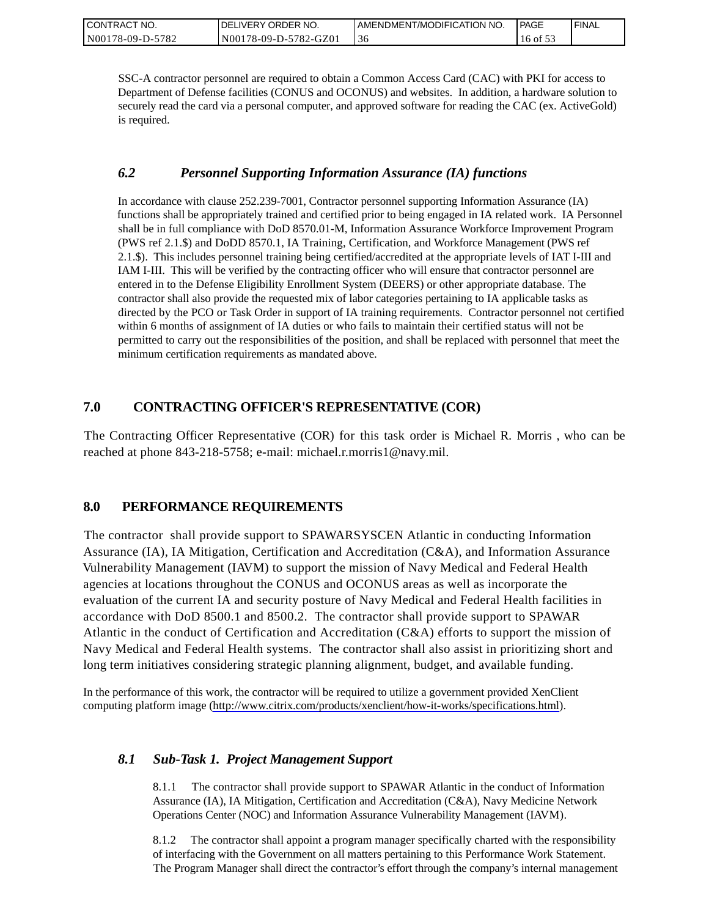SSC-A contractor personnel are required to obtain a Common Access Card (CAC) with PKI for access to Department of Defense facilities (CONUS and OCONUS) and websites. In addition, a hardware solution to securely read the card via a personal computer, and approved software for reading the CAC (ex. ActiveGold) is required.

### *6.2 Personnel Supporting Information Assurance (IA) functions*

In accordance with clause 252.239-7001, Contractor personnel supporting Information Assurance (IA) functions shall be appropriately trained and certified prior to being engaged in IA related work. IA Personnel shall be in full compliance with DoD 8570.01-M, Information Assurance Workforce Improvement Program (PWS ref 2.1.$) and DoDD 8570.1, IA Training, Certification, and Workforce Management (PWS ref 2.1.$). This includes personnel training being certified/accredited at the appropriate levels of IAT I-III and IAM I-III. This will be verified by the contracting officer who will ensure that contractor personnel are entered in to the Defense Eligibility Enrollment System (DEERS) or other appropriate database. The contractor shall also provide the requested mix of labor categories pertaining to IA applicable tasks as directed by the PCO or Task Order in support of IA training requirements. Contractor personnel not certified within 6 months of assignment of IA duties or who fails to maintain their certified status will not be permitted to carry out the responsibilities of the position, and shall be replaced with personnel that meet the minimum certification requirements as mandated above.

## 7.0 CONTRACTING OFFICER'S REPRESENTATIVE (COR)

The Contracting Officer Representative (COR) for this task order is Michael R. Morris , who can be reached at phone 843-218-5758; e-mail: michael.r.morris1@navy.mil.

## 8.0 PERFORMANCE REQUIREMENTS

The contractor shall provide support to SPAWARSYSCEN Atlantic in conducting Information Assurance (IA), IA Mitigation, Certification and Accreditation (C&A), and Information Assurance Vulnerability Management (IAVM) to support the mission of Navy Medical and Federal Health agencies at locations throughout the CONUS and OCONUS areas as well as incorporate the evaluation of the current IA and security posture of Navy Medical and Federal Health facilities in accordance with DoD 8500.1 and 8500.2. The contractor shall provide support to SPAWAR Atlantic in the conduct of Certification and Accreditation (C&A) efforts to support the mission of Navy Medical and Federal Health systems. The contractor shall also assist in prioritizing short and long term initiatives considering strategic planning alignment, budget, and available funding.

In the performance of this work, the contractor will be required to utilize a government provided XenClient computing platform image (http://www.citrix.com/products/xenclient/how-it-works/specifications.html).

### *8.1 Sub-Task 1. Project Management Support*

8.1.1 The contractor shall provide support to SPAWAR Atlantic in the conduct of Information Assurance (IA), IA Mitigation, Certification and Accreditation (C&A), Navy Medicine Network Operations Center (NOC) and Information Assurance Vulnerability Management (IAVM).

8.1.2 The contractor shall appoint a program manager specifically charted with the responsibility of interfacing with the Government on all matters pertaining to this Performance Work Statement. The Program Manager shall direct the contractor's effort through the company's internal management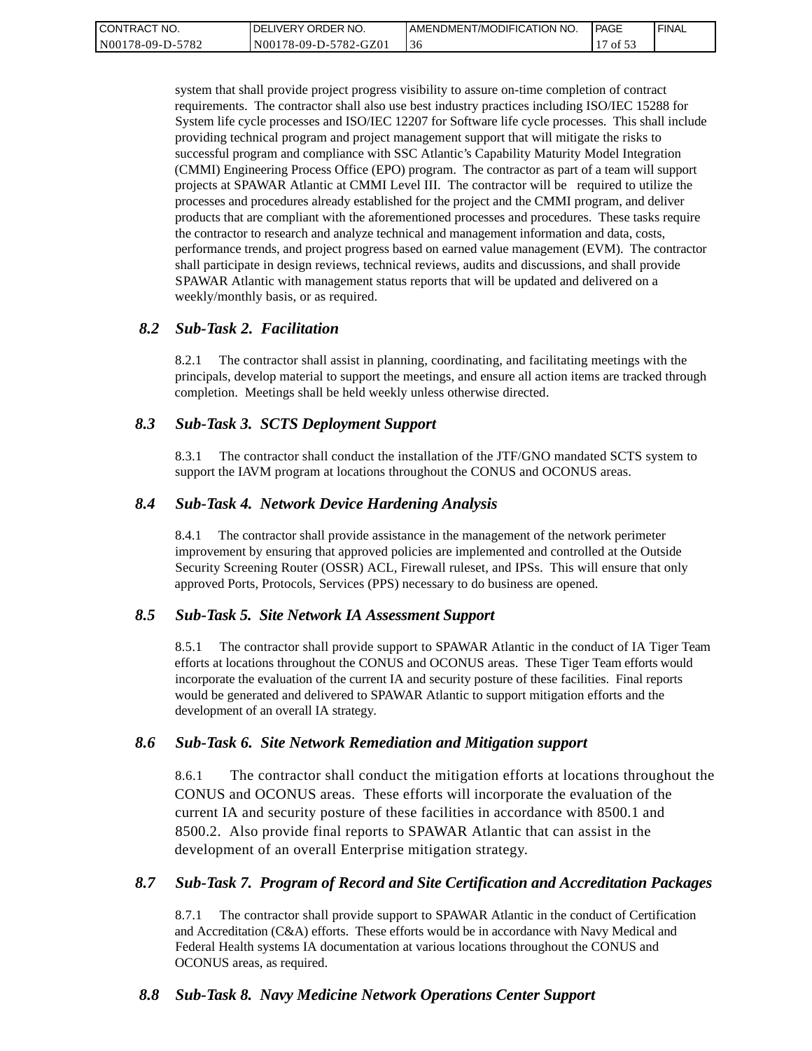system that shall provide project progress visibility to assure on-time completion of contract requirements. The contractor shall also use best industry practices including ISO/IEC 15288 for System life cycle processes and ISO/IEC 12207 for Software life cycle processes. This shall include providing technical program and project management support that will mitigate the risks to successful program and compliance with SSC Atlantic's Capability Maturity Model Integration (CMMI) Engineering Process Office (EPO) program. The contractor as part of a team will support projects at SPAWAR Atlantic at CMMI Level III. The contractor will be required to utilize the processes and procedures already established for the project and the CMMI program, and deliver products that are compliant with the aforementioned processes and procedures. These tasks require the contractor to research and analyze technical and management information and data, costs, performance trends, and project progress based on earned value management (EVM). The contractor shall participate in design reviews, technical reviews, audits and discussions, and shall provide SPAWAR Atlantic with management status reports that will be updated and delivered on a weekly/monthly basis, or as required.

## *8.2 Sub-Task 2. Facilitation*

8.2.1 The contractor shall assist in planning, coordinating, and facilitating meetings with the principals, develop material to support the meetings, and ensure all action items are tracked through completion. Meetings shall be held weekly unless otherwise directed.

## *8.3 Sub-Task 3. SCTS Deployment Support*

8.3.1 The contractor shall conduct the installation of the JTF/GNO mandated SCTS system to support the IAVM program at locations throughout the CONUS and OCONUS areas.

## *8.4 Sub-Task 4. Network Device Hardening Analysis*

8.4.1 The contractor shall provide assistance in the management of the network perimeter improvement by ensuring that approved policies are implemented and controlled at the Outside Security Screening Router (OSSR) ACL, Firewall ruleset, and IPSs. This will ensure that only approved Ports, Protocols, Services (PPS) necessary to do business are opened.

## *8.5 Sub-Task 5. Site Network IA Assessment Support*

8.5.1 The contractor shall provide support to SPAWAR Atlantic in the conduct of IA Tiger Team efforts at locations throughout the CONUS and OCONUS areas. These Tiger Team efforts would incorporate the evaluation of the current IA and security posture of these facilities. Final reports would be generated and delivered to SPAWAR Atlantic to support mitigation efforts and the development of an overall IA strategy.

## *8.6 Sub-Task 6. Site Network Remediation and Mitigation support*

8.6.1 The contractor shall conduct the mitigation efforts at locations throughout the CONUS and OCONUS areas. These efforts will incorporate the evaluation of the current IA and security posture of these facilities in accordance with 8500.1 and 8500.2. Also provide final reports to SPAWAR Atlantic that can assist in the development of an overall Enterprise mitigation strategy.

## *8.7 Sub-Task 7. Program of Record and Site Certification and Accreditation Packages*

8.7.1 The contractor shall provide support to SPAWAR Atlantic in the conduct of Certification and Accreditation (C&A) efforts. These efforts would be in accordance with Navy Medical and Federal Health systems IA documentation at various locations throughout the CONUS and OCONUS areas, as required.

## *8.8 Sub-Task 8. Navy Medicine Network Operations Center Support*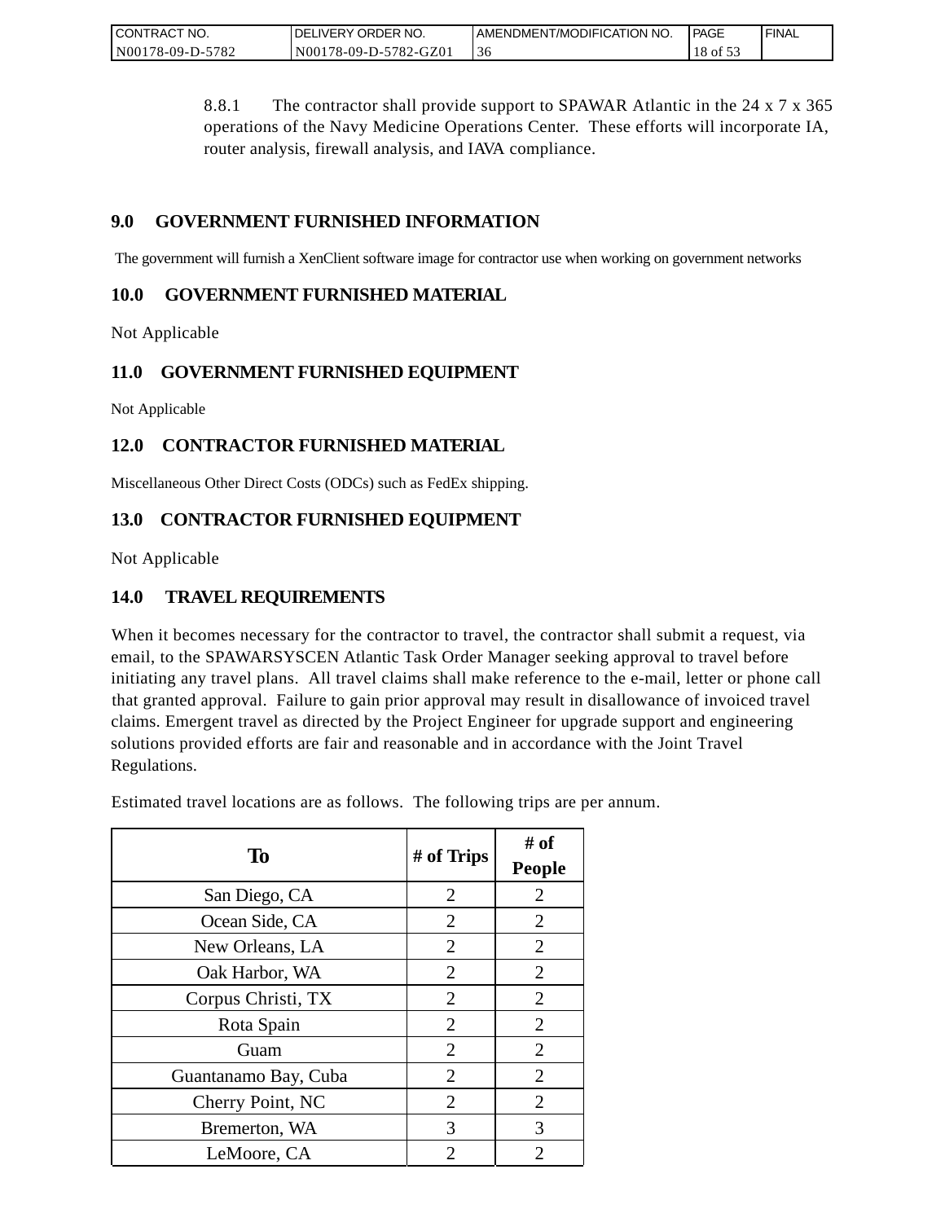8.8.1 The contractor shall provide support to SPAWAR Atlantic in the 24 x 7 x 365 operations of the Navy Medicine Operations Center. These efforts will incorporate IA, router analysis, firewall analysis, and IAVA compliance.

## 9.0 GOVERNMENT FURNISHED INFORMATION

The government will furnish a XenClient software image for contractor use when working on government networks

## 10.0 GOVERNMENT FURNISHED MATERIAL

Not Applicable

## 11.0 GOVERNMENT FURNISHED EQUIPMENT

Not Applicable

## 12.0 CONTRACTOR FURNISHED MATERIAL

Miscellaneous Other Direct Costs (ODCs) such as FedEx shipping.

## 13.0 CONTRACTOR FURNISHED EQUIPMENT

Not Applicable

## 14.0 TRAVEL REQUIREMENTS

When it becomes necessary for the contractor to travel, the contractor shall submit a request, via email, to the SPAWARSYSCEN Atlantic Task Order Manager seeking approval to travel before initiating any travel plans. All travel claims shall make reference to the e-mail, letter or phone call that granted approval. Failure to gain prior approval may result in disallowance of invoiced travel claims. Emergent travel as directed by the Project Engineer for upgrade support and engineering solutions provided efforts are fair and reasonable and in accordance with the Joint Travel Regulations.

Estimated travel locations are as follows. The following trips are per annum.

| To | # of Trips | # of People |
|---|---|---|
| San Diego, CA | 2 | 2 |
| Ocean Side, CA | 2 | 2 |
| New Orleans, LA | 2 | 2 |
| Oak Harbor, WA | 2 | 2 |
| Corpus Christi, TX | 2 | 2 |
| Rota Spain | 2 | 2 |
| Guam | 2 | 2 |
| Guantanamo Bay, Cuba | 2 | 2 |
| Cherry Point, NC | 2 | 2 |
| Bremerton, WA | 3 | 3 |
| LeMoore, CA | 2 | 2 |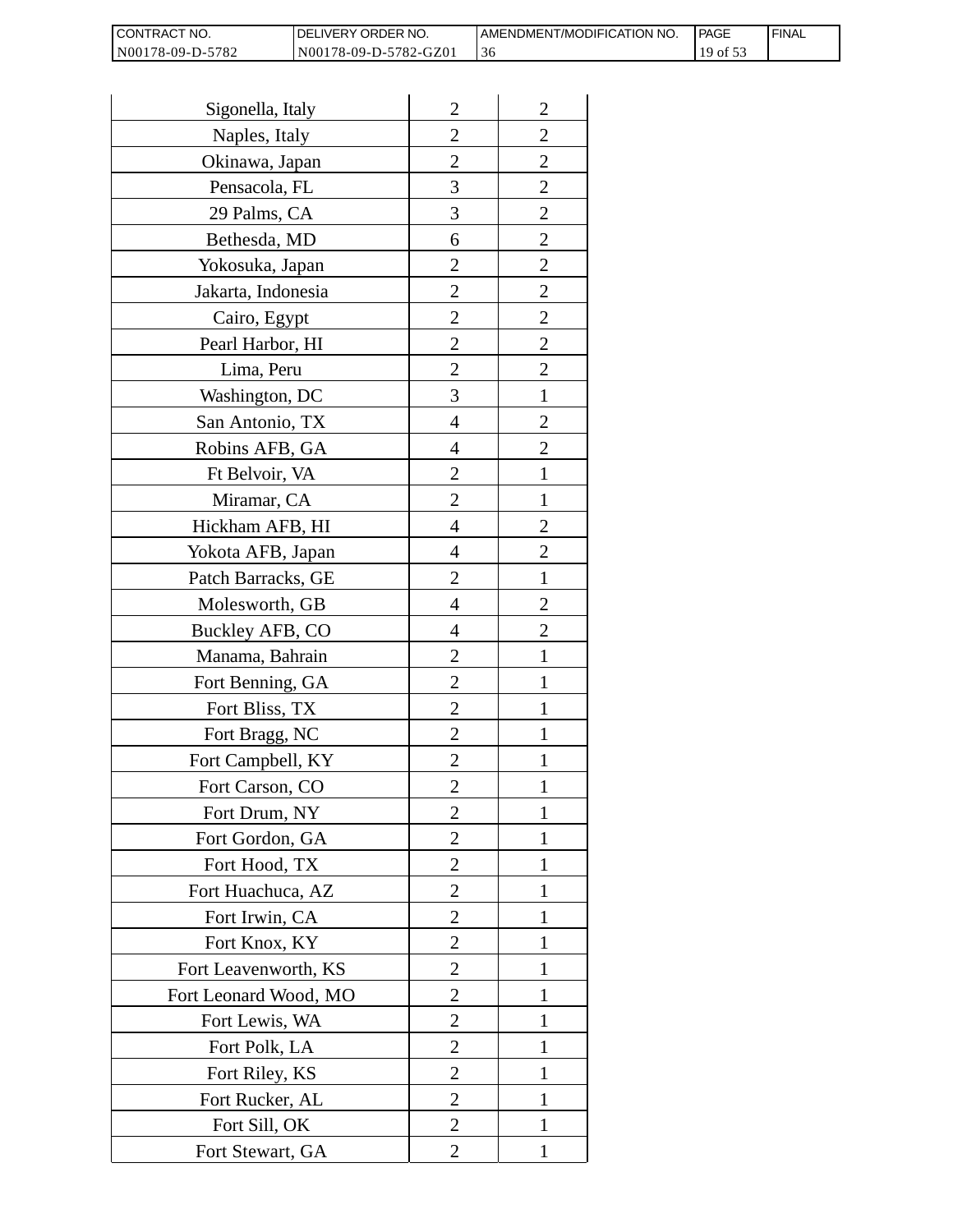| | | |
|---|---|---|
| Sigonella, Italy | 2 | 2 |
| Naples, Italy | 2 | 2 |
| Okinawa, Japan | 2 | 2 |
| Pensacola, FL | 3 | 2 |
| 29 Palms, CA | 3 | 2 |
| Bethesda, MD | 6 | 2 |
| Yokosuka, Japan | 2 | 2 |
| Jakarta, Indonesia | 2 | 2 |
| Cairo, Egypt | 2 | 2 |
| Pearl Harbor, HI | 2 | 2 |
| Lima, Peru | 2 | 2 |
| Washington, DC | 3 | 1 |
| San Antonio, TX | 4 | 2 |
| Robins AFB, GA | 4 | 2 |
| Ft Belvoir, VA | 2 | 1 |
| Miramar, CA | 2 | 1 |
| Hickham AFB, HI | 4 | 2 |
| Yokota AFB, Japan | 4 | 2 |
| Patch Barracks, GE | 2 | 1 |
| Molesworth, GB | 4 | 2 |
| Buckley AFB, CO | 4 | 2 |
| Manama, Bahrain | 2 | 1 |
| Fort Benning, GA | 2 | 1 |
| Fort Bliss, TX | 2 | 1 |
| Fort Bragg, NC | 2 | 1 |
| Fort Campbell, KY | 2 | 1 |
| Fort Carson, CO | 2 | 1 |
| Fort Drum, NY | 2 | 1 |
| Fort Gordon, GA | 2 | 1 |
| Fort Hood, TX | 2 | 1 |
| Fort Huachuca, AZ | 2 | 1 |
| Fort Irwin, CA | 2 | 1 |
| Fort Knox, KY | 2 | 1 |
| Fort Leavenworth, KS | 2 | 1 |
| Fort Leonard Wood, MO | 2 | 1 |
| Fort Lewis, WA | 2 | 1 |
| Fort Polk, LA | 2 | 1 |
| Fort Riley, KS | 2 | 1 |
| Fort Rucker, AL | 2 | 1 |
| Fort Sill, OK | 2 | 1 |
| Fort Stewart, GA | 2 | 1 |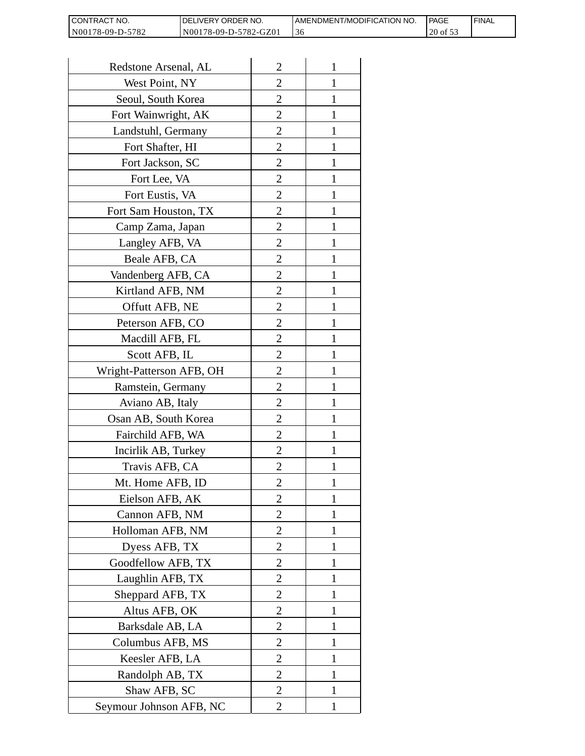| | | |
|---|---|---|
| Redstone Arsenal, AL | 2 | 1 |
| West Point, NY | 2 | 1 |
| Seoul, South Korea | 2 | 1 |
| Fort Wainwright, AK | 2 | 1 |
| Landstuhl, Germany | 2 | 1 |
| Fort Shafter, HI | 2 | 1 |
| Fort Jackson, SC | 2 | 1 |
| Fort Lee, VA | 2 | 1 |
| Fort Eustis, VA | 2 | 1 |
| Fort Sam Houston, TX | 2 | 1 |
| Camp Zama, Japan | 2 | 1 |
| Langley AFB, VA | 2 | 1 |
| Beale AFB, CA | 2 | 1 |
| Vandenberg AFB, CA | 2 | 1 |
| Kirtland AFB, NM | 2 | 1 |
| Offutt AFB, NE | 2 | 1 |
| Peterson AFB, CO | 2 | 1 |
| Macdill AFB, FL | 2 | 1 |
| Scott AFB, IL | 2 | 1 |
| Wright-Patterson AFB, OH | 2 | 1 |
| Ramstein, Germany | 2 | 1 |
| Aviano AB, Italy | 2 | 1 |
| Osan AB, South Korea | 2 | 1 |
| Fairchild AFB, WA | 2 | 1 |
| Incirlik AB, Turkey | 2 | 1 |
| Travis AFB, CA | 2 | 1 |
| Mt. Home AFB, ID | 2 | 1 |
| Eielson AFB, AK | 2 | 1 |
| Cannon AFB, NM | 2 | 1 |
| Holloman AFB, NM | 2 | 1 |
| Dyess AFB, TX | 2 | 1 |
| Goodfellow AFB, TX | 2 | 1 |
| Laughlin AFB, TX | 2 | 1 |
| Sheppard AFB, TX | 2 | 1 |
| Altus AFB, OK | 2 | 1 |
| Barksdale AB, LA | 2 | 1 |
| Columbus AFB, MS | 2 | 1 |
| Keesler AFB, LA | 2 | 1 |
| Randolph AB, TX | 2 | 1 |
| Shaw AFB, SC | 2 | 1 |
| Seymour Johnson AFB, NC | 2 | 1 |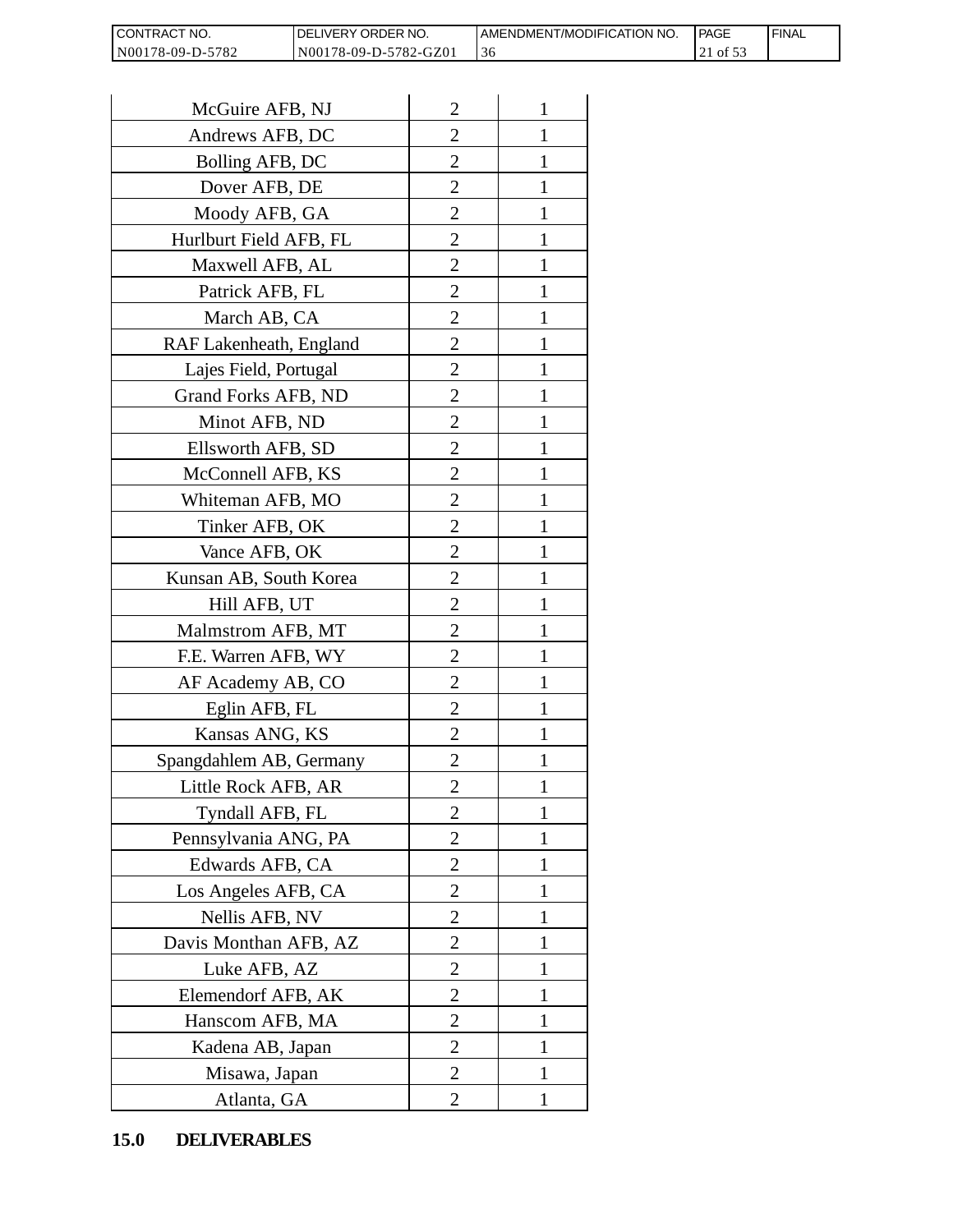| McGuire AFB, NJ | 2 | 1 |
|---|---|---|
| Andrews AFB, DC | 2 | 1 |
| Bolling AFB, DC | 2 | 1 |
| Dover AFB, DE | 2 | 1 |
| Moody AFB, GA | 2 | 1 |
| Hurlburt Field AFB, FL | 2 | 1 |
| Maxwell AFB, AL | 2 | 1 |
| Patrick AFB, FL | 2 | 1 |
| March AB, CA | 2 | 1 |
| RAF Lakenheath, England | 2 | 1 |
| Lajes Field, Portugal | 2 | 1 |
| Grand Forks AFB, ND | 2 | 1 |
| Minot AFB, ND | 2 | 1 |
| Ellsworth AFB, SD | 2 | 1 |
| McConnell AFB, KS | 2 | 1 |
| Whiteman AFB, MO | 2 | 1 |
| Tinker AFB, OK | 2 | 1 |
| Vance AFB, OK | 2 | 1 |
| Kunsan AB, South Korea | 2 | 1 |
| Hill AFB, UT | 2 | 1 |
| Malmstrom AFB, MT | 2 | 1 |
| F.E. Warren AFB, WY | 2 | 1 |
| AF Academy AB, CO | 2 | 1 |
| Eglin AFB, FL | 2 | 1 |
| Kansas ANG, KS | 2 | 1 |
| Spangdahlem AB, Germany | 2 | 1 |
| Little Rock AFB, AR | 2 | 1 |
| Tyndall AFB, FL | 2 | 1 |
| Pennsylvania ANG, PA | 2 | 1 |
| Edwards AFB, CA | 2 | 1 |
| Los Angeles AFB, CA | 2 | 1 |
| Nellis AFB, NV | 2 | 1 |
| Davis Monthan AFB, AZ | 2 | 1 |
| Luke AFB, AZ | 2 | 1 |
| Elemendorf AFB, AK | 2 | 1 |
| Hanscom AFB, MA | 2 | 1 |
| Kadena AB, Japan | 2 | 1 |
| Misawa, Japan | 2 | 1 |
| Atlanta, GA | 2 | 1 |

## 15.0 DELIVERABLES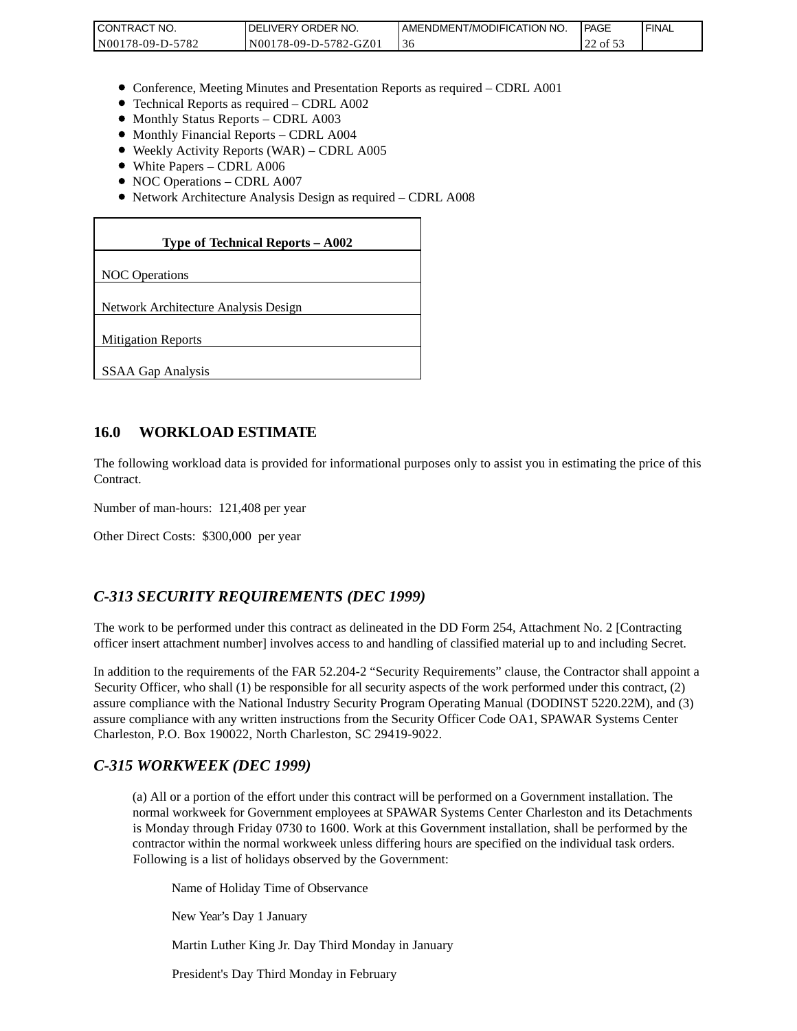- Conference, Meeting Minutes and Presentation Reports as required – CDRL A001
- Technical Reports as required – CDRL A002
- Monthly Status Reports – CDRL A003
- Monthly Financial Reports – CDRL A004
- Weekly Activity Reports (WAR) – CDRL A005
- White Papers – CDRL A006
- NOC Operations – CDRL A007
- Network Architecture Analysis Design as required – CDRL A008

| Type of Technical Reports – A002 |
|---|
| NOC Operations |
| Network Architecture Analysis Design |
| Mitigation Reports |
| SSAA Gap Analysis |

## 16.0 WORKLOAD ESTIMATE

The following workload data is provided for informational purposes only to assist you in estimating the price of this Contract.

Number of man-hours: 121,408 per year

Other Direct Costs: $300,000 per year

## *C-313 SECURITY REQUIREMENTS (DEC 1999)*

The work to be performed under this contract as delineated in the DD Form 254, Attachment No. 2 [Contracting officer insert attachment number] involves access to and handling of classified material up to and including Secret.

In addition to the requirements of the FAR 52.204-2 "Security Requirements" clause, the Contractor shall appoint a Security Officer, who shall (1) be responsible for all security aspects of the work performed under this contract, (2) assure compliance with the National Industry Security Program Operating Manual (DODINST 5220.22M), and (3) assure compliance with any written instructions from the Security Officer Code OA1, SPAWAR Systems Center Charleston, P.O. Box 190022, North Charleston, SC 29419-9022.

## *C-315 WORKWEEK (DEC 1999)*

(a) All or a portion of the effort under this contract will be performed on a Government installation. The normal workweek for Government employees at SPAWAR Systems Center Charleston and its Detachments is Monday through Friday 0730 to 1600. Work at this Government installation, shall be performed by the contractor within the normal workweek unless differing hours are specified on the individual task orders. Following is a list of holidays observed by the Government:

Name of Holiday Time of Observance

New Year's Day 1 January

Martin Luther King Jr. Day Third Monday in January

President's Day Third Monday in February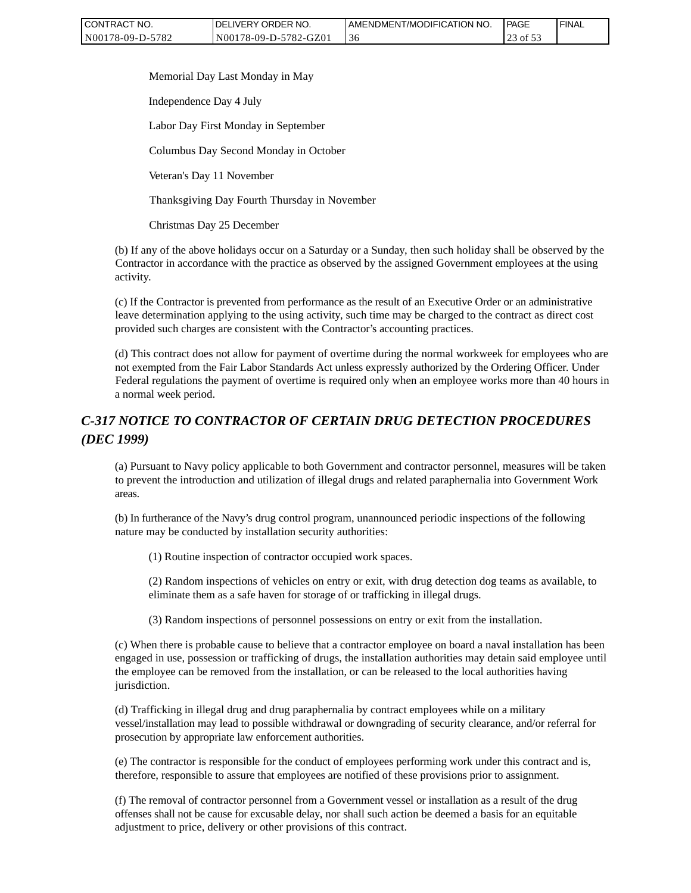Memorial Day Last Monday in May

Independence Day 4 July

Labor Day First Monday in September

Columbus Day Second Monday in October

Veteran's Day 11 November

Thanksgiving Day Fourth Thursday in November

Christmas Day 25 December

(b) If any of the above holidays occur on a Saturday or a Sunday, then such holiday shall be observed by the Contractor in accordance with the practice as observed by the assigned Government employees at the using activity.

(c) If the Contractor is prevented from performance as the result of an Executive Order or an administrative leave determination applying to the using activity, such time may be charged to the contract as direct cost provided such charges are consistent with the Contractor's accounting practices.

(d) This contract does not allow for payment of overtime during the normal workweek for employees who are not exempted from the Fair Labor Standards Act unless expressly authorized by the Ordering Officer. Under Federal regulations the payment of overtime is required only when an employee works more than 40 hours in a normal week period.

## *C-317 NOTICE TO CONTRACTOR OF CERTAIN DRUG DETECTION PROCEDURES (DEC 1999)*

(a) Pursuant to Navy policy applicable to both Government and contractor personnel, measures will be taken to prevent the introduction and utilization of illegal drugs and related paraphernalia into Government Work areas.

(b) In furtherance of the Navy's drug control program, unannounced periodic inspections of the following nature may be conducted by installation security authorities:

(1) Routine inspection of contractor occupied work spaces.

(2) Random inspections of vehicles on entry or exit, with drug detection dog teams as available, to eliminate them as a safe haven for storage of or trafficking in illegal drugs.

(3) Random inspections of personnel possessions on entry or exit from the installation.

(c) When there is probable cause to believe that a contractor employee on board a naval installation has been engaged in use, possession or trafficking of drugs, the installation authorities may detain said employee until the employee can be removed from the installation, or can be released to the local authorities having jurisdiction.

(d) Trafficking in illegal drug and drug paraphernalia by contract employees while on a military vessel/installation may lead to possible withdrawal or downgrading of security clearance, and/or referral for prosecution by appropriate law enforcement authorities.

(e) The contractor is responsible for the conduct of employees performing work under this contract and is, therefore, responsible to assure that employees are notified of these provisions prior to assignment.

(f) The removal of contractor personnel from a Government vessel or installation as a result of the drug offenses shall not be cause for excusable delay, nor shall such action be deemed a basis for an equitable adjustment to price, delivery or other provisions of this contract.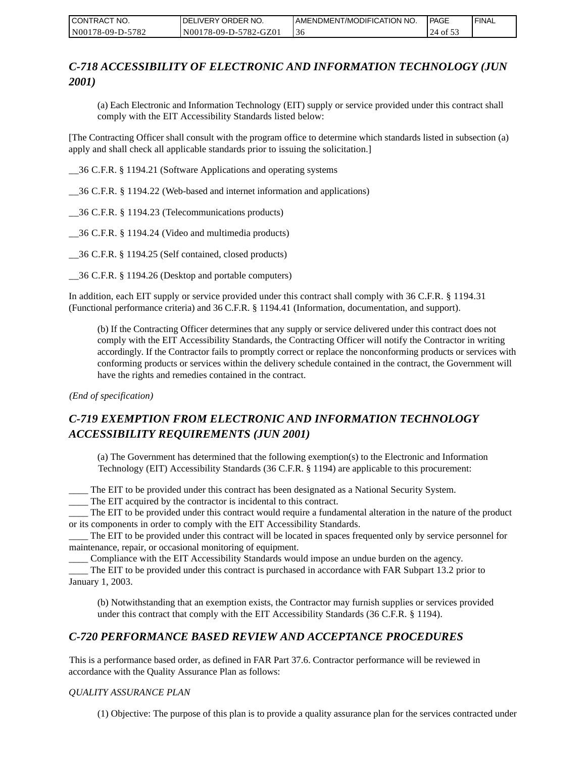## *C-718 ACCESSIBILITY OF ELECTRONIC AND INFORMATION TECHNOLOGY (JUN 2001)*

(a) Each Electronic and Information Technology (EIT) supply or service provided under this contract shall comply with the EIT Accessibility Standards listed below:

[The Contracting Officer shall consult with the program office to determine which standards listed in subsection (a) apply and shall check all applicable standards prior to issuing the solicitation.]

__36 C.F.R. § 1194.21 (Software Applications and operating systems

__36 C.F.R. § 1194.22 (Web-based and internet information and applications)

__36 C.F.R. § 1194.23 (Telecommunications products)

__36 C.F.R. § 1194.24 (Video and multimedia products)

__36 C.F.R. § 1194.25 (Self contained, closed products)

__36 C.F.R. § 1194.26 (Desktop and portable computers)

In addition, each EIT supply or service provided under this contract shall comply with 36 C.F.R. § 1194.31 (Functional performance criteria) and 36 C.F.R. § 1194.41 (Information, documentation, and support).

(b) If the Contracting Officer determines that any supply or service delivered under this contract does not comply with the EIT Accessibility Standards, the Contracting Officer will notify the Contractor in writing accordingly. If the Contractor fails to promptly correct or replace the nonconforming products or services with conforming products or services within the delivery schedule contained in the contract, the Government will have the rights and remedies contained in the contract.

*(End of specification)*

## *C-719 EXEMPTION FROM ELECTRONIC AND INFORMATION TECHNOLOGY ACCESSIBILITY REQUIREMENTS (JUN 2001)*

(a) The Government has determined that the following exemption(s) to the Electronic and Information Technology (EIT) Accessibility Standards (36 C.F.R. § 1194) are applicable to this procurement:

____ The EIT to be provided under this contract has been designated as a National Security System.
____ The EIT acquired by the contractor is incidental to this contract.
____ The EIT to be provided under this contract would require a fundamental alteration in the nature of the product or its components in order to comply with the EIT Accessibility Standards.
____ The EIT to be provided under this contract will be located in spaces frequented only by service personnel for maintenance, repair, or occasional monitoring of equipment.
____ Compliance with the EIT Accessibility Standards would impose an undue burden on the agency.
____ The EIT to be provided under this contract is purchased in accordance with FAR Subpart 13.2 prior to January 1, 2003.

(b) Notwithstanding that an exemption exists, the Contractor may furnish supplies or services provided under this contract that comply with the EIT Accessibility Standards (36 C.F.R. § 1194).

## *C-720 PERFORMANCE BASED REVIEW AND ACCEPTANCE PROCEDURES*

This is a performance based order, as defined in FAR Part 37.6. Contractor performance will be reviewed in accordance with the Quality Assurance Plan as follows:

*QUALITY ASSURANCE PLAN*

(1) Objective: The purpose of this plan is to provide a quality assurance plan for the services contracted under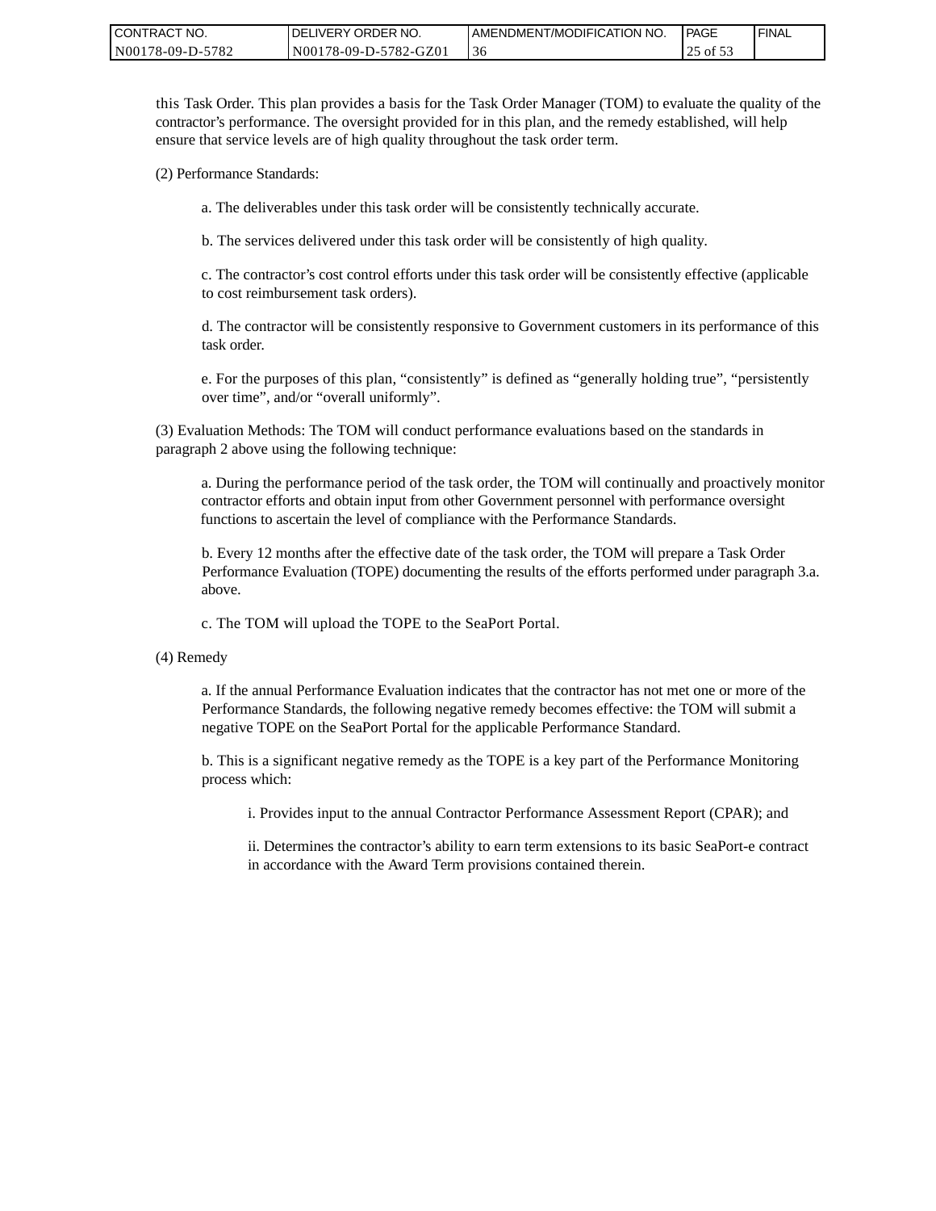this Task Order. This plan provides a basis for the Task Order Manager (TOM) to evaluate the quality of the contractor's performance. The oversight provided for in this plan, and the remedy established, will help ensure that service levels are of high quality throughout the task order term.

(2) Performance Standards:

a. The deliverables under this task order will be consistently technically accurate.

b. The services delivered under this task order will be consistently of high quality.

c. The contractor's cost control efforts under this task order will be consistently effective (applicable to cost reimbursement task orders).

d. The contractor will be consistently responsive to Government customers in its performance of this task order.

e. For the purposes of this plan, "consistently" is defined as "generally holding true", "persistently over time", and/or "overall uniformly".

(3) Evaluation Methods: The TOM will conduct performance evaluations based on the standards in paragraph 2 above using the following technique:

a. During the performance period of the task order, the TOM will continually and proactively monitor contractor efforts and obtain input from other Government personnel with performance oversight functions to ascertain the level of compliance with the Performance Standards.

b. Every 12 months after the effective date of the task order, the TOM will prepare a Task Order Performance Evaluation (TOPE) documenting the results of the efforts performed under paragraph 3.a. above.

c. The TOM will upload the TOPE to the SeaPort Portal.

(4) Remedy

a. If the annual Performance Evaluation indicates that the contractor has not met one or more of the Performance Standards, the following negative remedy becomes effective: the TOM will submit a negative TOPE on the SeaPort Portal for the applicable Performance Standard.

b. This is a significant negative remedy as the TOPE is a key part of the Performance Monitoring process which:

i. Provides input to the annual Contractor Performance Assessment Report (CPAR); and

ii. Determines the contractor's ability to earn term extensions to its basic SeaPort-e contract in accordance with the Award Term provisions contained therein.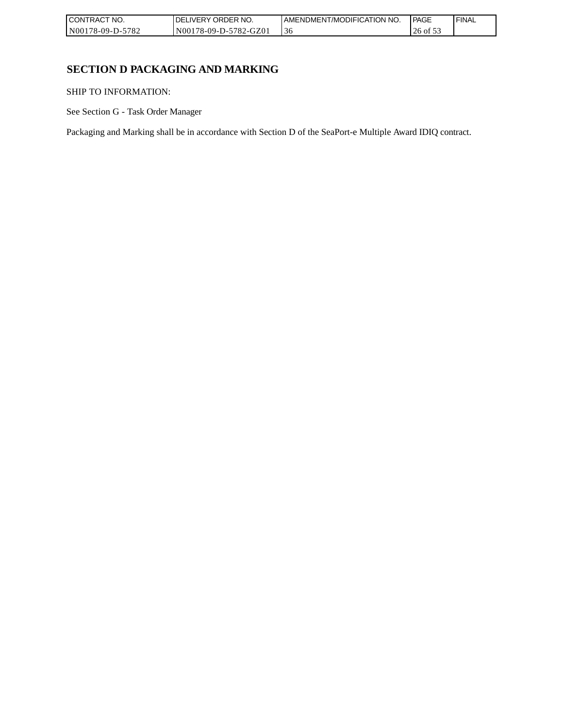# SECTION D PACKAGING AND MARKING

SHIP TO INFORMATION:

See Section G - Task Order Manager

Packaging and Marking shall be in accordance with Section D of the SeaPort-e Multiple Award IDIQ contract.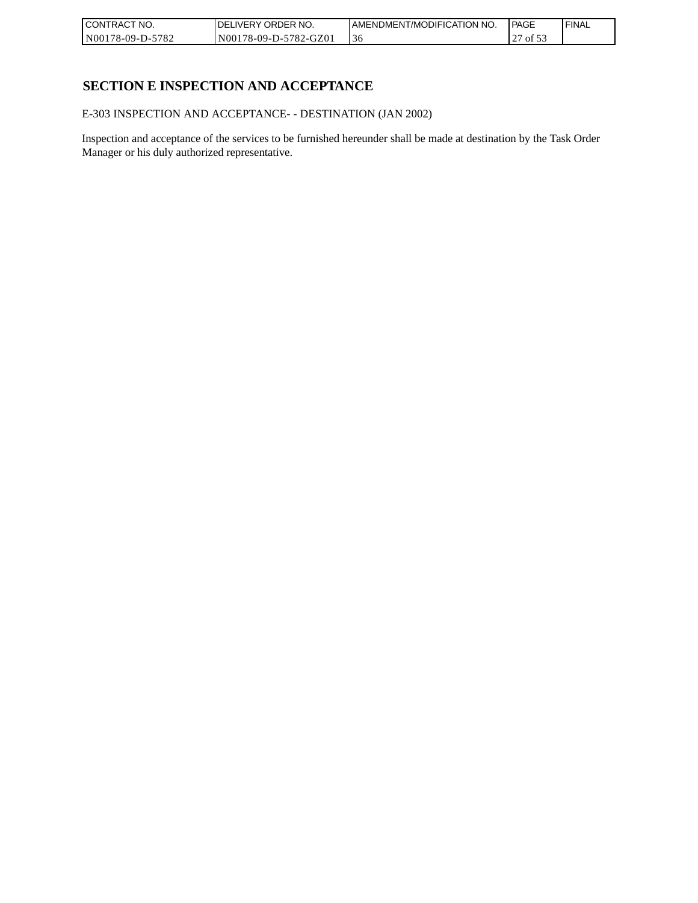# SECTION E INSPECTION AND ACCEPTANCE

E-303 INSPECTION AND ACCEPTANCE- - DESTINATION (JAN 2002)

Inspection and acceptance of the services to be furnished hereunder shall be made at destination by the Task Order Manager or his duly authorized representative.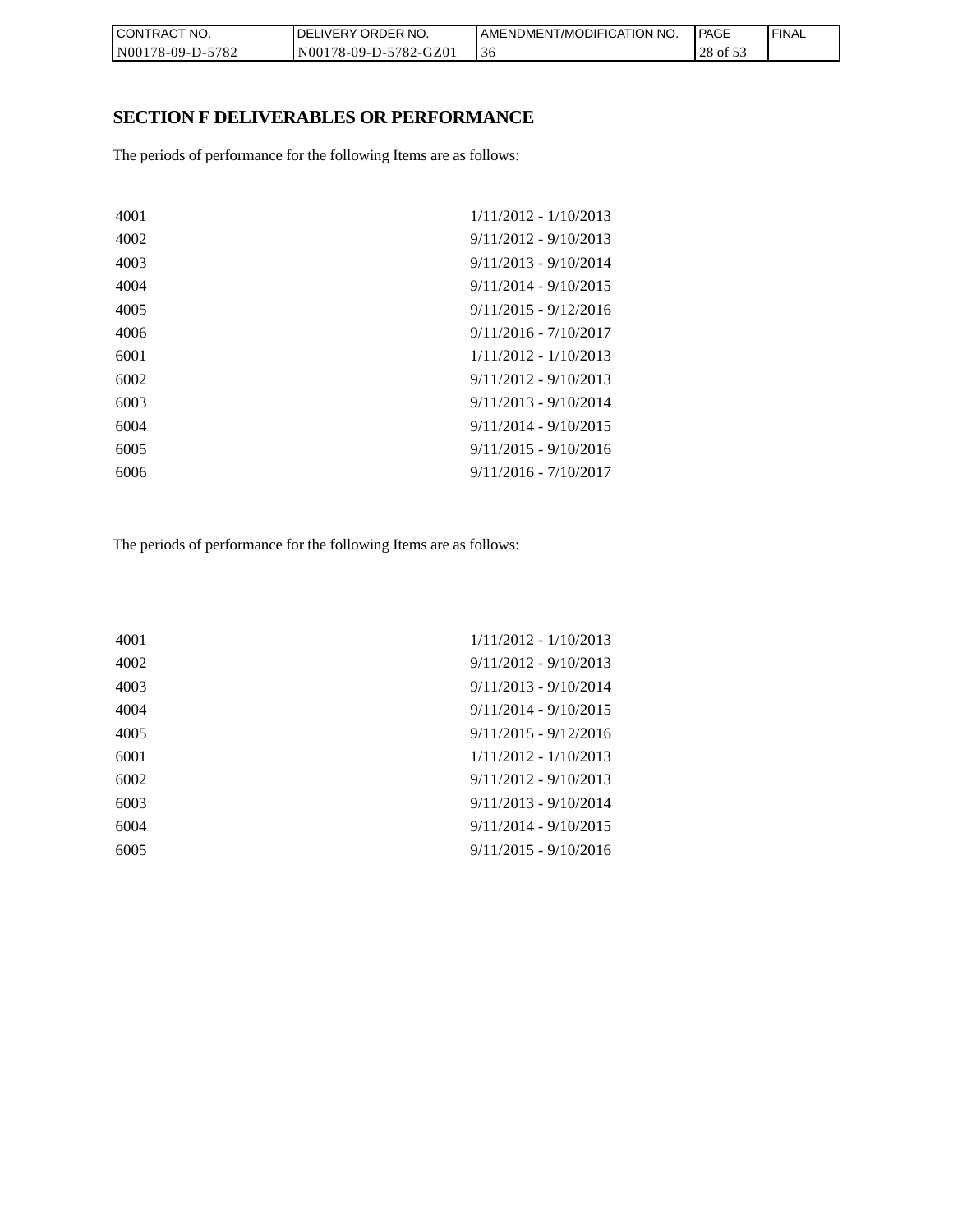## SECTION F DELIVERABLES OR PERFORMANCE

The periods of performance for the following Items are as follows:

| | |
|---|---|
| 4001 | 1/11/2012 - 1/10/2013 |
| 4002 | 9/11/2012 - 9/10/2013 |
| 4003 | 9/11/2013 - 9/10/2014 |
| 4004 | 9/11/2014 - 9/10/2015 |
| 4005 | 9/11/2015 - 9/12/2016 |
| 4006 | 9/11/2016 - 7/10/2017 |
| 6001 | 1/11/2012 - 1/10/2013 |
| 6002 | 9/11/2012 - 9/10/2013 |
| 6003 | 9/11/2013 - 9/10/2014 |
| 6004 | 9/11/2014 - 9/10/2015 |
| 6005 | 9/11/2015 - 9/10/2016 |
| 6006 | 9/11/2016 - 7/10/2017 |

The periods of performance for the following Items are as follows:

| | |
|---|---|
| 4001 | 1/11/2012 - 1/10/2013 |
| 4002 | 9/11/2012 - 9/10/2013 |
| 4003 | 9/11/2013 - 9/10/2014 |
| 4004 | 9/11/2014 - 9/10/2015 |
| 4005 | 9/11/2015 - 9/12/2016 |
| 6001 | 1/11/2012 - 1/10/2013 |
| 6002 | 9/11/2012 - 9/10/2013 |
| 6003 | 9/11/2013 - 9/10/2014 |
| 6004 | 9/11/2014 - 9/10/2015 |
| 6005 | 9/11/2015 - 9/10/2016 |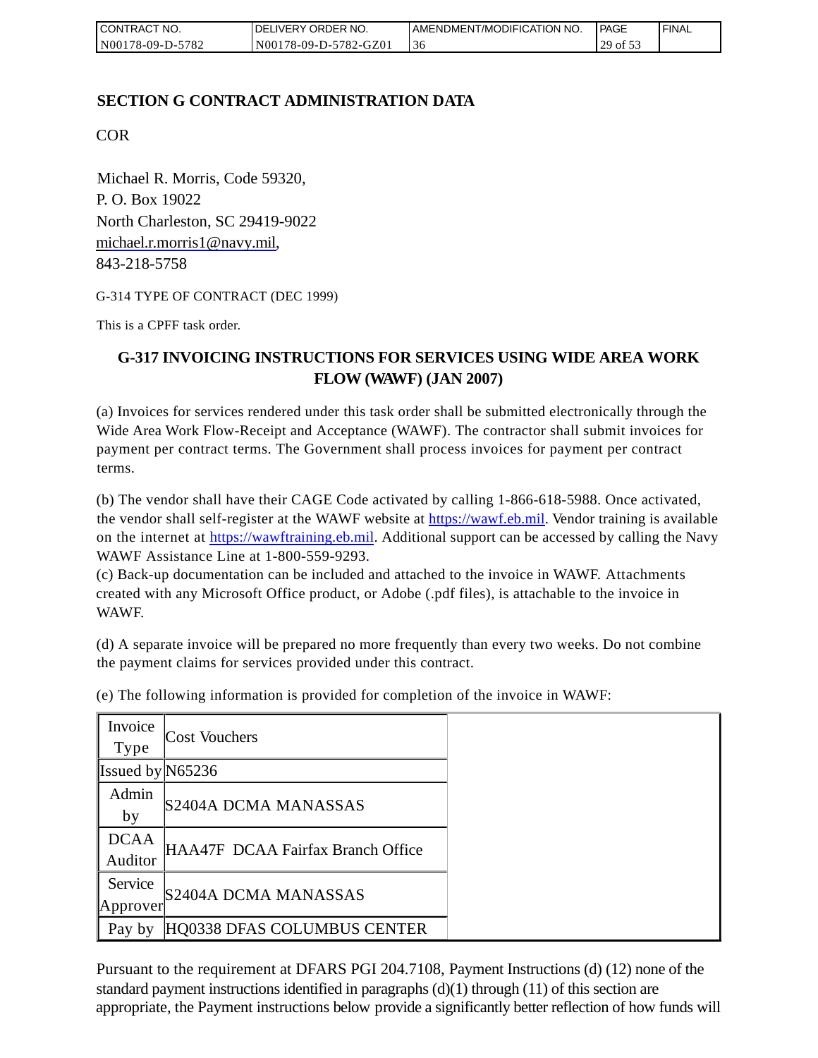## SECTION G CONTRACT ADMINISTRATION DATA

COR

Michael R. Morris, Code 59320,
P. O. Box 19022
North Charleston, SC 29419-9022
michael.r.morris1@navy.mil,
843-218-5758

G-314 TYPE OF CONTRACT (DEC 1999)

This is a CPFF task order.

### G-317 INVOICING INSTRUCTIONS FOR SERVICES USING WIDE AREA WORK FLOW (WAWF) (JAN 2007)

(a) Invoices for services rendered under this task order shall be submitted electronically through the Wide Area Work Flow-Receipt and Acceptance (WAWF). The contractor shall submit invoices for payment per contract terms. The Government shall process invoices for payment per contract terms.

(b) The vendor shall have their CAGE Code activated by calling 1-866-618-5988. Once activated, the vendor shall self-register at the WAWF website at https://wawf.eb.mil. Vendor training is available on the internet at https://wawftraining.eb.mil. Additional support can be accessed by calling the Navy WAWF Assistance Line at 1-800-559-9293.

(c) Back-up documentation can be included and attached to the invoice in WAWF. Attachments created with any Microsoft Office product, or Adobe (.pdf files), is attachable to the invoice in WAWF.

(d) A separate invoice will be prepared no more frequently than every two weeks. Do not combine the payment claims for services provided under this contract.

(e) The following information is provided for completion of the invoice in WAWF:

| | |
|---|---|
| Invoice Type | Cost Vouchers |
| Issued by | N65236 |
| Admin by | S2404A DCMA MANASSAS |
| DCAA Auditor | HAA47F DCAA Fairfax Branch Office |
| Service Approver | S2404A DCMA MANASSAS |
| Pay by | HQ0338 DFAS COLUMBUS CENTER |

Pursuant to the requirement at DFARS PGI 204.7108, Payment Instructions (d) (12) none of the standard payment instructions identified in paragraphs (d)(1) through (11) of this section are appropriate, the Payment instructions below provide a significantly better reflection of how funds will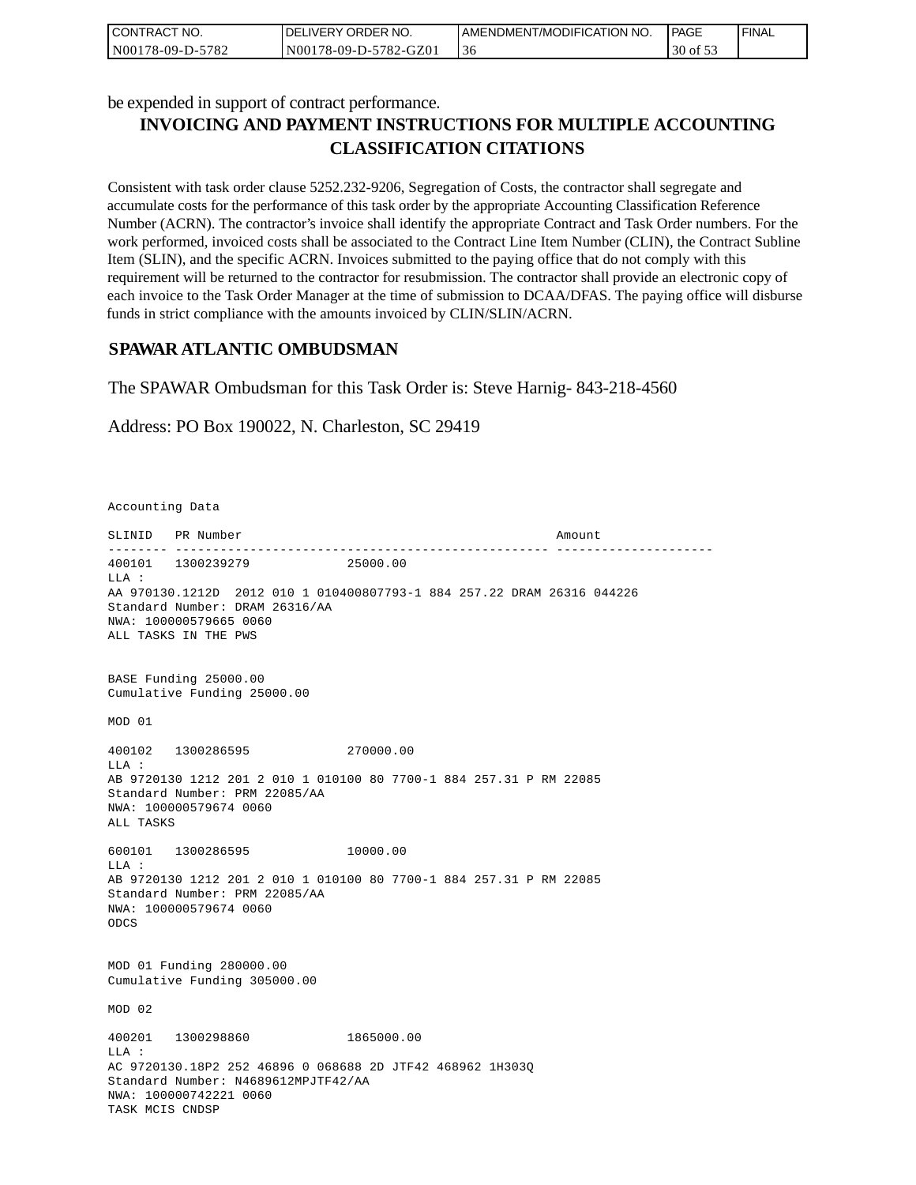be expended in support of contract performance.

## INVOICING AND PAYMENT INSTRUCTIONS FOR MULTIPLE ACCOUNTING CLASSIFICATION CITATIONS

Consistent with task order clause 5252.232-9206, Segregation of Costs, the contractor shall segregate and accumulate costs for the performance of this task order by the appropriate Accounting Classification Reference Number (ACRN). The contractor's invoice shall identify the appropriate Contract and Task Order numbers. For the work performed, invoiced costs shall be associated to the Contract Line Item Number (CLIN), the Contract Subline Item (SLIN), and the specific ACRN. Invoices submitted to the paying office that do not comply with this requirement will be returned to the contractor for resubmission. The contractor shall provide an electronic copy of each invoice to the Task Order Manager at the time of submission to DCAA/DFAS. The paying office will disburse funds in strict compliance with the amounts invoiced by CLIN/SLIN/ACRN.

## SPAWAR ATLANTIC OMBUDSMAN

The SPAWAR Ombudsman for this Task Order is: Steve Harnig- 843-218-4560

Address: PO Box 190022, N. Charleston, SC 29419

```
Accounting Data

SLINID   PR Number                                          Amount
-------- -------------------------------------------------- ---------------------
400101   1300239279             25000.00
LLA :
AA 970130.1212D  2012 010 1 010400807793-1 884 257.22 DRAM 26316 044226
Standard Number: DRAM 26316/AA
NWA: 100000579665 0060
ALL TASKS IN THE PWS


BASE Funding 25000.00
Cumulative Funding 25000.00

MOD 01

400102   1300286595             270000.00
LLA :
AB 9720130 1212 201 2 010 1 010100 80 7700-1 884 257.31 P RM 22085
Standard Number: PRM 22085/AA
NWA: 100000579674 0060
ALL TASKS

600101   1300286595             10000.00
LLA :
AB 9720130 1212 201 2 010 1 010100 80 7700-1 884 257.31 P RM 22085
Standard Number: PRM 22085/AA
NWA: 100000579674 0060
ODCS


MOD 01 Funding 280000.00
Cumulative Funding 305000.00

MOD 02

400201   1300298860             1865000.00
LLA :
AC 9720130.18P2 252 46896 0 068688 2D JTF42 468962 1H303Q
Standard Number: N4689612MPJTF42/AA
NWA: 100000742221 0060
TASK MCIS CNDSP
```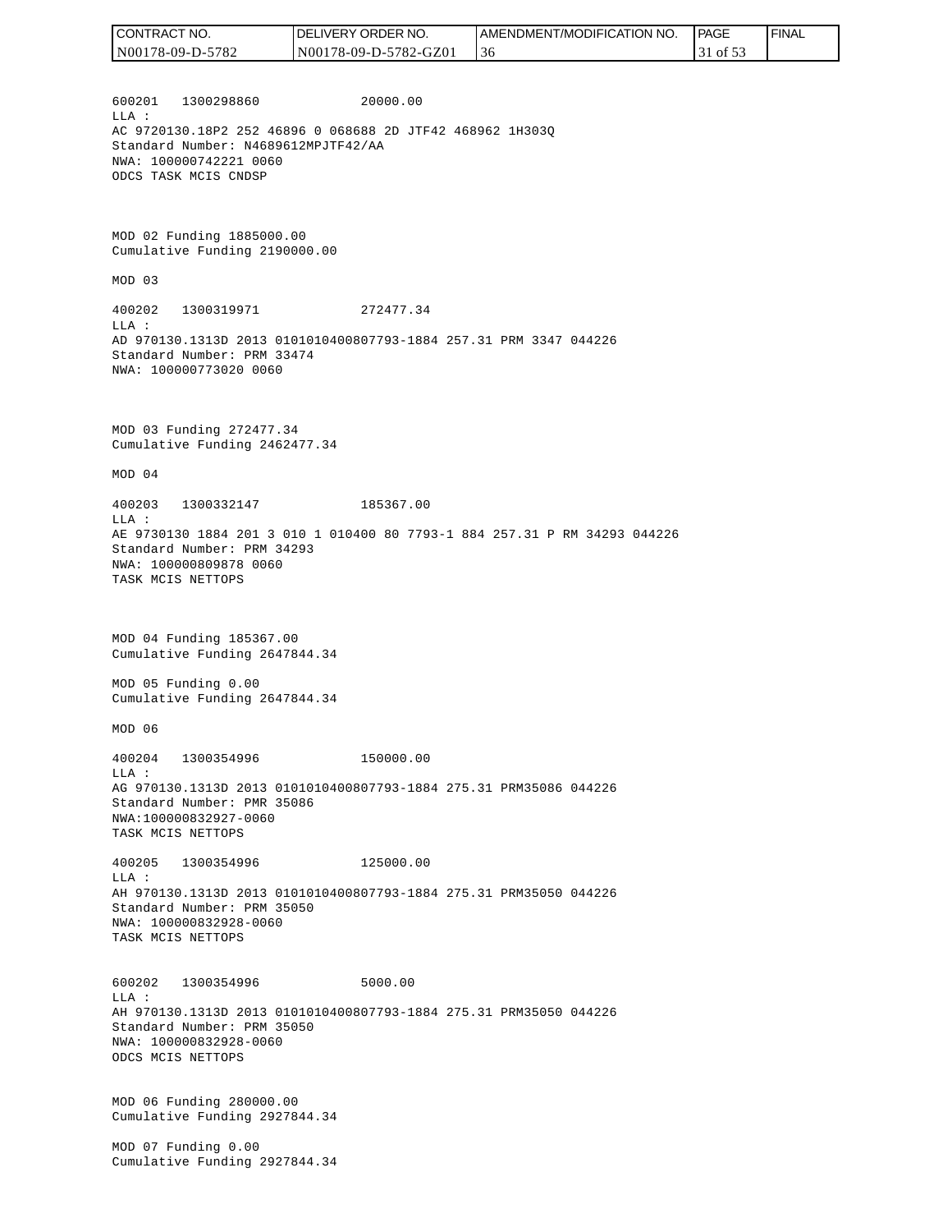600201   1300298860              20000.00
LLA :
AC 9720130.18P2 252 46896 0 068688 2D JTF42 468962 1H303Q
Standard Number: N4689612MPJTF42/AA
NWA: 100000742221 0060
ODCS TASK MCIS CNDSP

MOD 02 Funding 1885000.00
Cumulative Funding 2190000.00

MOD 03

400202   1300319971              272477.34
LLA :
AD 970130.1313D 2013 0101010400807793-1884 257.31 PRM 3347 044226
Standard Number: PRM 33474
NWA: 100000773020 0060

MOD 03 Funding 272477.34
Cumulative Funding 2462477.34

MOD 04

400203   1300332147              185367.00
LLA :
AE 9730130 1884 201 3 010 1 010400 80 7793-1 884 257.31 P RM 34293 044226
Standard Number: PRM 34293
NWA: 100000809878 0060
TASK MCIS NETTOPS

MOD 04 Funding 185367.00
Cumulative Funding 2647844.34

MOD 05 Funding 0.00
Cumulative Funding 2647844.34

MOD 06

400204   1300354996              150000.00
LLA :
AG 970130.1313D 2013 0101010400807793-1884 275.31 PRM35086 044226
Standard Number: PMR 35086
NWA:100000832927-0060
TASK MCIS NETTOPS

400205   1300354996              125000.00
LLA :
AH 970130.1313D 2013 0101010400807793-1884 275.31 PRM35050 044226
Standard Number: PRM 35050
NWA: 100000832928-0060
TASK MCIS NETTOPS

600202   1300354996              5000.00
LLA :
AH 970130.1313D 2013 0101010400807793-1884 275.31 PRM35050 044226
Standard Number: PRM 35050
NWA: 100000832928-0060
ODCS MCIS NETTOPS

MOD 06 Funding 280000.00
Cumulative Funding 2927844.34

MOD 07 Funding 0.00
Cumulative Funding 2927844.34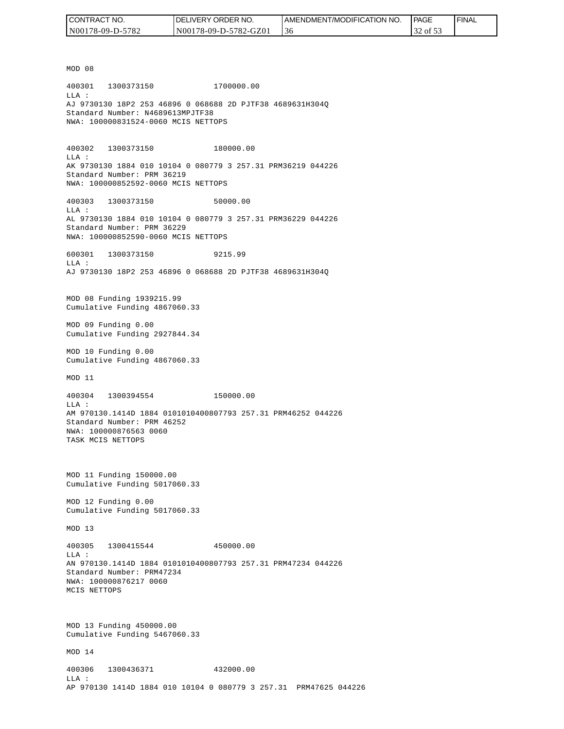MOD 08

400301   1300373150             1700000.00
LLA :
AJ 9730130 18P2 253 46896 0 068688 2D PJTF38 4689631H304Q
Standard Number: N4689613MPJTF38
NWA: 100000831524-0060 MCIS NETTOPS

400302   1300373150             180000.00
LLA :
AK 9730130 1884 010 10104 0 080779 3 257.31 PRM36219 044226
Standard Number: PRM 36219
NWA: 100000852592-0060 MCIS NETTOPS

400303   1300373150             50000.00
LLA :
AL 9730130 1884 010 10104 0 080779 3 257.31 PRM36229 044226
Standard Number: PRM 36229
NWA: 100000852590-0060 MCIS NETTOPS

600301   1300373150             9215.99
LLA :
AJ 9730130 18P2 253 46896 0 068688 2D PJTF38 4689631H304Q

MOD 08 Funding 1939215.99
Cumulative Funding 4867060.33

MOD 09 Funding 0.00
Cumulative Funding 2927844.34

MOD 10 Funding 0.00
Cumulative Funding 4867060.33

MOD 11

400304   1300394554             150000.00
LLA :
AM 970130.1414D 1884 0101010400807793 257.31 PRM46252 044226
Standard Number: PRM 46252
NWA: 100000876563 0060
TASK MCIS NETTOPS

MOD 11 Funding 150000.00
Cumulative Funding 5017060.33

MOD 12 Funding 0.00
Cumulative Funding 5017060.33

MOD 13

400305   1300415544             450000.00
LLA :
AN 970130.1414D 1884 0101010400807793 257.31 PRM47234 044226
Standard Number: PRM47234
NWA: 100000876217 0060
MCIS NETTOPS

MOD 13 Funding 450000.00
Cumulative Funding 5467060.33

MOD 14

400306   1300436371             432000.00
LLA :
AP 970130 1414D 1884 010 10104 0 080779 3 257.31  PRM47625 044226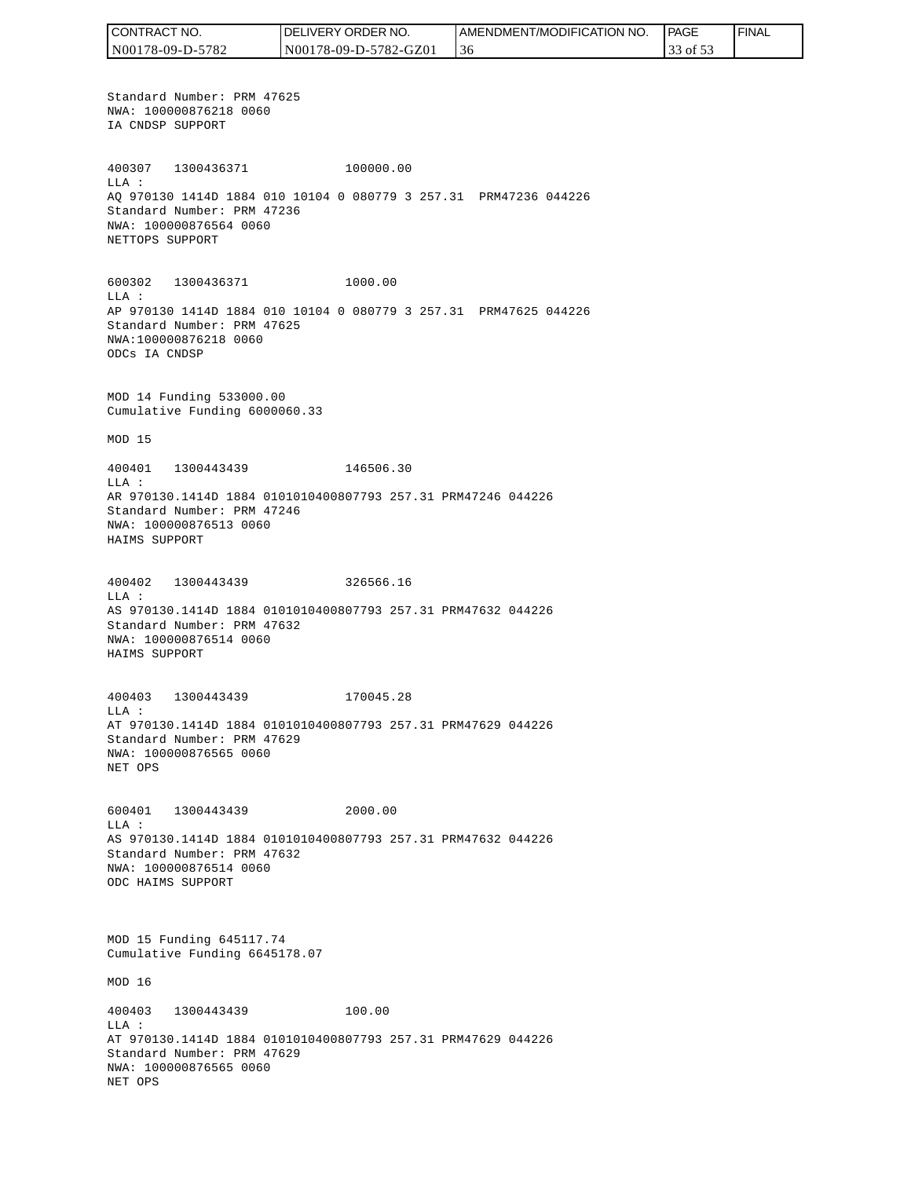Standard Number: PRM 47625
NWA: 100000876218 0060
IA CNDSP SUPPORT

400307 1300436371 100000.00
LLA :
AQ 970130 1414D 1884 010 10104 0 080779 3 257.31 PRM47236 044226
Standard Number: PRM 47236
NWA: 100000876564 0060
NETTOPS SUPPORT

600302 1300436371 1000.00
LLA :
AP 970130 1414D 1884 010 10104 0 080779 3 257.31 PRM47625 044226
Standard Number: PRM 47625
NWA:100000876218 0060
ODCs IA CNDSP

MOD 14 Funding 533000.00
Cumulative Funding 6000060.33

MOD 15

400401 1300443439 146506.30
LLA :
AR 970130.1414D 1884 0101010400807793 257.31 PRM47246 044226
Standard Number: PRM 47246
NWA: 100000876513 0060
HAIMS SUPPORT

400402 1300443439 326566.16
LLA :
AS 970130.1414D 1884 0101010400807793 257.31 PRM47632 044226
Standard Number: PRM 47632
NWA: 100000876514 0060
HAIMS SUPPORT

400403 1300443439 170045.28
LLA :
AT 970130.1414D 1884 0101010400807793 257.31 PRM47629 044226
Standard Number: PRM 47629
NWA: 100000876565 0060
NET OPS

600401 1300443439 2000.00
LLA :
AS 970130.1414D 1884 0101010400807793 257.31 PRM47632 044226
Standard Number: PRM 47632
NWA: 100000876514 0060
ODC HAIMS SUPPORT

MOD 15 Funding 645117.74
Cumulative Funding 6645178.07

MOD 16

400403 1300443439 100.00
LLA :
AT 970130.1414D 1884 0101010400807793 257.31 PRM47629 044226
Standard Number: PRM 47629
NWA: 100000876565 0060
NET OPS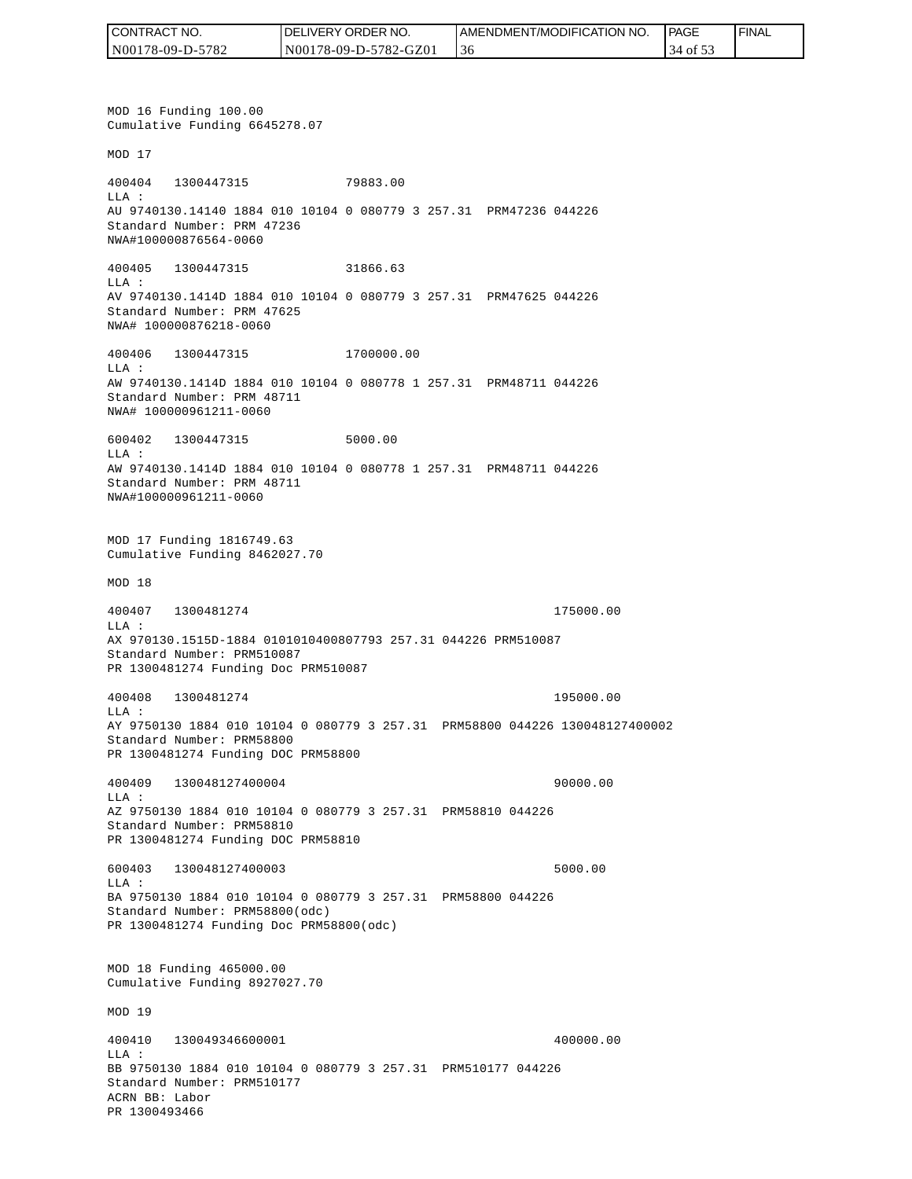MOD 16 Funding 100.00
Cumulative Funding 6645278.07

MOD 17

400404   1300447315             79883.00
LLA :
AU 9740130.14140 1884 010 10104 0 080779 3 257.31  PRM47236 044226
Standard Number: PRM 47236
NWA#100000876564-0060

400405   1300447315             31866.63
LLA :
AV 9740130.1414D 1884 010 10104 0 080779 3 257.31  PRM47625 044226
Standard Number: PRM 47625
NWA# 100000876218-0060

400406   1300447315             1700000.00
LLA :
AW 9740130.1414D 1884 010 10104 0 080778 1 257.31  PRM48711 044226
Standard Number: PRM 48711
NWA# 100000961211-0060

600402   1300447315             5000.00
LLA :
AW 9740130.1414D 1884 010 10104 0 080778 1 257.31  PRM48711 044226
Standard Number: PRM 48711
NWA#100000961211-0060

MOD 17 Funding 1816749.63
Cumulative Funding 8462027.70

MOD 18

400407   1300481274                                   175000.00
LLA :
AX 970130.1515D-1884 0101010400807793 257.31 044226 PRM510087
Standard Number: PRM510087
PR 1300481274 Funding Doc PRM510087

400408   1300481274                                   195000.00
LLA :
AY 9750130 1884 010 10104 0 080779 3 257.31  PRM58800 044226 130048127400002
Standard Number: PRM58800
PR 1300481274 Funding DOC PRM58800

400409   130048127400004                              90000.00
LLA :
AZ 9750130 1884 010 10104 0 080779 3 257.31  PRM58810 044226
Standard Number: PRM58810
PR 1300481274 Funding DOC PRM58810

600403   130048127400003                              5000.00
LLA :
BA 9750130 1884 010 10104 0 080779 3 257.31  PRM58800 044226
Standard Number: PRM58800(odc)
PR 1300481274 Funding Doc PRM58800(odc)

MOD 18 Funding 465000.00
Cumulative Funding 8927027.70

MOD 19

400410   130049346600001                              400000.00
LLA :
BB 9750130 1884 010 10104 0 080779 3 257.31  PRM510177 044226
Standard Number: PRM510177
ACRN BB: Labor
PR 1300493466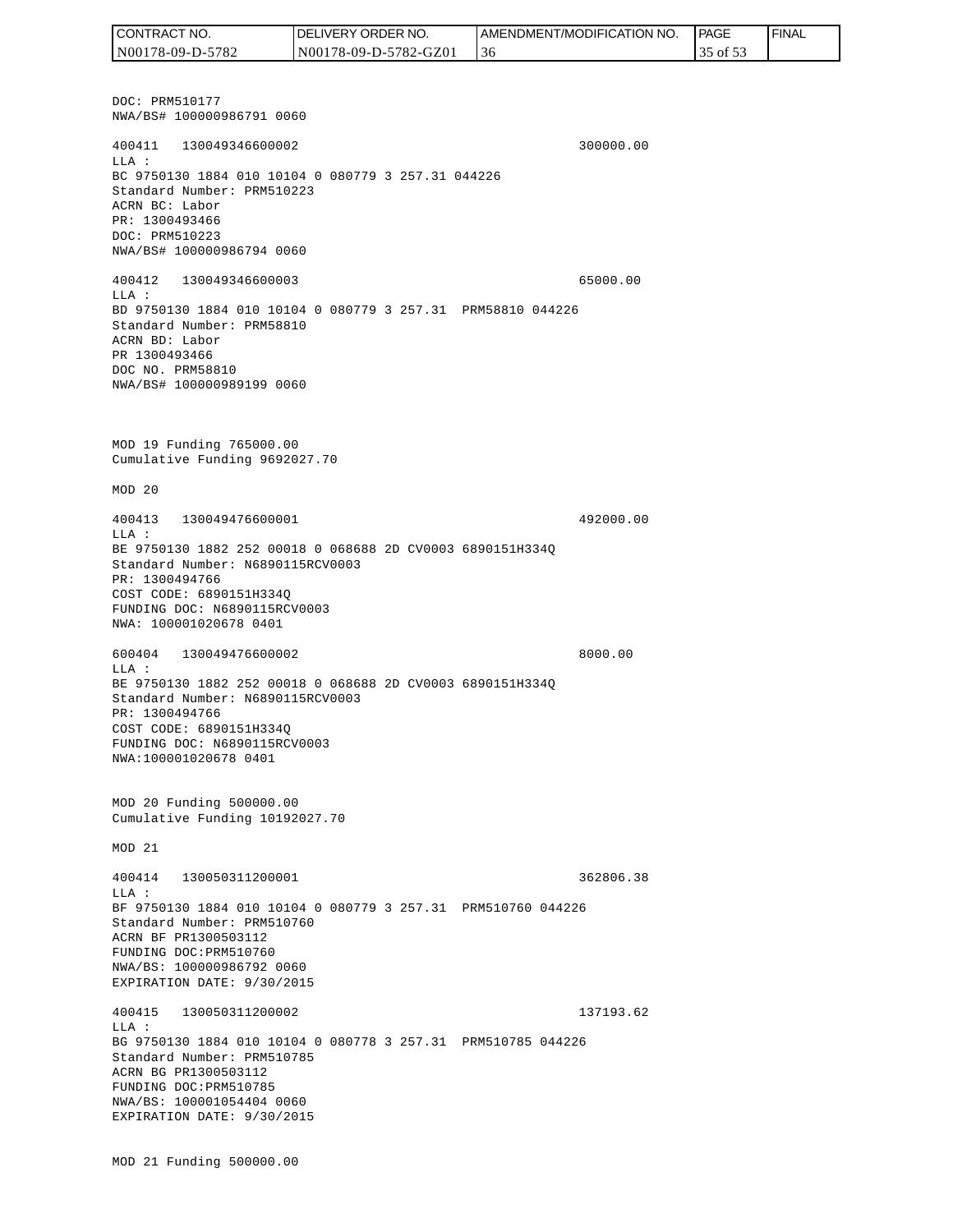DOC: PRM510177
NWA/BS# 100000986791 0060

400411   130049346600002                                    300000.00
LLA :
BC 9750130 1884 010 10104 0 080779 3 257.31 044226
Standard Number: PRM510223
ACRN BC: Labor
PR: 1300493466
DOC: PRM510223
NWA/BS# 100000986794 0060

400412   130049346600003                                    65000.00
LLA :
BD 9750130 1884 010 10104 0 080779 3 257.31  PRM58810 044226
Standard Number: PRM58810
ACRN BD: Labor
PR 1300493466
DOC NO. PRM58810
NWA/BS# 100000989199 0060

MOD 19 Funding 765000.00
Cumulative Funding 9692027.70

MOD 20

400413   130049476600001                                    492000.00
LLA :
BE 9750130 1882 252 00018 0 068688 2D CV0003 6890151H334Q
Standard Number: N6890115RCV0003
PR: 1300494766
COST CODE: 6890151H334Q
FUNDING DOC: N6890115RCV0003
NWA: 100001020678 0401

600404   130049476600002                                    8000.00
LLA :
BE 9750130 1882 252 00018 0 068688 2D CV0003 6890151H334Q
Standard Number: N6890115RCV0003
PR: 1300494766
COST CODE: 6890151H334Q
FUNDING DOC: N6890115RCV0003
NWA:100001020678 0401

MOD 20 Funding 500000.00
Cumulative Funding 10192027.70

MOD 21

400414   130050311200001                                    362806.38
LLA :
BF 9750130 1884 010 10104 0 080779 3 257.31  PRM510760 044226
Standard Number: PRM510760
ACRN BF PR1300503112
FUNDING DOC:PRM510760
NWA/BS: 100000986792 0060
EXPIRATION DATE: 9/30/2015

400415   130050311200002                                    137193.62
LLA :
BG 9750130 1884 010 10104 0 080778 3 257.31  PRM510785 044226
Standard Number: PRM510785
ACRN BG PR1300503112
FUNDING DOC:PRM510785
NWA/BS: 100001054404 0060
EXPIRATION DATE: 9/30/2015

MOD 21 Funding 500000.00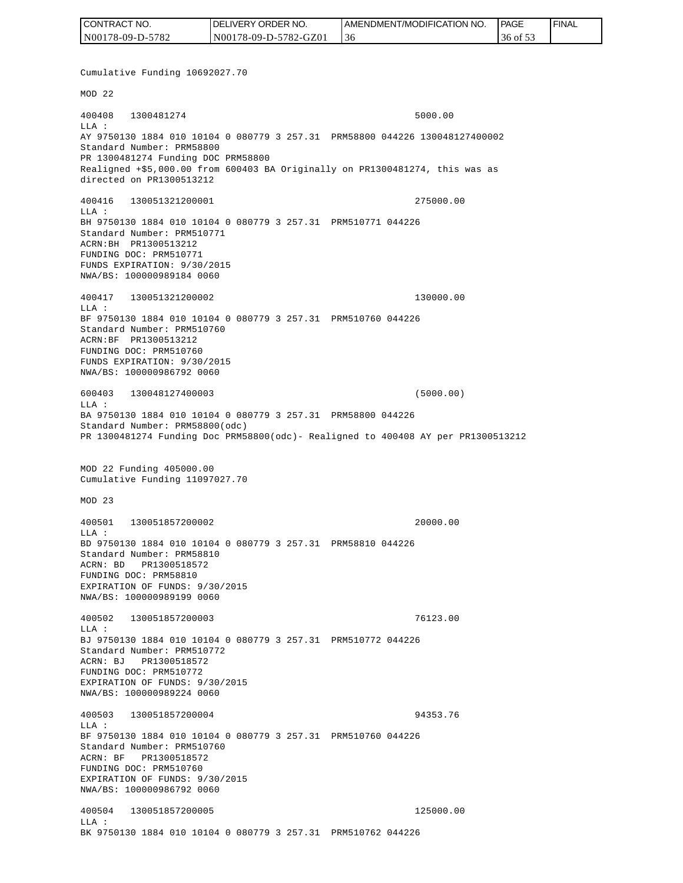Cumulative Funding 10692027.70

MOD 22

400408   1300481274                                              5000.00
LLA :
AY 9750130 1884 010 10104 0 080779 3 257.31  PRM58800 044226 130048127400002
Standard Number: PRM58800
PR 1300481274 Funding DOC PRM58800
Realigned +$5,000.00 from 600403 BA Originally on PR1300481274, this was as directed on PR1300513212

400416   130051321200001                                         275000.00
LLA :
BH 9750130 1884 010 10104 0 080779 3 257.31  PRM510771 044226
Standard Number: PRM510771
ACRN:BH  PR1300513212
FUNDING DOC: PRM510771
FUNDS EXPIRATION: 9/30/2015
NWA/BS: 100000989184 0060

400417   130051321200002                                         130000.00
LLA :
BF 9750130 1884 010 10104 0 080779 3 257.31  PRM510760 044226
Standard Number: PRM510760
ACRN:BF  PR1300513212
FUNDING DOC: PRM510760
FUNDS EXPIRATION: 9/30/2015
NWA/BS: 100000986792 0060

600403   130048127400003                                         (5000.00)
LLA :
BA 9750130 1884 010 10104 0 080779 3 257.31  PRM58800 044226
Standard Number: PRM58800(odc)
PR 1300481274 Funding Doc PRM58800(odc)- Realigned to 400408 AY per PR1300513212

MOD 22 Funding 405000.00
Cumulative Funding 11097027.70

MOD 23

400501   130051857200002                                         20000.00
LLA :
BD 9750130 1884 010 10104 0 080779 3 257.31  PRM58810 044226
Standard Number: PRM58810
ACRN: BD   PR1300518572
FUNDING DOC: PRM58810
EXPIRATION OF FUNDS: 9/30/2015
NWA/BS: 100000989199 0060

400502   130051857200003                                         76123.00
LLA :
BJ 9750130 1884 010 10104 0 080779 3 257.31  PRM510772 044226
Standard Number: PRM510772
ACRN: BJ   PR1300518572
FUNDING DOC: PRM510772
EXPIRATION OF FUNDS: 9/30/2015
NWA/BS: 100000989224 0060

400503   130051857200004                                         94353.76
LLA :
BF 9750130 1884 010 10104 0 080779 3 257.31  PRM510760 044226
Standard Number: PRM510760
ACRN: BF   PR1300518572
FUNDING DOC: PRM510760
EXPIRATION OF FUNDS: 9/30/2015
NWA/BS: 100000986792 0060

400504   130051857200005                                         125000.00
LLA :
BK 9750130 1884 010 10104 0 080779 3 257.31  PRM510762 044226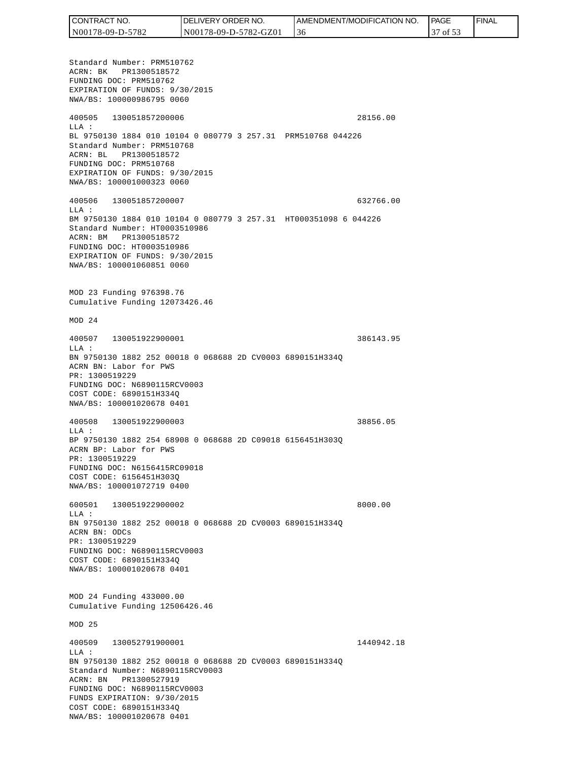Standard Number: PRM510762
ACRN: BK PR1300518572
FUNDING DOC: PRM510762
EXPIRATION OF FUNDS: 9/30/2015
NWA/BS: 100000986795 0060

400505 130051857200006 28156.00
LLA :
BL 9750130 1884 010 10104 0 080779 3 257.31 PRM510768 044226
Standard Number: PRM510768
ACRN: BL PR1300518572
FUNDING DOC: PRM510768
EXPIRATION OF FUNDS: 9/30/2015
NWA/BS: 100001000323 0060

400506 130051857200007 632766.00
LLA :
BM 9750130 1884 010 10104 0 080779 3 257.31 HT000351098 6 044226
Standard Number: HT0003510986
ACRN: BM PR1300518572
FUNDING DOC: HT0003510986
EXPIRATION OF FUNDS: 9/30/2015
NWA/BS: 100001060851 0060

MOD 23 Funding 976398.76
Cumulative Funding 12073426.46

MOD 24

400507 130051922900001 386143.95
LLA :
BN 9750130 1882 252 00018 0 068688 2D CV0003 6890151H334Q
ACRN BN: Labor for PWS
PR: 1300519229
FUNDING DOC: N6890115RCV0003
COST CODE: 6890151H334Q
NWA/BS: 100001020678 0401

400508 130051922900003 38856.05
LLA :
BP 9750130 1882 254 68908 0 068688 2D C09018 6156451H303Q
ACRN BP: Labor for PWS
PR: 1300519229
FUNDING DOC: N6156415RC09018
COST CODE: 6156451H303Q
NWA/BS: 100001072719 0400

600501 130051922900002 8000.00
LLA :
BN 9750130 1882 252 00018 0 068688 2D CV0003 6890151H334Q
ACRN BN: ODCs
PR: 1300519229
FUNDING DOC: N6890115RCV0003
COST CODE: 6890151H334Q
NWA/BS: 100001020678 0401

MOD 24 Funding 433000.00
Cumulative Funding 12506426.46

MOD 25

400509 130052791900001 1440942.18
LLA :
BN 9750130 1882 252 00018 0 068688 2D CV0003 6890151H334Q
Standard Number: N6890115RCV0003
ACRN: BN PR1300527919
FUNDING DOC: N6890115RCV0003
FUNDS EXPIRATION: 9/30/2015
COST CODE: 6890151H334Q
NWA/BS: 100001020678 0401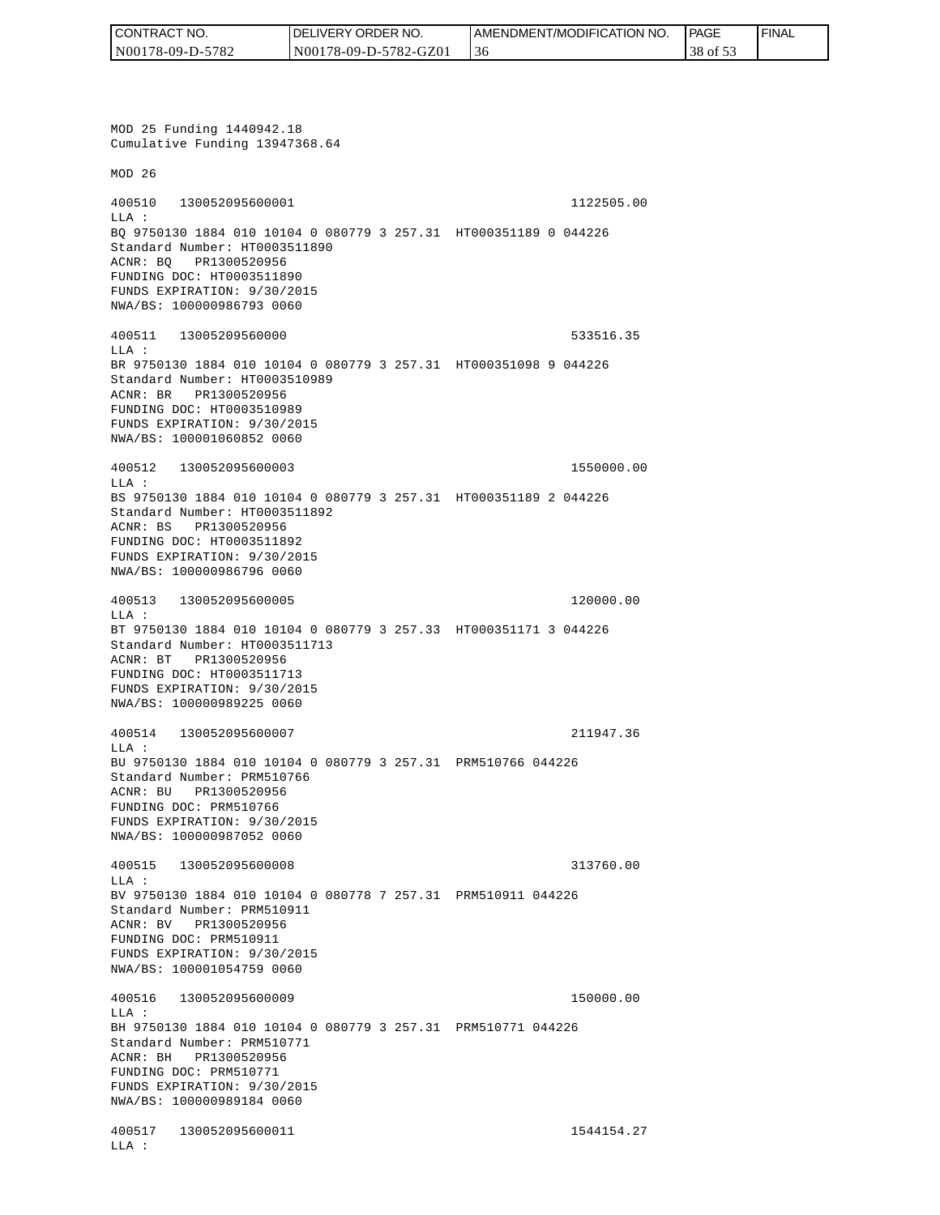MOD 25 Funding 1440942.18
Cumulative Funding 13947368.64

MOD 26

```
400510   130052095600001                                    1122505.00
LLA :
BQ 9750130 1884 010 10104 0 080779 3 257.31  HT000351189 0 044226
Standard Number: HT0003511890
ACNR: BQ   PR1300520956
FUNDING DOC: HT0003511890
FUNDS EXPIRATION: 9/30/2015
NWA/BS: 100000986793 0060

400511   13005209560000                                      533516.35
LLA :
BR 9750130 1884 010 10104 0 080779 3 257.31  HT000351098 9 044226
Standard Number: HT0003510989
ACNR: BR   PR1300520956
FUNDING DOC: HT0003510989
FUNDS EXPIRATION: 9/30/2015
NWA/BS: 100001060852 0060

400512   130052095600003                                    1550000.00
LLA :
BS 9750130 1884 010 10104 0 080779 3 257.31  HT000351189 2 044226
Standard Number: HT0003511892
ACNR: BS   PR1300520956
FUNDING DOC: HT0003511892
FUNDS EXPIRATION: 9/30/2015
NWA/BS: 100000986796 0060

400513   130052095600005                                     120000.00
LLA :
BT 9750130 1884 010 10104 0 080779 3 257.33  HT000351171 3 044226
Standard Number: HT0003511713
ACNR: BT   PR1300520956
FUNDING DOC: HT0003511713
FUNDS EXPIRATION: 9/30/2015
NWA/BS: 100000989225 0060

400514   130052095600007                                     211947.36
LLA :
BU 9750130 1884 010 10104 0 080779 3 257.31  PRM510766 044226
Standard Number: PRM510766
ACNR: BU   PR1300520956
FUNDING DOC: PRM510766
FUNDS EXPIRATION: 9/30/2015
NWA/BS: 100000987052 0060

400515   130052095600008                                     313760.00
LLA :
BV 9750130 1884 010 10104 0 080778 7 257.31  PRM510911 044226
Standard Number: PRM510911
ACNR: BV   PR1300520956
FUNDING DOC: PRM510911
FUNDS EXPIRATION: 9/30/2015
NWA/BS: 100001054759 0060

400516   130052095600009                                     150000.00
LLA :
BH 9750130 1884 010 10104 0 080779 3 257.31  PRM510771 044226
Standard Number: PRM510771
ACNR: BH   PR1300520956
FUNDING DOC: PRM510771
FUNDS EXPIRATION: 9/30/2015
NWA/BS: 100000989184 0060

400517   130052095600011                                    1544154.27
LLA :
```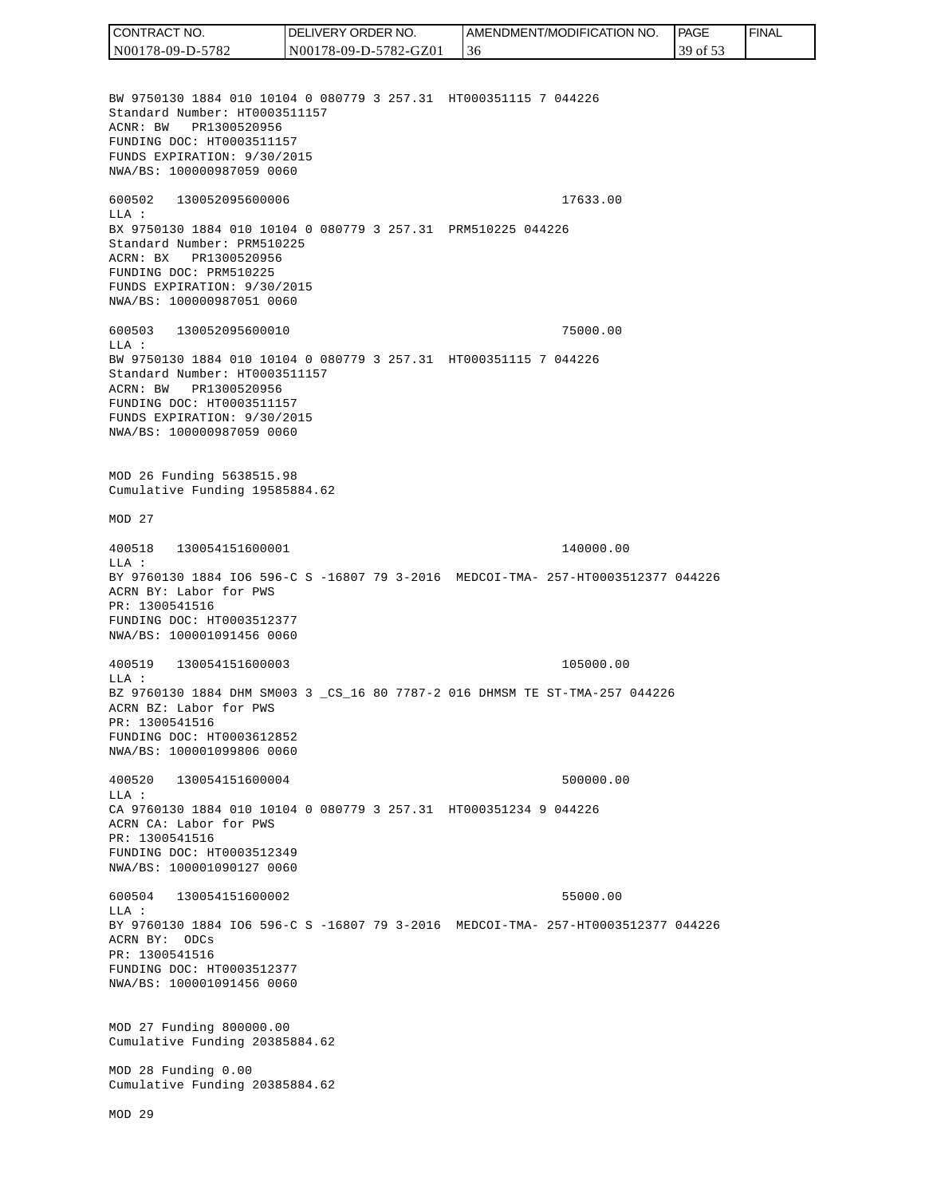BW 9750130 1884 010 10104 0 080779 3 257.31  HT000351115 7 044226
Standard Number: HT0003511157
ACNR: BW   PR1300520956
FUNDING DOC: HT0003511157
FUNDS EXPIRATION: 9/30/2015
NWA/BS: 100000987059 0060

600502   130052095600006                                    17633.00
LLA :
BX 9750130 1884 010 10104 0 080779 3 257.31  PRM510225 044226
Standard Number: PRM510225
ACRN: BX   PR1300520956
FUNDING DOC: PRM510225
FUNDS EXPIRATION: 9/30/2015
NWA/BS: 100000987051 0060

600503   130052095600010                                    75000.00
LLA :
BW 9750130 1884 010 10104 0 080779 3 257.31  HT000351115 7 044226
Standard Number: HT0003511157
ACRN: BW   PR1300520956
FUNDING DOC: HT0003511157
FUNDS EXPIRATION: 9/30/2015
NWA/BS: 100000987059 0060

MOD 26 Funding 5638515.98
Cumulative Funding 19585884.62

MOD 27

400518   130054151600001                                    140000.00
LLA :
BY 9760130 1884 IO6 596-C S -16807 79 3-2016  MEDCOI-TMA- 257-HT0003512377 044226
ACRN BY: Labor for PWS
PR: 1300541516
FUNDING DOC: HT0003512377
NWA/BS: 100001091456 0060

400519   130054151600003                                    105000.00
LLA :
BZ 9760130 1884 DHM SM003 3 _CS_16 80 7787-2 016 DHMSM TE ST-TMA-257 044226
ACRN BZ: Labor for PWS
PR: 1300541516
FUNDING DOC: HT0003612852
NWA/BS: 100001099806 0060

400520   130054151600004                                    500000.00
LLA :
CA 9760130 1884 010 10104 0 080779 3 257.31  HT000351234 9 044226
ACRN CA: Labor for PWS
PR: 1300541516
FUNDING DOC: HT0003512349
NWA/BS: 100001090127 0060

600504   130054151600002                                    55000.00
LLA :
BY 9760130 1884 IO6 596-C S -16807 79 3-2016  MEDCOI-TMA- 257-HT0003512377 044226
ACRN BY:  ODCs
PR: 1300541516
FUNDING DOC: HT0003512377
NWA/BS: 100001091456 0060

MOD 27 Funding 800000.00
Cumulative Funding 20385884.62

MOD 28 Funding 0.00
Cumulative Funding 20385884.62

MOD 29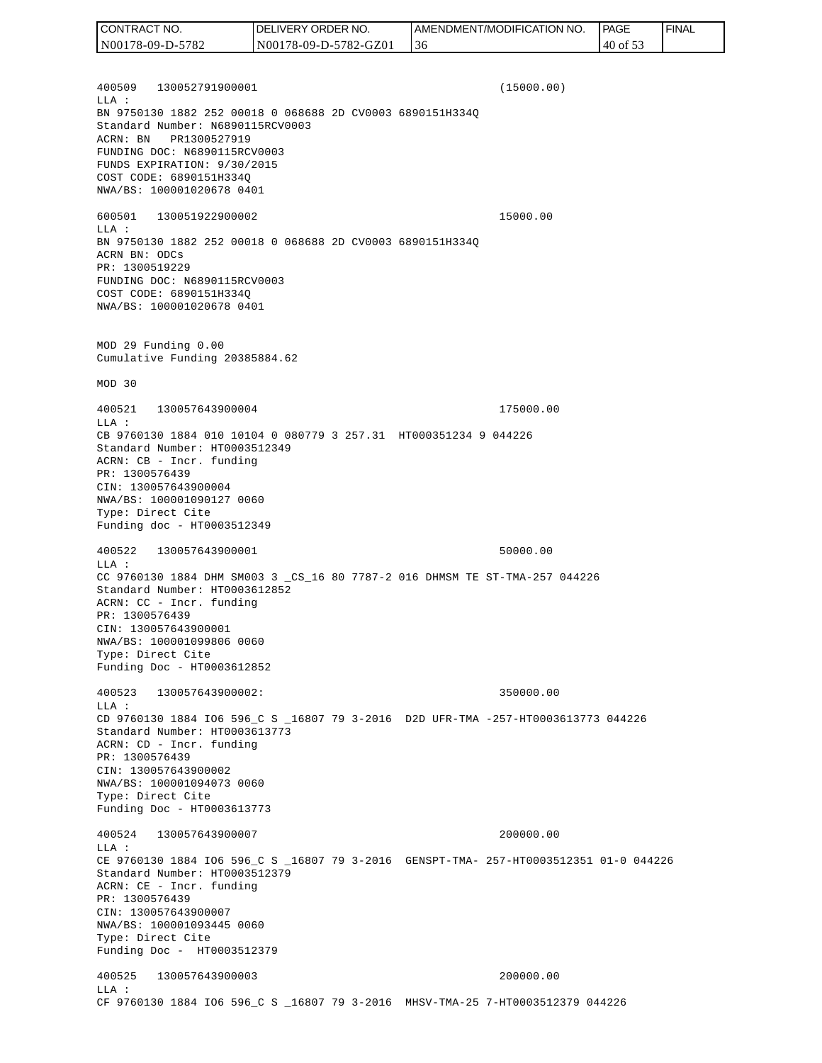400509 130052791900001 (15000.00)
LLA :
BN 9750130 1882 252 00018 0 068688 2D CV0003 6890151H334Q
Standard Number: N6890115RCV0003
ACRN: BN PR1300527919
FUNDING DOC: N6890115RCV0003
FUNDS EXPIRATION: 9/30/2015
COST CODE: 6890151H334Q
NWA/BS: 100001020678 0401

600501 130051922900002 15000.00
LLA :
BN 9750130 1882 252 00018 0 068688 2D CV0003 6890151H334Q
ACRN BN: ODCs
PR: 1300519229
FUNDING DOC: N6890115RCV0003
COST CODE: 6890151H334Q
NWA/BS: 100001020678 0401

MOD 29 Funding 0.00
Cumulative Funding 20385884.62

MOD 30

400521 130057643900004 175000.00
LLA :
CB 9760130 1884 010 10104 0 080779 3 257.31 HT000351234 9 044226
Standard Number: HT0003512349
ACRN: CB - Incr. funding
PR: 1300576439
CIN: 130057643900004
NWA/BS: 100001090127 0060
Type: Direct Cite
Funding doc - HT0003512349

400522 130057643900001 50000.00
LLA :
CC 9760130 1884 DHM SM003 3 _CS_16 80 7787-2 016 DHMSM TE ST-TMA-257 044226
Standard Number: HT0003612852
ACRN: CC - Incr. funding
PR: 1300576439
CIN: 130057643900001
NWA/BS: 100001099806 0060
Type: Direct Cite
Funding Doc - HT0003612852

400523 130057643900002: 350000.00
LLA :
CD 9760130 1884 IO6 596_C S _16807 79 3-2016 D2D UFR-TMA -257-HT0003613773 044226
Standard Number: HT0003613773
ACRN: CD - Incr. funding
PR: 1300576439
CIN: 130057643900002
NWA/BS: 100001094073 0060
Type: Direct Cite
Funding Doc - HT0003613773

400524 130057643900007 200000.00
LLA :
CE 9760130 1884 IO6 596_C S _16807 79 3-2016 GENSPT-TMA- 257-HT0003512351 01-0 044226
Standard Number: HT0003512379
ACRN: CE - Incr. funding
PR: 1300576439
CIN: 130057643900007
NWA/BS: 100001093445 0060
Type: Direct Cite
Funding Doc - HT0003512379

400525 130057643900003 200000.00
LLA :
CF 9760130 1884 IO6 596_C S _16807 79 3-2016 MHSV-TMA-25 7-HT0003512379 044226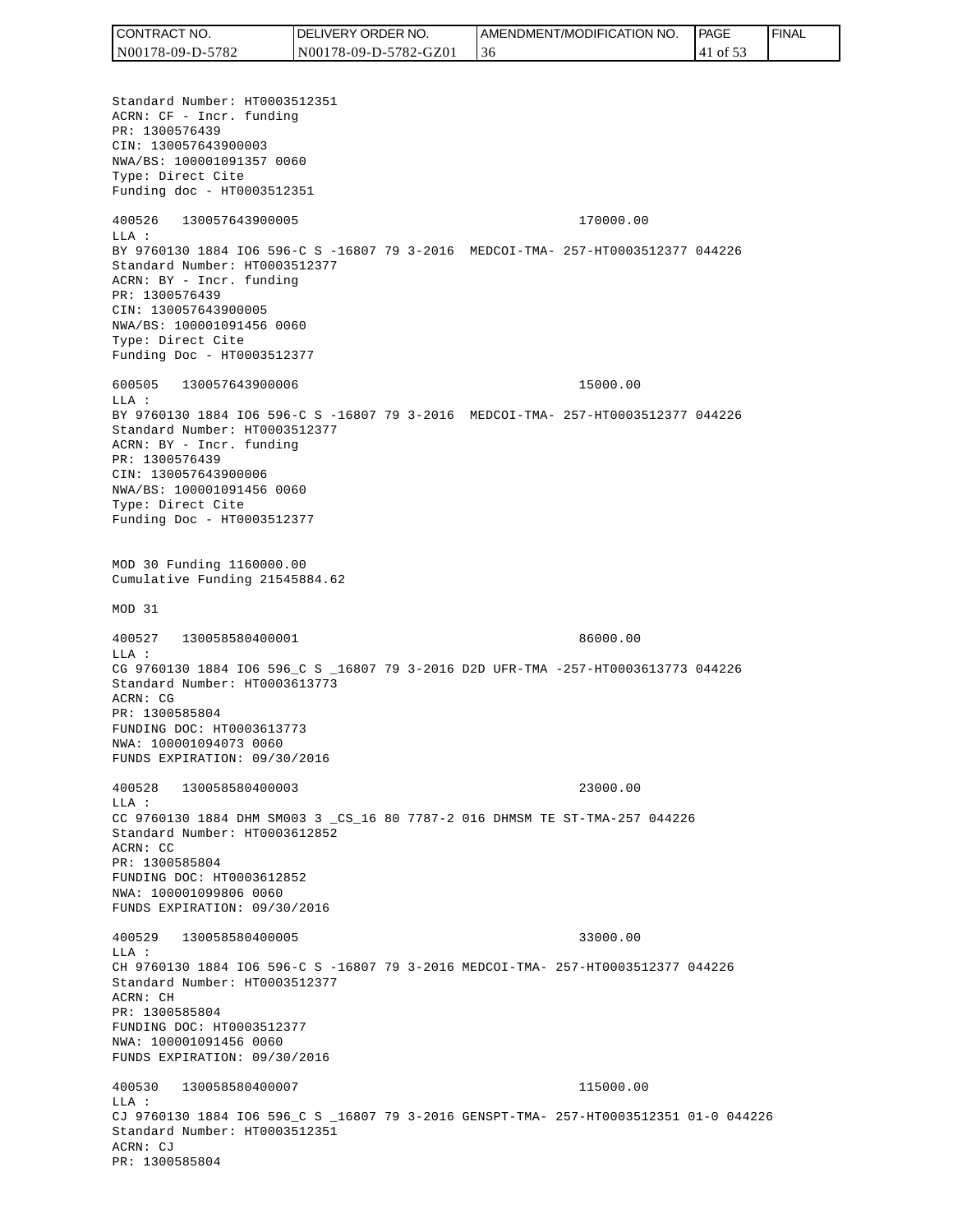Standard Number: HT0003512351
ACRN: CF - Incr. funding
PR: 1300576439
CIN: 130057643900003
NWA/BS: 100001091357 0060
Type: Direct Cite
Funding doc - HT0003512351

400526   130057643900005                                    170000.00
LLA :
BY 9760130 1884 IO6 596-C S -16807 79 3-2016  MEDCOI-TMA- 257-HT0003512377 044226
Standard Number: HT0003512377
ACRN: BY - Incr. funding
PR: 1300576439
CIN: 130057643900005
NWA/BS: 100001091456 0060
Type: Direct Cite
Funding Doc - HT0003512377

600505   130057643900006                                    15000.00
LLA :
BY 9760130 1884 IO6 596-C S -16807 79 3-2016  MEDCOI-TMA- 257-HT0003512377 044226
Standard Number: HT0003512377
ACRN: BY - Incr. funding
PR: 1300576439
CIN: 130057643900006
NWA/BS: 100001091456 0060
Type: Direct Cite
Funding Doc - HT0003512377

MOD 30 Funding 1160000.00
Cumulative Funding 21545884.62

MOD 31

400527   130058580400001                                    86000.00
LLA :
CG 9760130 1884 IO6 596_C S _16807 79 3-2016 D2D UFR-TMA -257-HT0003613773 044226
Standard Number: HT0003613773
ACRN: CG
PR: 1300585804
FUNDING DOC: HT0003613773
NWA: 100001094073 0060
FUNDS EXPIRATION: 09/30/2016

400528   130058580400003                                    23000.00
LLA :
CC 9760130 1884 DHM SM003 3 _CS_16 80 7787-2 016 DHMSM TE ST-TMA-257 044226
Standard Number: HT0003612852
ACRN: CC
PR: 1300585804
FUNDING DOC: HT0003612852
NWA: 100001099806 0060
FUNDS EXPIRATION: 09/30/2016

400529   130058580400005                                    33000.00
LLA :
CH 9760130 1884 IO6 596-C S -16807 79 3-2016 MEDCOI-TMA- 257-HT0003512377 044226
Standard Number: HT0003512377
ACRN: CH
PR: 1300585804
FUNDING DOC: HT0003512377
NWA: 100001091456 0060
FUNDS EXPIRATION: 09/30/2016

400530   130058580400007                                    115000.00
LLA :
CJ 9760130 1884 IO6 596_C S _16807 79 3-2016 GENSPT-TMA- 257-HT0003512351 01-0 044226
Standard Number: HT0003512351
ACRN: CJ
PR: 1300585804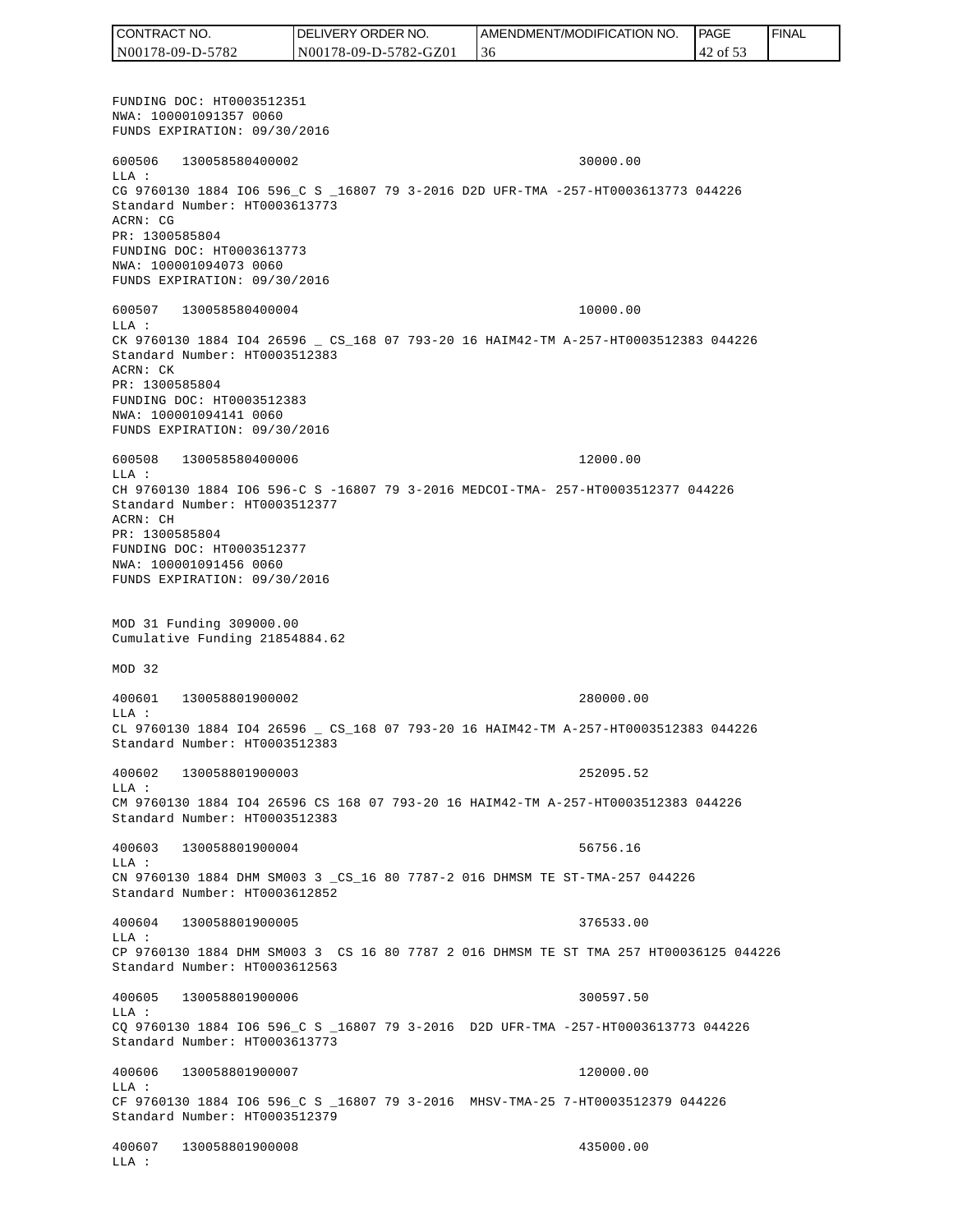FUNDING DOC: HT0003512351
NWA: 100001091357 0060
FUNDS EXPIRATION: 09/30/2016

600506 130058580400002 30000.00
LLA :
CG 9760130 1884 IO6 596_C S _16807 79 3-2016 D2D UFR-TMA -257-HT0003613773 044226
Standard Number: HT0003613773
ACRN: CG
PR: 1300585804
FUNDING DOC: HT0003613773
NWA: 100001094073 0060
FUNDS EXPIRATION: 09/30/2016

600507 130058580400004 10000.00
LLA :
CK 9760130 1884 IO4 26596 _ CS_168 07 793-20 16 HAIM42-TM A-257-HT0003512383 044226
Standard Number: HT0003512383
ACRN: CK
PR: 1300585804
FUNDING DOC: HT0003512383
NWA: 100001094141 0060
FUNDS EXPIRATION: 09/30/2016

600508 130058580400006 12000.00
LLA :
CH 9760130 1884 IO6 596-C S -16807 79 3-2016 MEDCOI-TMA- 257-HT0003512377 044226
Standard Number: HT0003512377
ACRN: CH
PR: 1300585804
FUNDING DOC: HT0003512377
NWA: 100001091456 0060
FUNDS EXPIRATION: 09/30/2016

MOD 31 Funding 309000.00
Cumulative Funding 21854884.62

MOD 32

400601 130058801900002 280000.00
LLA :
CL 9760130 1884 IO4 26596 _ CS_168 07 793-20 16 HAIM42-TM A-257-HT0003512383 044226
Standard Number: HT0003512383

400602 130058801900003 252095.52
LLA :
CM 9760130 1884 IO4 26596 CS 168 07 793-20 16 HAIM42-TM A-257-HT0003512383 044226
Standard Number: HT0003512383

400603 130058801900004 56756.16
LLA :
CN 9760130 1884 DHM SM003 3 _CS_16 80 7787-2 016 DHMSM TE ST-TMA-257 044226
Standard Number: HT0003612852

400604 130058801900005 376533.00
LLA :
CP 9760130 1884 DHM SM003 3 CS 16 80 7787 2 016 DHMSM TE ST TMA 257 HT00036125 044226
Standard Number: HT0003612563

400605 130058801900006 300597.50
LLA :
CQ 9760130 1884 IO6 596_C S _16807 79 3-2016 D2D UFR-TMA -257-HT0003613773 044226
Standard Number: HT0003613773

400606 130058801900007 120000.00
LLA :
CF 9760130 1884 IO6 596_C S _16807 79 3-2016 MHSV-TMA-25 7-HT0003512379 044226
Standard Number: HT0003512379

400607 130058801900008 435000.00
LLA :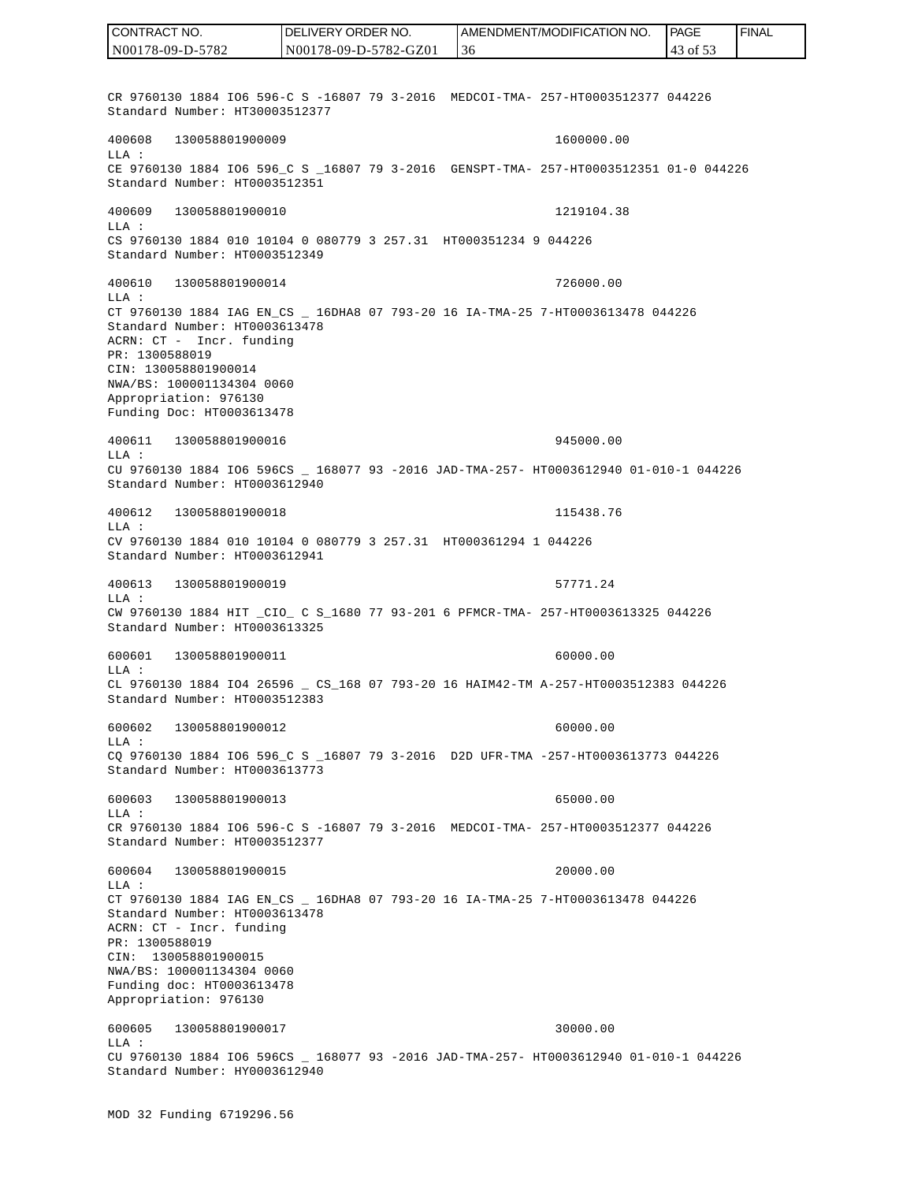CR 9760130 1884 IO6 596-C S -16807 79 3-2016 MEDCOI-TMA- 257-HT0003512377 044226
Standard Number: HT30003512377

400608 130058801900009 1600000.00
LLA :
CE 9760130 1884 IO6 596_C S _16807 79 3-2016 GENSPT-TMA- 257-HT0003512351 01-0 044226
Standard Number: HT0003512351

400609 130058801900010 1219104.38
LLA :
CS 9760130 1884 010 10104 0 080779 3 257.31 HT000351234 9 044226
Standard Number: HT0003512349

400610 130058801900014 726000.00
LLA :
CT 9760130 1884 IAG EN_CS _ 16DHA8 07 793-20 16 IA-TMA-25 7-HT0003613478 044226
Standard Number: HT0003613478
ACRN: CT - Incr. funding
PR: 1300588019
CIN: 130058801900014
NWA/BS: 100001134304 0060
Appropriation: 976130
Funding Doc: HT0003613478

400611 130058801900016 945000.00
LLA :
CU 9760130 1884 IO6 596CS _ 168077 93 -2016 JAD-TMA-257- HT0003612940 01-010-1 044226
Standard Number: HT0003612940

400612 130058801900018 115438.76
LLA :
CV 9760130 1884 010 10104 0 080779 3 257.31 HT000361294 1 044226
Standard Number: HT0003612941

400613 130058801900019 57771.24
LLA :
CW 9760130 1884 HIT _CIO_ C S_1680 77 93-201 6 PFMCR-TMA- 257-HT0003613325 044226
Standard Number: HT0003613325

600601 130058801900011 60000.00
LLA :
CL 9760130 1884 IO4 26596 _ CS_168 07 793-20 16 HAIM42-TM A-257-HT0003512383 044226
Standard Number: HT0003512383

600602 130058801900012 60000.00
LLA :
CQ 9760130 1884 IO6 596_C S _16807 79 3-2016 D2D UFR-TMA -257-HT0003613773 044226
Standard Number: HT0003613773

600603 130058801900013 65000.00
LLA :
CR 9760130 1884 IO6 596-C S -16807 79 3-2016 MEDCOI-TMA- 257-HT0003512377 044226
Standard Number: HT0003512377

600604 130058801900015 20000.00
LLA :
CT 9760130 1884 IAG EN_CS _ 16DHA8 07 793-20 16 IA-TMA-25 7-HT0003613478 044226
Standard Number: HT0003613478
ACRN: CT - Incr. funding
PR: 1300588019
CIN: 130058801900015
NWA/BS: 100001134304 0060
Funding doc: HT0003613478
Appropriation: 976130

600605 130058801900017 30000.00
LLA :
CU 9760130 1884 IO6 596CS _ 168077 93 -2016 JAD-TMA-257- HT0003612940 01-010-1 044226
Standard Number: HY0003612940

MOD 32 Funding 6719296.56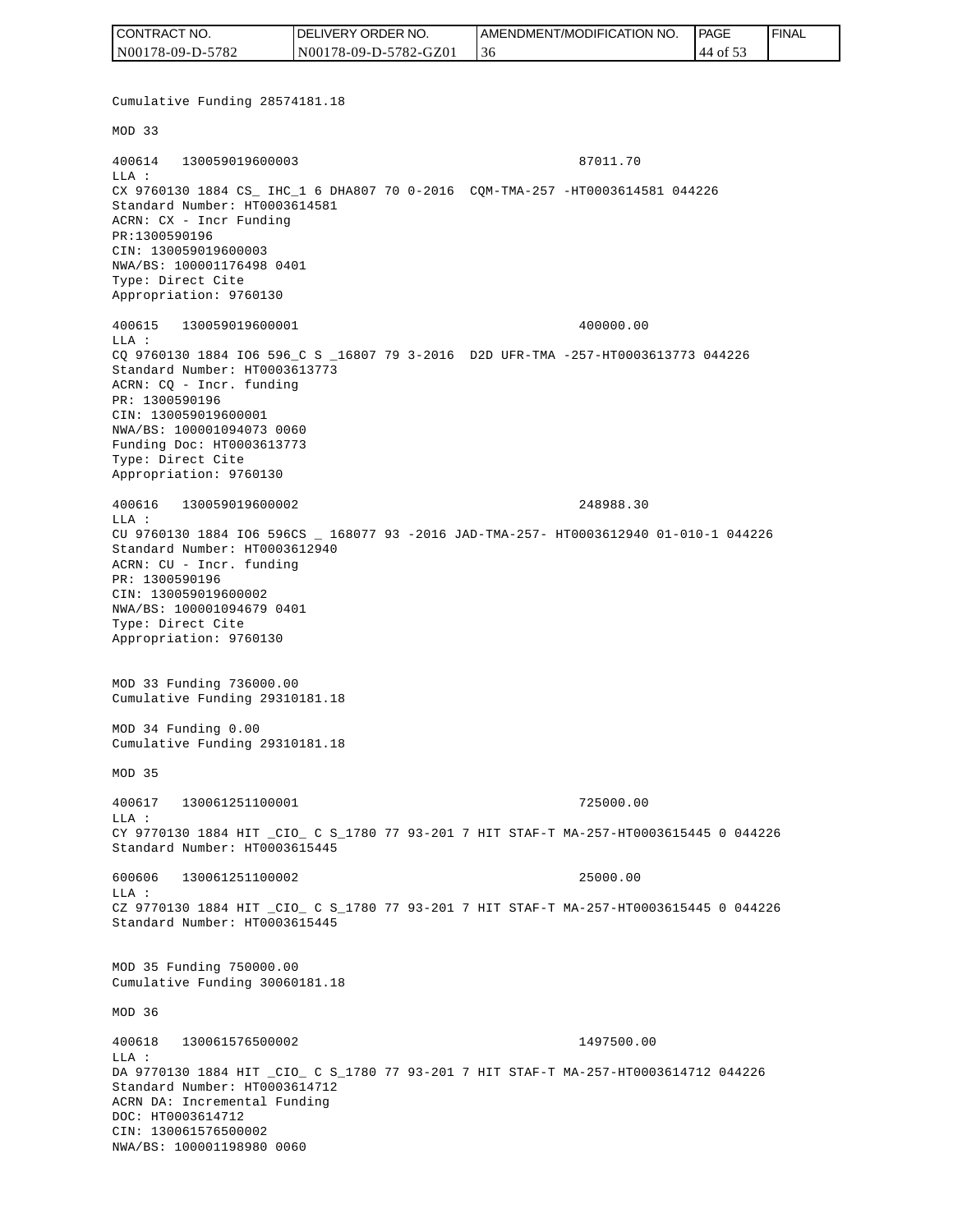Cumulative Funding 28574181.18

MOD 33

```
400614   130059019600003                                    87011.70
LLA :
CX 9760130 1884 CS_ IHC_1 6 DHA807 70 0-2016  CQM-TMA-257 -HT0003614581 044226
Standard Number: HT0003614581
ACRN: CX - Incr Funding
PR:1300590196
CIN: 130059019600003
NWA/BS: 100001176498 0401
Type: Direct Cite
Appropriation: 9760130

400615   130059019600001                                    400000.00
LLA :
CQ 9760130 1884 IO6 596_C S _16807 79 3-2016  D2D UFR-TMA -257-HT0003613773 044226
Standard Number: HT0003613773
ACRN: CQ - Incr. funding
PR: 1300590196
CIN: 130059019600001
NWA/BS: 100001094073 0060
Funding Doc: HT0003613773
Type: Direct Cite
Appropriation: 9760130

400616   130059019600002                                    248988.30
LLA :
CU 9760130 1884 IO6 596CS _ 168077 93 -2016 JAD-TMA-257- HT0003612940 01-010-1 044226
Standard Number: HT0003612940
ACRN: CU - Incr. funding
PR: 1300590196
CIN: 130059019600002
NWA/BS: 100001094679 0401
Type: Direct Cite
Appropriation: 9760130
```

MOD 33 Funding 736000.00
Cumulative Funding 29310181.18

MOD 34 Funding 0.00
Cumulative Funding 29310181.18

MOD 35

```
400617   130061251100001                                    725000.00
LLA :
CY 9770130 1884 HIT _CIO_ C S_1780 77 93-201 7 HIT STAF-T MA-257-HT0003615445 0 044226
Standard Number: HT0003615445

600606   130061251100002                                    25000.00
LLA :
CZ 9770130 1884 HIT _CIO_ C S_1780 77 93-201 7 HIT STAF-T MA-257-HT0003615445 0 044226
Standard Number: HT0003615445
```

MOD 35 Funding 750000.00
Cumulative Funding 30060181.18

MOD 36

```
400618   130061576500002                                    1497500.00
LLA :
DA 9770130 1884 HIT _CIO_ C S_1780 77 93-201 7 HIT STAF-T MA-257-HT0003614712 044226
Standard Number: HT0003614712
ACRN DA: Incremental Funding
DOC: HT0003614712
CIN: 130061576500002
NWA/BS: 100001198980 0060
```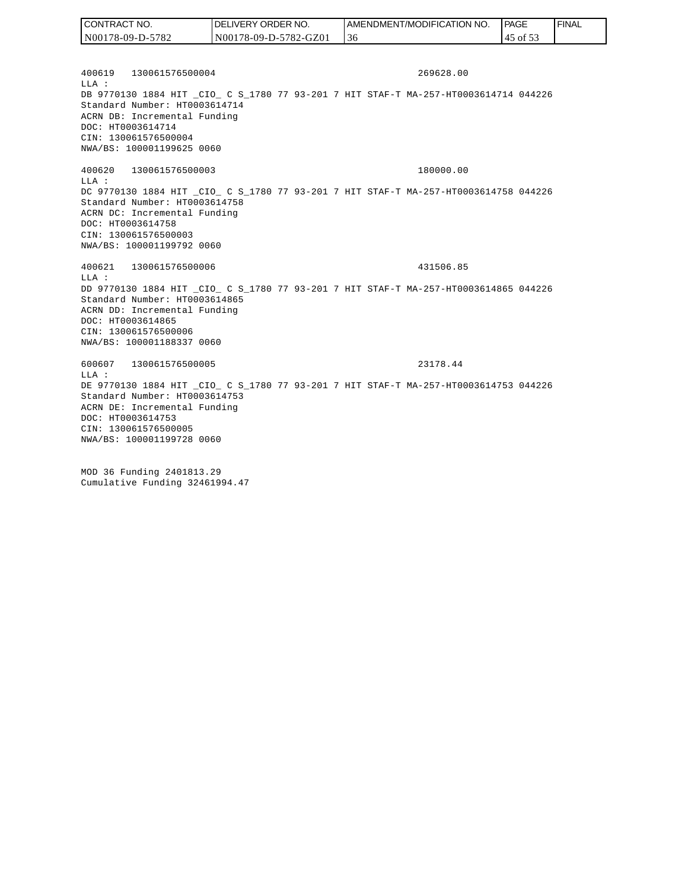400619 130061576500004 269628.00
LLA :
DB 9770130 1884 HIT _CIO_ C S_1780 77 93-201 7 HIT STAF-T MA-257-HT0003614714 044226
Standard Number: HT0003614714
ACRN DB: Incremental Funding
DOC: HT0003614714
CIN: 130061576500004
NWA/BS: 100001199625 0060

400620 130061576500003 180000.00
LLA :
DC 9770130 1884 HIT _CIO_ C S_1780 77 93-201 7 HIT STAF-T MA-257-HT0003614758 044226
Standard Number: HT0003614758
ACRN DC: Incremental Funding
DOC: HT0003614758
CIN: 130061576500003
NWA/BS: 100001199792 0060

400621 130061576500006 431506.85
LLA :
DD 9770130 1884 HIT _CIO_ C S_1780 77 93-201 7 HIT STAF-T MA-257-HT0003614865 044226
Standard Number: HT0003614865
ACRN DD: Incremental Funding
DOC: HT0003614865
CIN: 130061576500006
NWA/BS: 100001188337 0060

600607 130061576500005 23178.44
LLA :
DE 9770130 1884 HIT _CIO_ C S_1780 77 93-201 7 HIT STAF-T MA-257-HT0003614753 044226
Standard Number: HT0003614753
ACRN DE: Incremental Funding
DOC: HT0003614753
CIN: 130061576500005
NWA/BS: 100001199728 0060

MOD 36 Funding 2401813.29
Cumulative Funding 32461994.47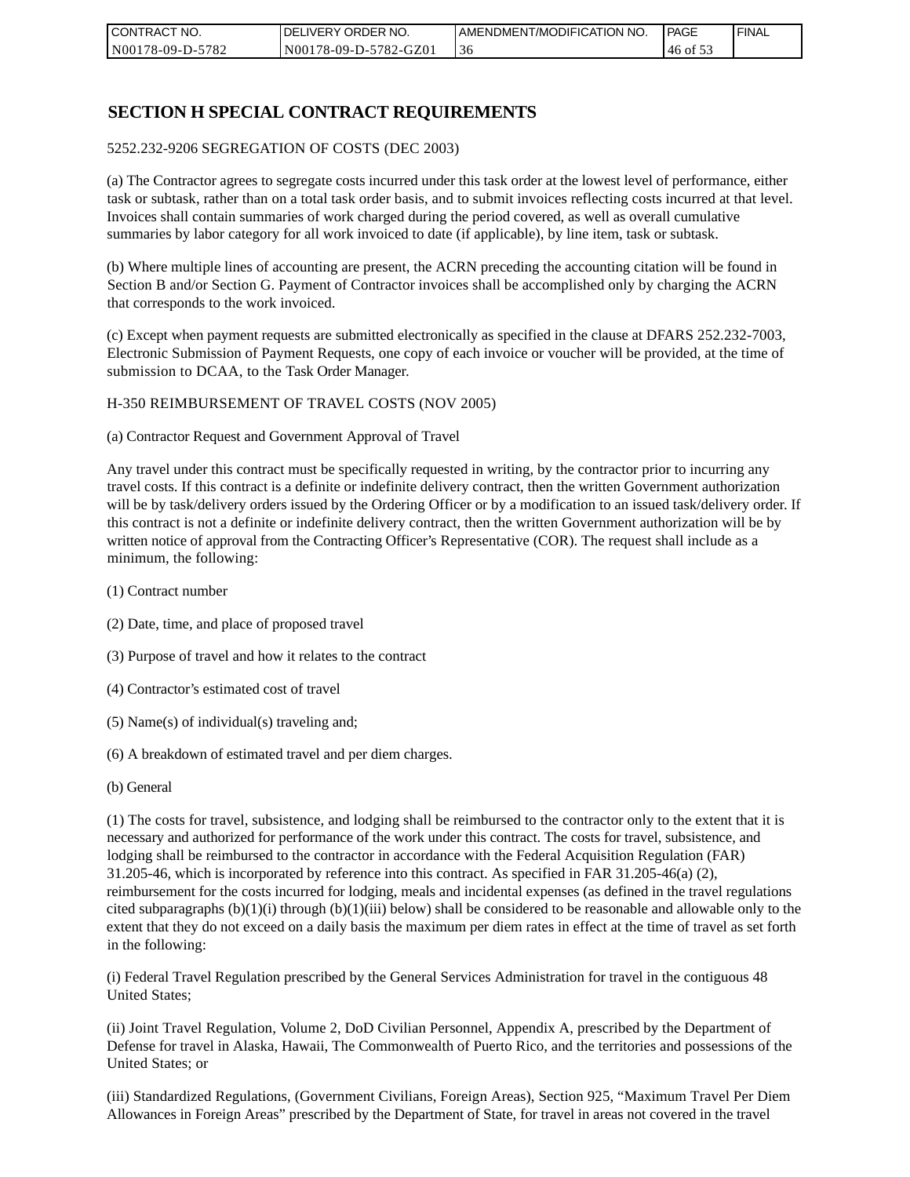## SECTION H SPECIAL CONTRACT REQUIREMENTS

5252.232-9206 SEGREGATION OF COSTS (DEC 2003)

(a) The Contractor agrees to segregate costs incurred under this task order at the lowest level of performance, either task or subtask, rather than on a total task order basis, and to submit invoices reflecting costs incurred at that level. Invoices shall contain summaries of work charged during the period covered, as well as overall cumulative summaries by labor category for all work invoiced to date (if applicable), by line item, task or subtask.

(b) Where multiple lines of accounting are present, the ACRN preceding the accounting citation will be found in Section B and/or Section G. Payment of Contractor invoices shall be accomplished only by charging the ACRN that corresponds to the work invoiced.

(c) Except when payment requests are submitted electronically as specified in the clause at DFARS 252.232-7003, Electronic Submission of Payment Requests, one copy of each invoice or voucher will be provided, at the time of submission to DCAA, to the Task Order Manager.

H-350 REIMBURSEMENT OF TRAVEL COSTS (NOV 2005)

(a) Contractor Request and Government Approval of Travel

Any travel under this contract must be specifically requested in writing, by the contractor prior to incurring any travel costs. If this contract is a definite or indefinite delivery contract, then the written Government authorization will be by task/delivery orders issued by the Ordering Officer or by a modification to an issued task/delivery order. If this contract is not a definite or indefinite delivery contract, then the written Government authorization will be by written notice of approval from the Contracting Officer's Representative (COR). The request shall include as a minimum, the following:

(1) Contract number

(2) Date, time, and place of proposed travel

(3) Purpose of travel and how it relates to the contract

(4) Contractor's estimated cost of travel

(5) Name(s) of individual(s) traveling and;

(6) A breakdown of estimated travel and per diem charges.

(b) General

(1) The costs for travel, subsistence, and lodging shall be reimbursed to the contractor only to the extent that it is necessary and authorized for performance of the work under this contract. The costs for travel, subsistence, and lodging shall be reimbursed to the contractor in accordance with the Federal Acquisition Regulation (FAR) 31.205-46, which is incorporated by reference into this contract. As specified in FAR 31.205-46(a) (2), reimbursement for the costs incurred for lodging, meals and incidental expenses (as defined in the travel regulations cited subparagraphs (b)(1)(i) through (b)(1)(iii) below) shall be considered to be reasonable and allowable only to the extent that they do not exceed on a daily basis the maximum per diem rates in effect at the time of travel as set forth in the following:

(i) Federal Travel Regulation prescribed by the General Services Administration for travel in the contiguous 48 United States;

(ii) Joint Travel Regulation, Volume 2, DoD Civilian Personnel, Appendix A, prescribed by the Department of Defense for travel in Alaska, Hawaii, The Commonwealth of Puerto Rico, and the territories and possessions of the United States; or

(iii) Standardized Regulations, (Government Civilians, Foreign Areas), Section 925, "Maximum Travel Per Diem Allowances in Foreign Areas" prescribed by the Department of State, for travel in areas not covered in the travel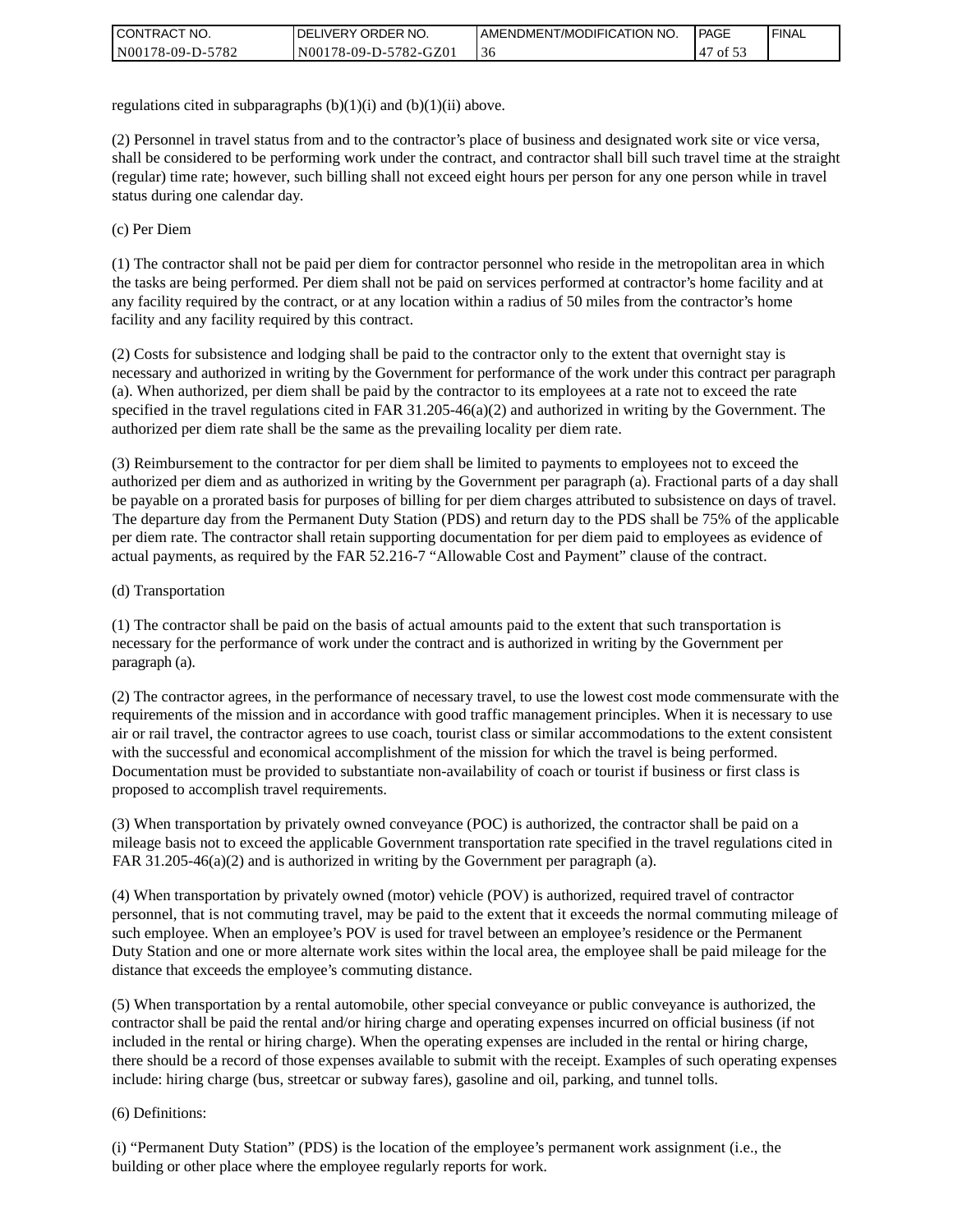regulations cited in subparagraphs (b)(1)(i) and (b)(1)(ii) above.

(2) Personnel in travel status from and to the contractor's place of business and designated work site or vice versa, shall be considered to be performing work under the contract, and contractor shall bill such travel time at the straight (regular) time rate; however, such billing shall not exceed eight hours per person for any one person while in travel status during one calendar day.

(c) Per Diem

(1) The contractor shall not be paid per diem for contractor personnel who reside in the metropolitan area in which the tasks are being performed. Per diem shall not be paid on services performed at contractor's home facility and at any facility required by the contract, or at any location within a radius of 50 miles from the contractor's home facility and any facility required by this contract.

(2) Costs for subsistence and lodging shall be paid to the contractor only to the extent that overnight stay is necessary and authorized in writing by the Government for performance of the work under this contract per paragraph (a). When authorized, per diem shall be paid by the contractor to its employees at a rate not to exceed the rate specified in the travel regulations cited in FAR 31.205-46(a)(2) and authorized in writing by the Government. The authorized per diem rate shall be the same as the prevailing locality per diem rate.

(3) Reimbursement to the contractor for per diem shall be limited to payments to employees not to exceed the authorized per diem and as authorized in writing by the Government per paragraph (a). Fractional parts of a day shall be payable on a prorated basis for purposes of billing for per diem charges attributed to subsistence on days of travel. The departure day from the Permanent Duty Station (PDS) and return day to the PDS shall be 75% of the applicable per diem rate. The contractor shall retain supporting documentation for per diem paid to employees as evidence of actual payments, as required by the FAR 52.216-7 "Allowable Cost and Payment" clause of the contract.

(d) Transportation

(1) The contractor shall be paid on the basis of actual amounts paid to the extent that such transportation is necessary for the performance of work under the contract and is authorized in writing by the Government per paragraph (a).

(2) The contractor agrees, in the performance of necessary travel, to use the lowest cost mode commensurate with the requirements of the mission and in accordance with good traffic management principles. When it is necessary to use air or rail travel, the contractor agrees to use coach, tourist class or similar accommodations to the extent consistent with the successful and economical accomplishment of the mission for which the travel is being performed. Documentation must be provided to substantiate non-availability of coach or tourist if business or first class is proposed to accomplish travel requirements.

(3) When transportation by privately owned conveyance (POC) is authorized, the contractor shall be paid on a mileage basis not to exceed the applicable Government transportation rate specified in the travel regulations cited in FAR 31.205-46(a)(2) and is authorized in writing by the Government per paragraph (a).

(4) When transportation by privately owned (motor) vehicle (POV) is authorized, required travel of contractor personnel, that is not commuting travel, may be paid to the extent that it exceeds the normal commuting mileage of such employee. When an employee's POV is used for travel between an employee's residence or the Permanent Duty Station and one or more alternate work sites within the local area, the employee shall be paid mileage for the distance that exceeds the employee's commuting distance.

(5) When transportation by a rental automobile, other special conveyance or public conveyance is authorized, the contractor shall be paid the rental and/or hiring charge and operating expenses incurred on official business (if not included in the rental or hiring charge). When the operating expenses are included in the rental or hiring charge, there should be a record of those expenses available to submit with the receipt. Examples of such operating expenses include: hiring charge (bus, streetcar or subway fares), gasoline and oil, parking, and tunnel tolls.

(6) Definitions:

(i) "Permanent Duty Station" (PDS) is the location of the employee's permanent work assignment (i.e., the building or other place where the employee regularly reports for work.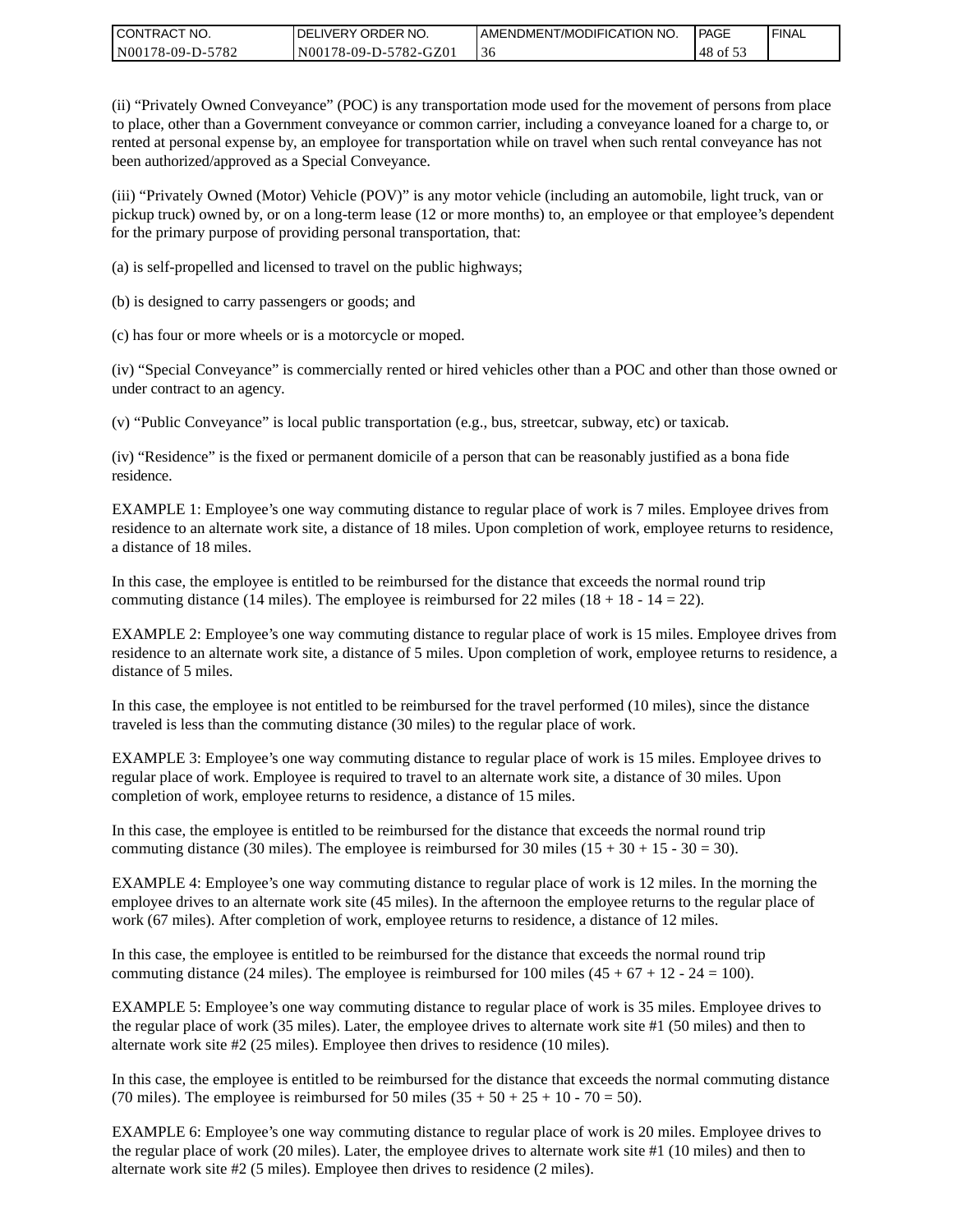(ii) “Privately Owned Conveyance” (POC) is any transportation mode used for the movement of persons from place to place, other than a Government conveyance or common carrier, including a conveyance loaned for a charge to, or rented at personal expense by, an employee for transportation while on travel when such rental conveyance has not been authorized/approved as a Special Conveyance.

(iii) “Privately Owned (Motor) Vehicle (POV)” is any motor vehicle (including an automobile, light truck, van or pickup truck) owned by, or on a long-term lease (12 or more months) to, an employee or that employee’s dependent for the primary purpose of providing personal transportation, that:

(a) is self-propelled and licensed to travel on the public highways;

(b) is designed to carry passengers or goods; and

(c) has four or more wheels or is a motorcycle or moped.

(iv) “Special Conveyance” is commercially rented or hired vehicles other than a POC and other than those owned or under contract to an agency.

(v) “Public Conveyance” is local public transportation (e.g., bus, streetcar, subway, etc) or taxicab.

(iv) “Residence” is the fixed or permanent domicile of a person that can be reasonably justified as a bona fide residence.

EXAMPLE 1: Employee’s one way commuting distance to regular place of work is 7 miles. Employee drives from residence to an alternate work site, a distance of 18 miles. Upon completion of work, employee returns to residence, a distance of 18 miles.

In this case, the employee is entitled to be reimbursed for the distance that exceeds the normal round trip commuting distance (14 miles). The employee is reimbursed for 22 miles (18 + 18 - 14 = 22).

EXAMPLE 2: Employee’s one way commuting distance to regular place of work is 15 miles. Employee drives from residence to an alternate work site, a distance of 5 miles. Upon completion of work, employee returns to residence, a distance of 5 miles.

In this case, the employee is not entitled to be reimbursed for the travel performed (10 miles), since the distance traveled is less than the commuting distance (30 miles) to the regular place of work.

EXAMPLE 3: Employee’s one way commuting distance to regular place of work is 15 miles. Employee drives to regular place of work. Employee is required to travel to an alternate work site, a distance of 30 miles. Upon completion of work, employee returns to residence, a distance of 15 miles.

In this case, the employee is entitled to be reimbursed for the distance that exceeds the normal round trip commuting distance (30 miles). The employee is reimbursed for 30 miles (15 + 30 + 15 - 30 = 30).

EXAMPLE 4: Employee’s one way commuting distance to regular place of work is 12 miles. In the morning the employee drives to an alternate work site (45 miles). In the afternoon the employee returns to the regular place of work (67 miles). After completion of work, employee returns to residence, a distance of 12 miles.

In this case, the employee is entitled to be reimbursed for the distance that exceeds the normal round trip commuting distance (24 miles). The employee is reimbursed for 100 miles (45 + 67 + 12 - 24 = 100).

EXAMPLE 5: Employee’s one way commuting distance to regular place of work is 35 miles. Employee drives to the regular place of work (35 miles). Later, the employee drives to alternate work site #1 (50 miles) and then to alternate work site #2 (25 miles). Employee then drives to residence (10 miles).

In this case, the employee is entitled to be reimbursed for the distance that exceeds the normal commuting distance (70 miles). The employee is reimbursed for 50 miles (35 + 50 + 25 + 10 - 70 = 50).

EXAMPLE 6: Employee’s one way commuting distance to regular place of work is 20 miles. Employee drives to the regular place of work (20 miles). Later, the employee drives to alternate work site #1 (10 miles) and then to alternate work site #2 (5 miles). Employee then drives to residence (2 miles).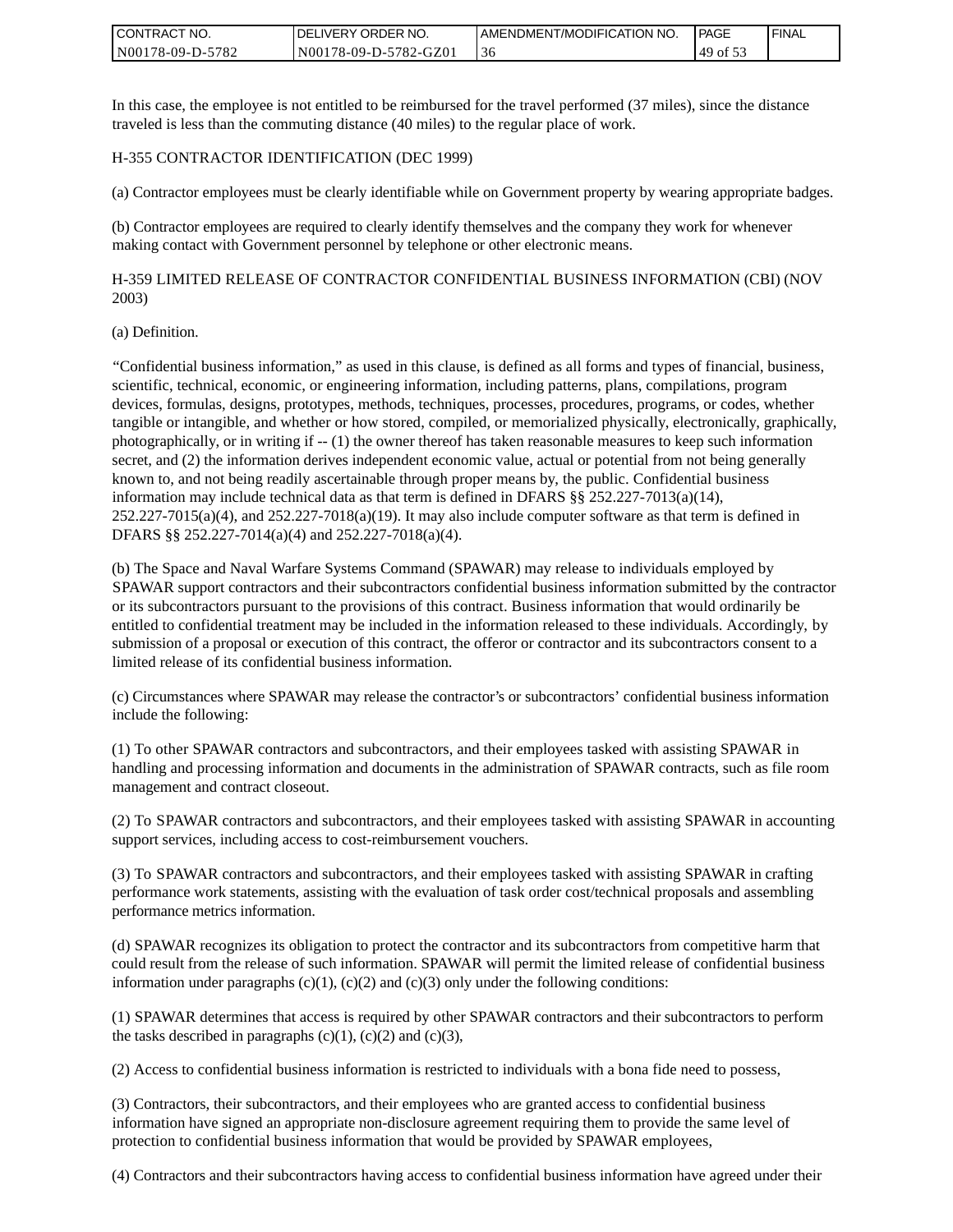In this case, the employee is not entitled to be reimbursed for the travel performed (37 miles), since the distance traveled is less than the commuting distance (40 miles) to the regular place of work.

H-355 CONTRACTOR IDENTIFICATION (DEC 1999)

(a) Contractor employees must be clearly identifiable while on Government property by wearing appropriate badges.

(b) Contractor employees are required to clearly identify themselves and the company they work for whenever making contact with Government personnel by telephone or other electronic means.

H-359 LIMITED RELEASE OF CONTRACTOR CONFIDENTIAL BUSINESS INFORMATION (CBI) (NOV 2003)

(a) Definition.

"Confidential business information," as used in this clause, is defined as all forms and types of financial, business, scientific, technical, economic, or engineering information, including patterns, plans, compilations, program devices, formulas, designs, prototypes, methods, techniques, processes, procedures, programs, or codes, whether tangible or intangible, and whether or how stored, compiled, or memorialized physically, electronically, graphically, photographically, or in writing if -- (1) the owner thereof has taken reasonable measures to keep such information secret, and (2) the information derives independent economic value, actual or potential from not being generally known to, and not being readily ascertainable through proper means by, the public. Confidential business information may include technical data as that term is defined in DFARS §§ 252.227-7013(a)(14), 252.227-7015(a)(4), and 252.227-7018(a)(19). It may also include computer software as that term is defined in DFARS §§ 252.227-7014(a)(4) and 252.227-7018(a)(4).

(b) The Space and Naval Warfare Systems Command (SPAWAR) may release to individuals employed by SPAWAR support contractors and their subcontractors confidential business information submitted by the contractor or its subcontractors pursuant to the provisions of this contract. Business information that would ordinarily be entitled to confidential treatment may be included in the information released to these individuals. Accordingly, by submission of a proposal or execution of this contract, the offeror or contractor and its subcontractors consent to a limited release of its confidential business information.

(c) Circumstances where SPAWAR may release the contractor's or subcontractors' confidential business information include the following:

(1) To other SPAWAR contractors and subcontractors, and their employees tasked with assisting SPAWAR in handling and processing information and documents in the administration of SPAWAR contracts, such as file room management and contract closeout.

(2) To SPAWAR contractors and subcontractors, and their employees tasked with assisting SPAWAR in accounting support services, including access to cost-reimbursement vouchers.

(3) To SPAWAR contractors and subcontractors, and their employees tasked with assisting SPAWAR in crafting performance work statements, assisting with the evaluation of task order cost/technical proposals and assembling performance metrics information.

(d) SPAWAR recognizes its obligation to protect the contractor and its subcontractors from competitive harm that could result from the release of such information. SPAWAR will permit the limited release of confidential business information under paragraphs (c)(1), (c)(2) and (c)(3) only under the following conditions:

(1) SPAWAR determines that access is required by other SPAWAR contractors and their subcontractors to perform the tasks described in paragraphs (c)(1), (c)(2) and (c)(3),

(2) Access to confidential business information is restricted to individuals with a bona fide need to possess,

(3) Contractors, their subcontractors, and their employees who are granted access to confidential business information have signed an appropriate non-disclosure agreement requiring them to provide the same level of protection to confidential business information that would be provided by SPAWAR employees,

(4) Contractors and their subcontractors having access to confidential business information have agreed under their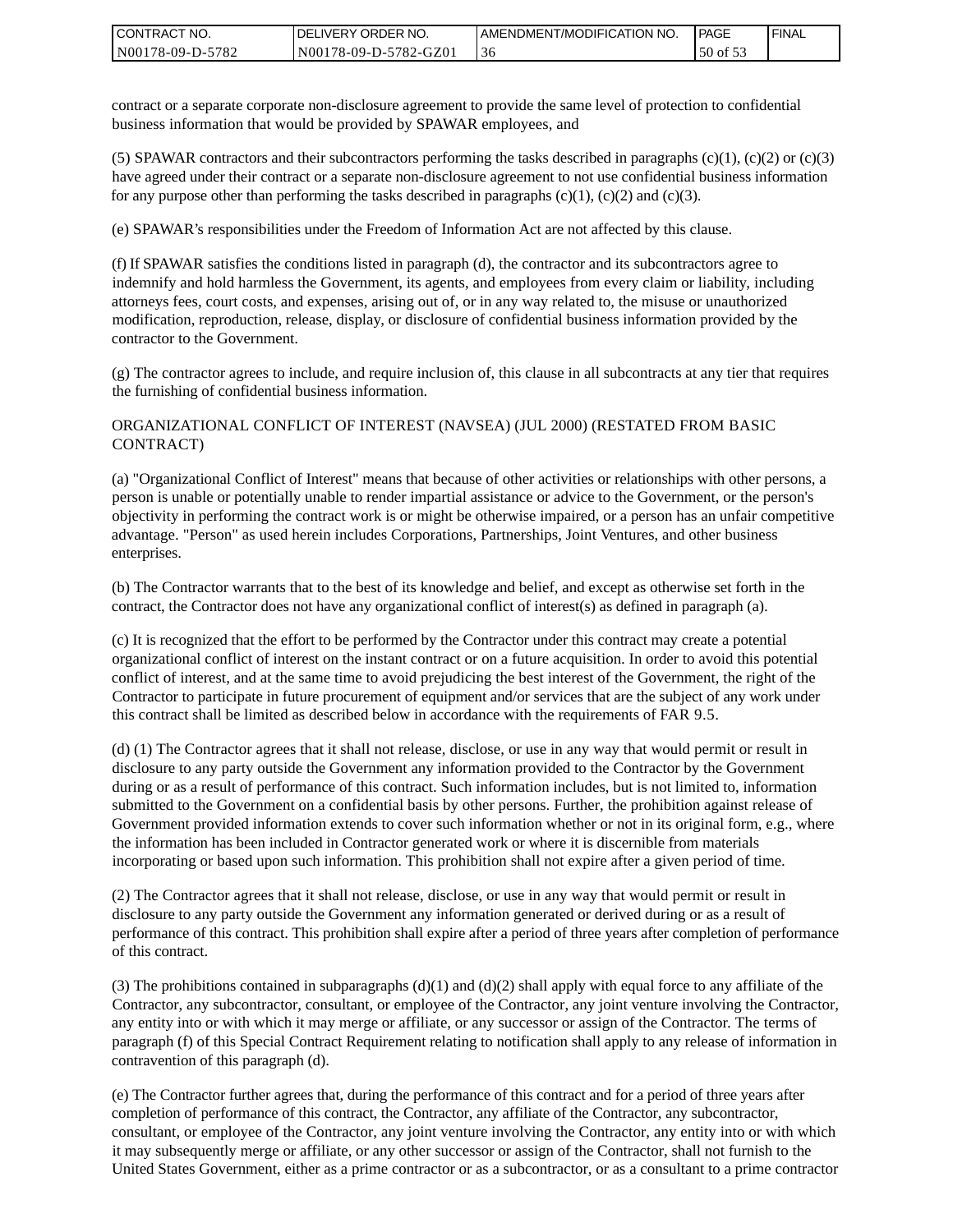contract or a separate corporate non-disclosure agreement to provide the same level of protection to confidential business information that would be provided by SPAWAR employees, and

(5) SPAWAR contractors and their subcontractors performing the tasks described in paragraphs (c)(1), (c)(2) or (c)(3) have agreed under their contract or a separate non-disclosure agreement to not use confidential business information for any purpose other than performing the tasks described in paragraphs (c)(1), (c)(2) and (c)(3).

(e) SPAWAR's responsibilities under the Freedom of Information Act are not affected by this clause.

(f) If SPAWAR satisfies the conditions listed in paragraph (d), the contractor and its subcontractors agree to indemnify and hold harmless the Government, its agents, and employees from every claim or liability, including attorneys fees, court costs, and expenses, arising out of, or in any way related to, the misuse or unauthorized modification, reproduction, release, display, or disclosure of confidential business information provided by the contractor to the Government.

(g) The contractor agrees to include, and require inclusion of, this clause in all subcontracts at any tier that requires the furnishing of confidential business information.

ORGANIZATIONAL CONFLICT OF INTEREST (NAVSEA) (JUL 2000) (RESTATED FROM BASIC CONTRACT)

(a) "Organizational Conflict of Interest" means that because of other activities or relationships with other persons, a person is unable or potentially unable to render impartial assistance or advice to the Government, or the person's objectivity in performing the contract work is or might be otherwise impaired, or a person has an unfair competitive advantage. "Person" as used herein includes Corporations, Partnerships, Joint Ventures, and other business enterprises.

(b) The Contractor warrants that to the best of its knowledge and belief, and except as otherwise set forth in the contract, the Contractor does not have any organizational conflict of interest(s) as defined in paragraph (a).

(c) It is recognized that the effort to be performed by the Contractor under this contract may create a potential organizational conflict of interest on the instant contract or on a future acquisition. In order to avoid this potential conflict of interest, and at the same time to avoid prejudicing the best interest of the Government, the right of the Contractor to participate in future procurement of equipment and/or services that are the subject of any work under this contract shall be limited as described below in accordance with the requirements of FAR 9.5.

(d) (1) The Contractor agrees that it shall not release, disclose, or use in any way that would permit or result in disclosure to any party outside the Government any information provided to the Contractor by the Government during or as a result of performance of this contract. Such information includes, but is not limited to, information submitted to the Government on a confidential basis by other persons. Further, the prohibition against release of Government provided information extends to cover such information whether or not in its original form, e.g., where the information has been included in Contractor generated work or where it is discernible from materials incorporating or based upon such information. This prohibition shall not expire after a given period of time.

(2) The Contractor agrees that it shall not release, disclose, or use in any way that would permit or result in disclosure to any party outside the Government any information generated or derived during or as a result of performance of this contract. This prohibition shall expire after a period of three years after completion of performance of this contract.

(3) The prohibitions contained in subparagraphs (d)(1) and (d)(2) shall apply with equal force to any affiliate of the Contractor, any subcontractor, consultant, or employee of the Contractor, any joint venture involving the Contractor, any entity into or with which it may merge or affiliate, or any successor or assign of the Contractor. The terms of paragraph (f) of this Special Contract Requirement relating to notification shall apply to any release of information in contravention of this paragraph (d).

(e) The Contractor further agrees that, during the performance of this contract and for a period of three years after completion of performance of this contract, the Contractor, any affiliate of the Contractor, any subcontractor, consultant, or employee of the Contractor, any joint venture involving the Contractor, any entity into or with which it may subsequently merge or affiliate, or any other successor or assign of the Contractor, shall not furnish to the United States Government, either as a prime contractor or as a subcontractor, or as a consultant to a prime contractor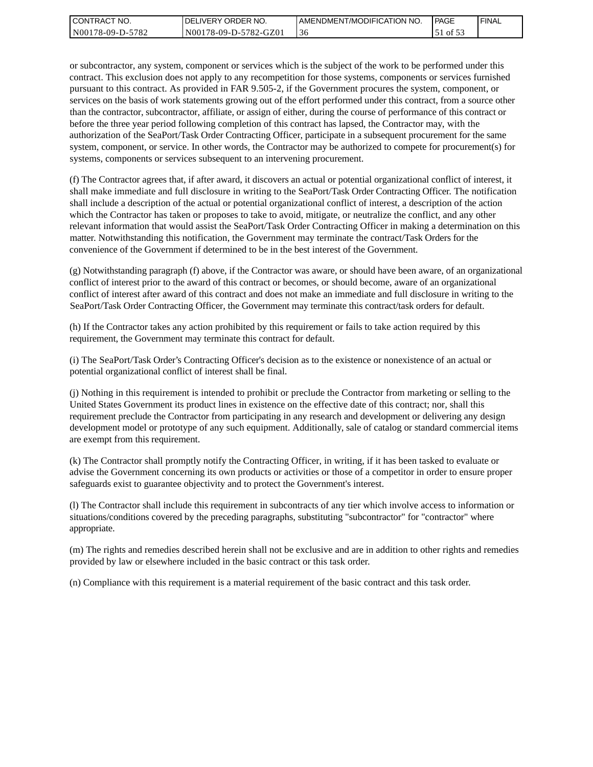or subcontractor, any system, component or services which is the subject of the work to be performed under this contract. This exclusion does not apply to any recompetition for those systems, components or services furnished pursuant to this contract. As provided in FAR 9.505-2, if the Government procures the system, component, or services on the basis of work statements growing out of the effort performed under this contract, from a source other than the contractor, subcontractor, affiliate, or assign of either, during the course of performance of this contract or before the three year period following completion of this contract has lapsed, the Contractor may, with the authorization of the SeaPort/Task Order Contracting Officer, participate in a subsequent procurement for the same system, component, or service. In other words, the Contractor may be authorized to compete for procurement(s) for systems, components or services subsequent to an intervening procurement.

(f) The Contractor agrees that, if after award, it discovers an actual or potential organizational conflict of interest, it shall make immediate and full disclosure in writing to the SeaPort/Task Order Contracting Officer. The notification shall include a description of the actual or potential organizational conflict of interest, a description of the action which the Contractor has taken or proposes to take to avoid, mitigate, or neutralize the conflict, and any other relevant information that would assist the SeaPort/Task Order Contracting Officer in making a determination on this matter. Notwithstanding this notification, the Government may terminate the contract/Task Orders for the convenience of the Government if determined to be in the best interest of the Government.

(g) Notwithstanding paragraph (f) above, if the Contractor was aware, or should have been aware, of an organizational conflict of interest prior to the award of this contract or becomes, or should become, aware of an organizational conflict of interest after award of this contract and does not make an immediate and full disclosure in writing to the SeaPort/Task Order Contracting Officer, the Government may terminate this contract/task orders for default.

(h) If the Contractor takes any action prohibited by this requirement or fails to take action required by this requirement, the Government may terminate this contract for default.

(i) The SeaPort/Task Order's Contracting Officer's decision as to the existence or nonexistence of an actual or potential organizational conflict of interest shall be final.

(j) Nothing in this requirement is intended to prohibit or preclude the Contractor from marketing or selling to the United States Government its product lines in existence on the effective date of this contract; nor, shall this requirement preclude the Contractor from participating in any research and development or delivering any design development model or prototype of any such equipment. Additionally, sale of catalog or standard commercial items are exempt from this requirement.

(k) The Contractor shall promptly notify the Contracting Officer, in writing, if it has been tasked to evaluate or advise the Government concerning its own products or activities or those of a competitor in order to ensure proper safeguards exist to guarantee objectivity and to protect the Government's interest.

(l) The Contractor shall include this requirement in subcontracts of any tier which involve access to information or situations/conditions covered by the preceding paragraphs, substituting "subcontractor" for "contractor" where appropriate.

(m) The rights and remedies described herein shall not be exclusive and are in addition to other rights and remedies provided by law or elsewhere included in the basic contract or this task order.

(n) Compliance with this requirement is a material requirement of the basic contract and this task order.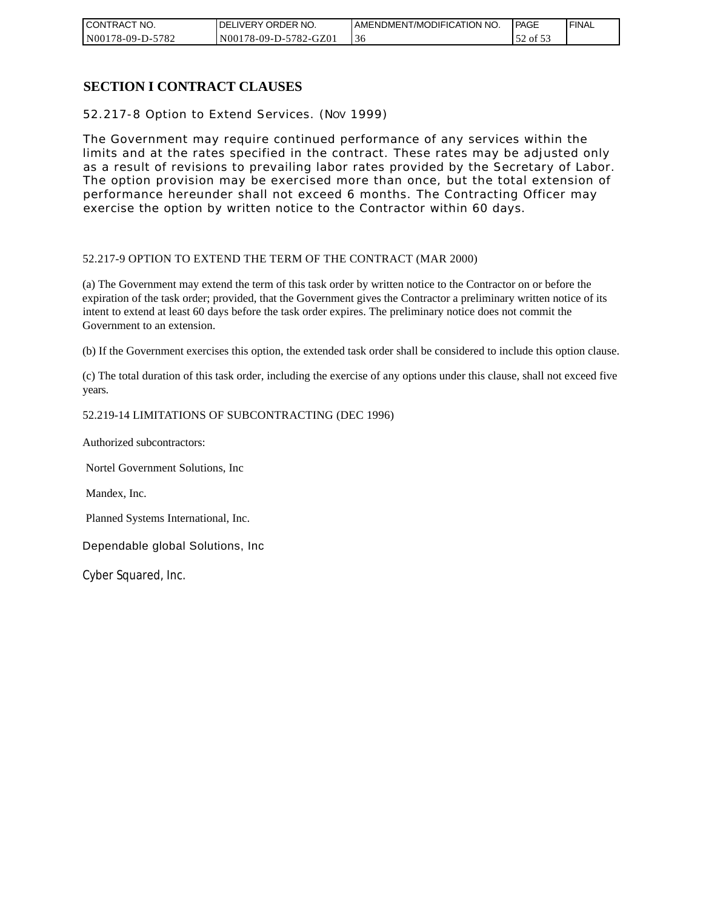## SECTION I CONTRACT CLAUSES

52.217-8 Option to Extend Services. (NOV 1999)

The Government may require continued performance of any services within the limits and at the rates specified in the contract. These rates may be adjusted only as a result of revisions to prevailing labor rates provided by the Secretary of Labor. The option provision may be exercised more than once, but the total extension of performance hereunder shall not exceed 6 months. The Contracting Officer may exercise the option by written notice to the Contractor within 60 days.

52.217-9 OPTION TO EXTEND THE TERM OF THE CONTRACT (MAR 2000)

(a) The Government may extend the term of this task order by written notice to the Contractor on or before the expiration of the task order; provided, that the Government gives the Contractor a preliminary written notice of its intent to extend at least 60 days before the task order expires. The preliminary notice does not commit the Government to an extension.

(b) If the Government exercises this option, the extended task order shall be considered to include this option clause.

(c) The total duration of this task order, including the exercise of any options under this clause, shall not exceed five years.

52.219-14 LIMITATIONS OF SUBCONTRACTING (DEC 1996)

Authorized subcontractors:

Nortel Government Solutions, Inc

Mandex, Inc.

Planned Systems International, Inc.

Dependable global Solutions, Inc

Cyber Squared, Inc.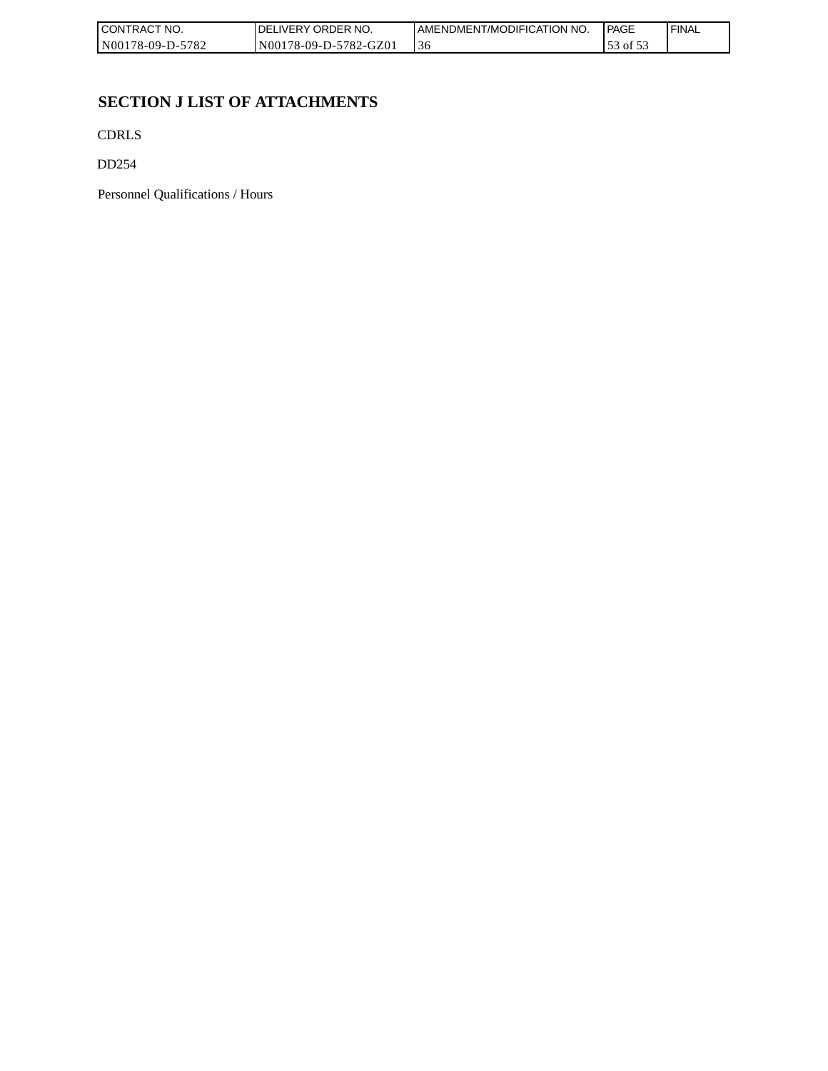# SECTION J LIST OF ATTACHMENTS

CDRLS

DD254

Personnel Qualifications / Hours